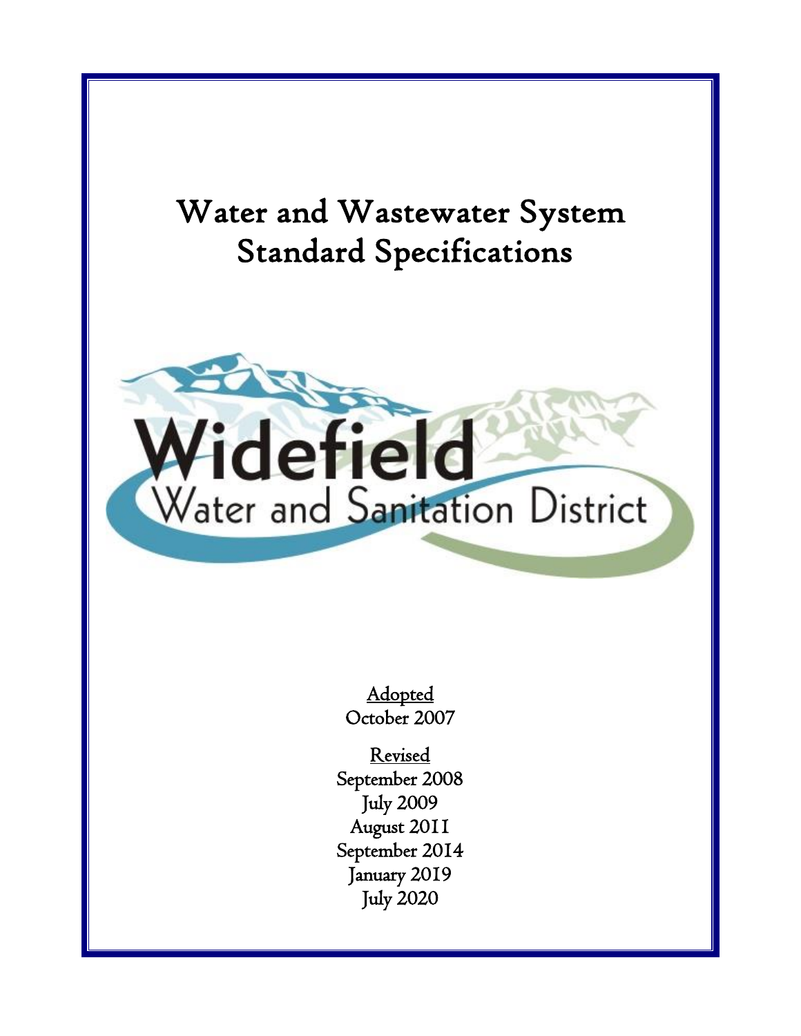# Water and Wastewater System Standard Specifications

Widefield

Water and Sanitation District

Adopted

October 2007

Revised

September 2008

July 2009

August 2011

September 2014

January 2019

July 2020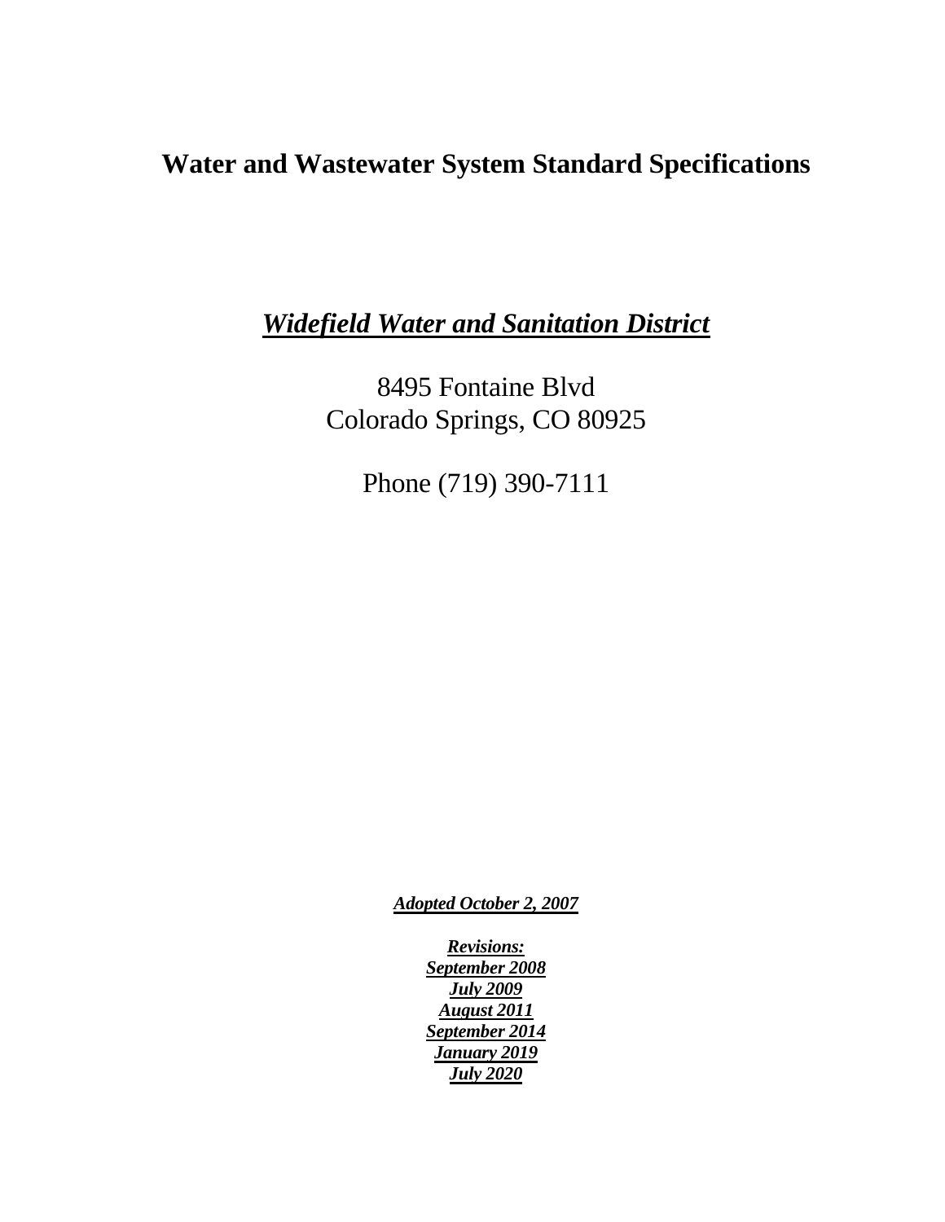# Water and Wastewater System Standard Specifications

## ***Widefield Water and Sanitation District***

8495 Fontaine Blvd
Colorado Springs, CO 80925

Phone (719) 390-7111

***Adopted October 2, 2007***

***Revisions:***
***September 2008***
***July 2009***
***August 2011***
***September 2014***
***January 2019***
***July 2020***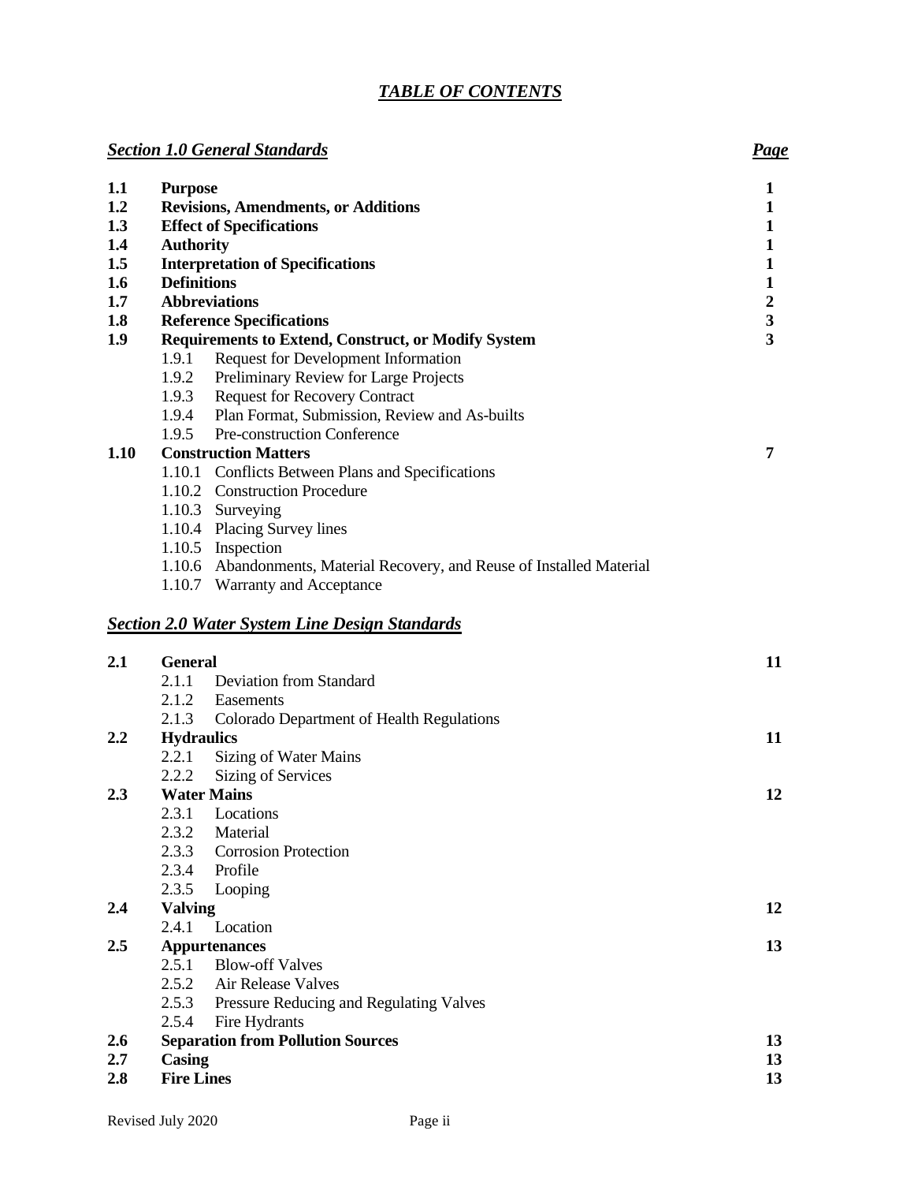# *TABLE OF CONTENTS*

| ***Section 1.0 General Standards*** | | ***Page*** |
|---|---|---|
| **1.1** | **Purpose** | **1** |
| **1.2** | **Revisions, Amendments, or Additions** | **1** |
| **1.3** | **Effect of Specifications** | **1** |
| **1.4** | **Authority** | **1** |
| **1.5** | **Interpretation of Specifications** | **1** |
| **1.6** | **Definitions** | **1** |
| **1.7** | **Abbreviations** | **2** |
| **1.8** | **Reference Specifications** | **3** |
| **1.9** | **Requirements to Extend, Construct, or Modify System** | **3** |
| | 1.9.1 Request for Development Information | |
| | 1.9.2 Preliminary Review for Large Projects | |
| | 1.9.3 Request for Recovery Contract | |
| | 1.9.4 Plan Format, Submission, Review and As-builts | |
| | 1.9.5 Pre-construction Conference | |
| **1.10** | **Construction Matters** | **7** |
| | 1.10.1 Conflicts Between Plans and Specifications | |
| | 1.10.2 Construction Procedure | |
| | 1.10.3 Surveying | |
| | 1.10.4 Placing Survey lines | |
| | 1.10.5 Inspection | |
| | 1.10.6 Abandonments, Material Recovery, and Reuse of Installed Material | |
| | 1.10.7 Warranty and Acceptance | |

| ***Section 2.0 Water System Line Design Standards*** | | |
|---|---|---|
| **2.1** | **General** | **11** |
| | 2.1.1 Deviation from Standard | |
| | 2.1.2 Easements | |
| | 2.1.3 Colorado Department of Health Regulations | |
| **2.2** | **Hydraulics** | **11** |
| | 2.2.1 Sizing of Water Mains | |
| | 2.2.2 Sizing of Services | |
| **2.3** | **Water Mains** | **12** |
| | 2.3.1 Locations | |
| | 2.3.2 Material | |
| | 2.3.3 Corrosion Protection | |
| | 2.3.4 Profile | |
| | 2.3.5 Looping | |
| **2.4** | **Valving** | **12** |
| | 2.4.1 Location | |
| **2.5** | **Appurtenances** | **13** |
| | 2.5.1 Blow-off Valves | |
| | 2.5.2 Air Release Valves | |
| | 2.5.3 Pressure Reducing and Regulating Valves | |
| | 2.5.4 Fire Hydrants | |
| **2.6** | **Separation from Pollution Sources** | **13** |
| **2.7** | **Casing** | **13** |
| **2.8** | **Fire Lines** | **13** |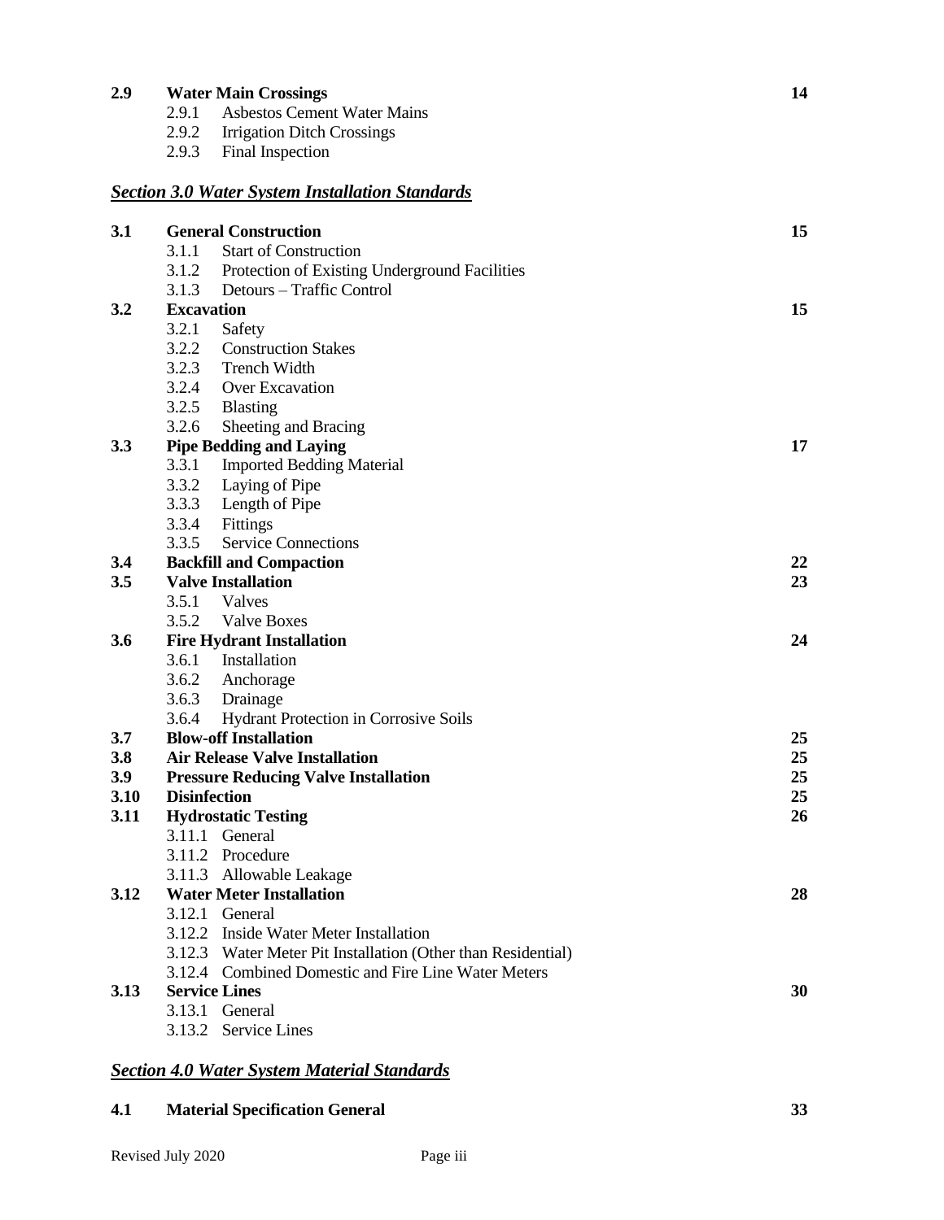**2.9 Water Main Crossings** **14**

- 2.9.1 Asbestos Cement Water Mains
- 2.9.2 Irrigation Ditch Crossings
- 2.9.3 Final Inspection

## ***Section 3.0 Water System Installation Standards***

**3.1 General Construction** **15**

- 3.1.1 Start of Construction
- 3.1.2 Protection of Existing Underground Facilities
- 3.1.3 Detours – Traffic Control

**3.2 Excavation** **15**

- 3.2.1 Safety
- 3.2.2 Construction Stakes
- 3.2.3 Trench Width
- 3.2.4 Over Excavation
- 3.2.5 Blasting
- 3.2.6 Sheeting and Bracing

**3.3 Pipe Bedding and Laying** **17**

- 3.3.1 Imported Bedding Material
- 3.3.2 Laying of Pipe
- 3.3.3 Length of Pipe
- 3.3.4 Fittings
- 3.3.5 Service Connections

**3.4 Backfill and Compaction** **22**

**3.5 Valve Installation** **23**

- 3.5.1 Valves
- 3.5.2 Valve Boxes

**3.6 Fire Hydrant Installation** **24**

- 3.6.1 Installation
- 3.6.2 Anchorage
- 3.6.3 Drainage
- 3.6.4 Hydrant Protection in Corrosive Soils

**3.7 Blow-off Installation** **25**

**3.8 Air Release Valve Installation** **25**

**3.9 Pressure Reducing Valve Installation** **25**

**3.10 Disinfection** **25**

**3.11 Hydrostatic Testing** **26**

- 3.11.1 General
- 3.11.2 Procedure
- 3.11.3 Allowable Leakage

**3.12 Water Meter Installation** **28**

- 3.12.1 General
- 3.12.2 Inside Water Meter Installation
- 3.12.3 Water Meter Pit Installation (Other than Residential)
- 3.12.4 Combined Domestic and Fire Line Water Meters

**3.13 Service Lines** **30**

- 3.13.1 General
- 3.13.2 Service Lines

## ***Section 4.0 Water System Material Standards***

**4.1 Material Specification General** **33**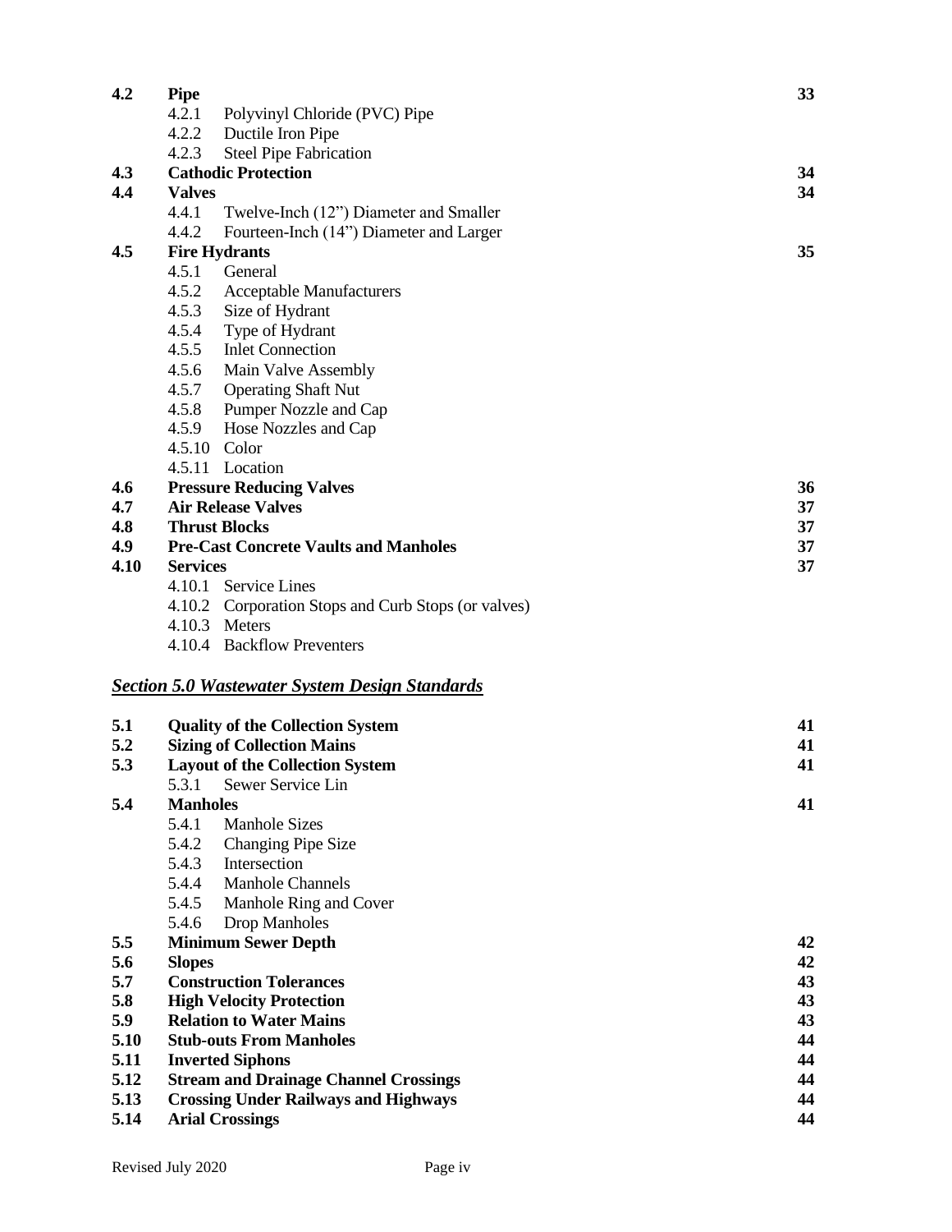| | | |
|---|---|---|
| **4.2** | **Pipe** | **33** |
| | 4.2.1 Polyvinyl Chloride (PVC) Pipe | |
| | 4.2.2 Ductile Iron Pipe | |
| | 4.2.3 Steel Pipe Fabrication | |
| **4.3** | **Cathodic Protection** | **34** |
| **4.4** | **Valves** | **34** |
| | 4.4.1 Twelve-Inch (12”) Diameter and Smaller | |
| | 4.4.2 Fourteen-Inch (14”) Diameter and Larger | |
| **4.5** | **Fire Hydrants** | **35** |
| | 4.5.1 General | |
| | 4.5.2 Acceptable Manufacturers | |
| | 4.5.3 Size of Hydrant | |
| | 4.5.4 Type of Hydrant | |
| | 4.5.5 Inlet Connection | |
| | 4.5.6 Main Valve Assembly | |
| | 4.5.7 Operating Shaft Nut | |
| | 4.5.8 Pumper Nozzle and Cap | |
| | 4.5.9 Hose Nozzles and Cap | |
| | 4.5.10 Color | |
| | 4.5.11 Location | |
| **4.6** | **Pressure Reducing Valves** | **36** |
| **4.7** | **Air Release Valves** | **37** |
| **4.8** | **Thrust Blocks** | **37** |
| **4.9** | **Pre-Cast Concrete Vaults and Manholes** | **37** |
| **4.10** | **Services** | **37** |
| | 4.10.1 Service Lines | |
| | 4.10.2 Corporation Stops and Curb Stops (or valves) | |
| | 4.10.3 Meters | |
| | 4.10.4 Backflow Preventers | |

## ***Section 5.0 Wastewater System Design Standards***

| | | |
|---|---|---|
| **5.1** | **Quality of the Collection System** | **41** |
| **5.2** | **Sizing of Collection Mains** | **41** |
| **5.3** | **Layout of the Collection System** | **41** |
| | 5.3.1 Sewer Service Lin | |
| **5.4** | **Manholes** | **41** |
| | 5.4.1 Manhole Sizes | |
| | 5.4.2 Changing Pipe Size | |
| | 5.4.3 Intersection | |
| | 5.4.4 Manhole Channels | |
| | 5.4.5 Manhole Ring and Cover | |
| | 5.4.6 Drop Manholes | |
| **5.5** | **Minimum Sewer Depth** | **42** |
| **5.6** | **Slopes** | **42** |
| **5.7** | **Construction Tolerances** | **43** |
| **5.8** | **High Velocity Protection** | **43** |
| **5.9** | **Relation to Water Mains** | **43** |
| **5.10** | **Stub-outs From Manholes** | **44** |
| **5.11** | **Inverted Siphons** | **44** |
| **5.12** | **Stream and Drainage Channel Crossings** | **44** |
| **5.13** | **Crossing Under Railways and Highways** | **44** |
| **5.14** | **Arial Crossings** | **44** |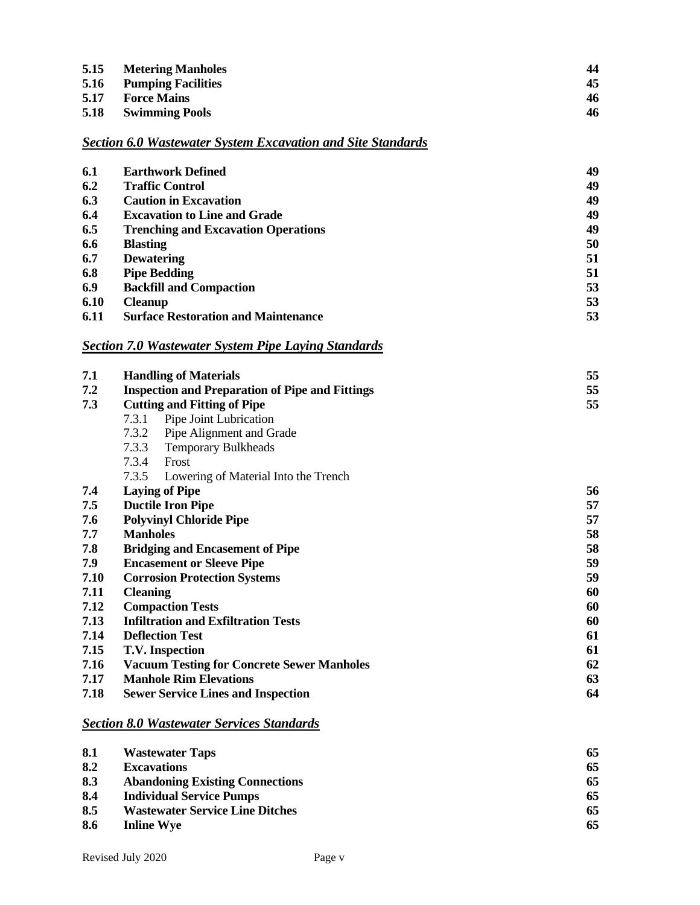| | | |
|---|---|---|
| **5.15** | **Metering Manholes** | **44** |
| **5.16** | **Pumping Facilities** | **45** |
| **5.17** | **Force Mains** | **46** |
| **5.18** | **Swimming Pools** | **46** |

## ***Section 6.0 Wastewater System Excavation and Site Standards***

| | | |
|---|---|---|
| **6.1** | **Earthwork Defined** | **49** |
| **6.2** | **Traffic Control** | **49** |
| **6.3** | **Caution in Excavation** | **49** |
| **6.4** | **Excavation to Line and Grade** | **49** |
| **6.5** | **Trenching and Excavation Operations** | **49** |
| **6.6** | **Blasting** | **50** |
| **6.7** | **Dewatering** | **51** |
| **6.8** | **Pipe Bedding** | **51** |
| **6.9** | **Backfill and Compaction** | **53** |
| **6.10** | **Cleanup** | **53** |
| **6.11** | **Surface Restoration and Maintenance** | **53** |

## ***Section 7.0 Wastewater System Pipe Laying Standards***

| | | |
|---|---|---|
| **7.1** | **Handling of Materials** | **55** |
| **7.2** | **Inspection and Preparation of Pipe and Fittings** | **55** |
| **7.3** | **Cutting and Fitting of Pipe** | **55** |
| | 7.3.1 Pipe Joint Lubrication | |
| | 7.3.2 Pipe Alignment and Grade | |
| | 7.3.3 Temporary Bulkheads | |
| | 7.3.4 Frost | |
| | 7.3.5 Lowering of Material Into the Trench | |
| **7.4** | **Laying of Pipe** | **56** |
| **7.5** | **Ductile Iron Pipe** | **57** |
| **7.6** | **Polyvinyl Chloride Pipe** | **57** |
| **7.7** | **Manholes** | **58** |
| **7.8** | **Bridging and Encasement of Pipe** | **58** |
| **7.9** | **Encasement or Sleeve Pipe** | **59** |
| **7.10** | **Corrosion Protection Systems** | **59** |
| **7.11** | **Cleaning** | **60** |
| **7.12** | **Compaction Tests** | **60** |
| **7.13** | **Infiltration and Exfiltration Tests** | **60** |
| **7.14** | **Deflection Test** | **61** |
| **7.15** | **T.V. Inspection** | **61** |
| **7.16** | **Vacuum Testing for Concrete Sewer Manholes** | **62** |
| **7.17** | **Manhole Rim Elevations** | **63** |
| **7.18** | **Sewer Service Lines and Inspection** | **64** |

## ***Section 8.0 Wastewater Services Standards***

| | | |
|---|---|---|
| **8.1** | **Wastewater Taps** | **65** |
| **8.2** | **Excavations** | **65** |
| **8.3** | **Abandoning Existing Connections** | **65** |
| **8.4** | **Individual Service Pumps** | **65** |
| **8.5** | **Wastewater Service Line Ditches** | **65** |
| **8.6** | **Inline Wye** | **65** |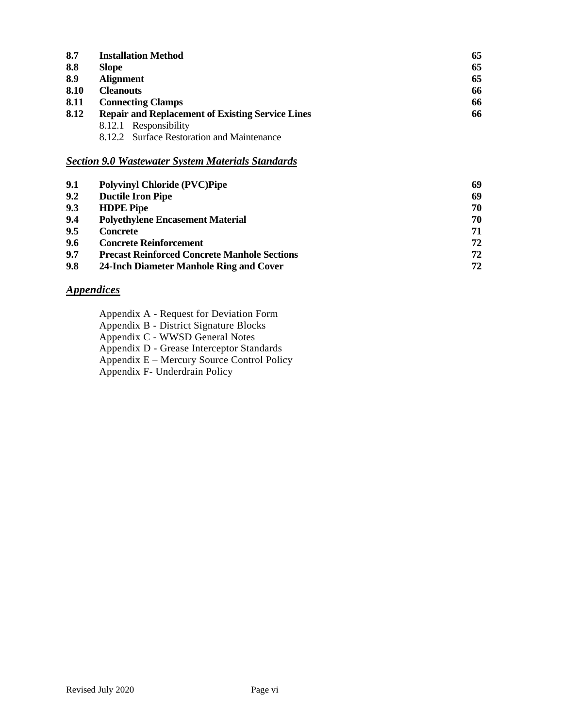| | | |
|---|---|---|
| **8.7** | **Installation Method** | **65** |
| **8.8** | **Slope** | **65** |
| **8.9** | **Alignment** | **65** |
| **8.10** | **Cleanouts** | **66** |
| **8.11** | **Connecting Clamps** | **66** |
| **8.12** | **Repair and Replacement of Existing Service Lines** | **66** |
| | 8.12.1 Responsibility | |
| | 8.12.2 Surface Restoration and Maintenance | |

## ***Section 9.0 Wastewater System Materials Standards***

| | | |
|---|---|---|
| **9.1** | **Polyvinyl Chloride (PVC)Pipe** | **69** |
| **9.2** | **Ductile Iron Pipe** | **69** |
| **9.3** | **HDPE Pipe** | **70** |
| **9.4** | **Polyethylene Encasement Material** | **70** |
| **9.5** | **Concrete** | **71** |
| **9.6** | **Concrete Reinforcement** | **72** |
| **9.7** | **Precast Reinforced Concrete Manhole Sections** | **72** |
| **9.8** | **24-Inch Diameter Manhole Ring and Cover** | **72** |

## ***Appendices***

Appendix A - Request for Deviation Form
Appendix B - District Signature Blocks
Appendix C - WWSD General Notes
Appendix D - Grease Interceptor Standards
Appendix E – Mercury Source Control Policy
Appendix F- Underdrain Policy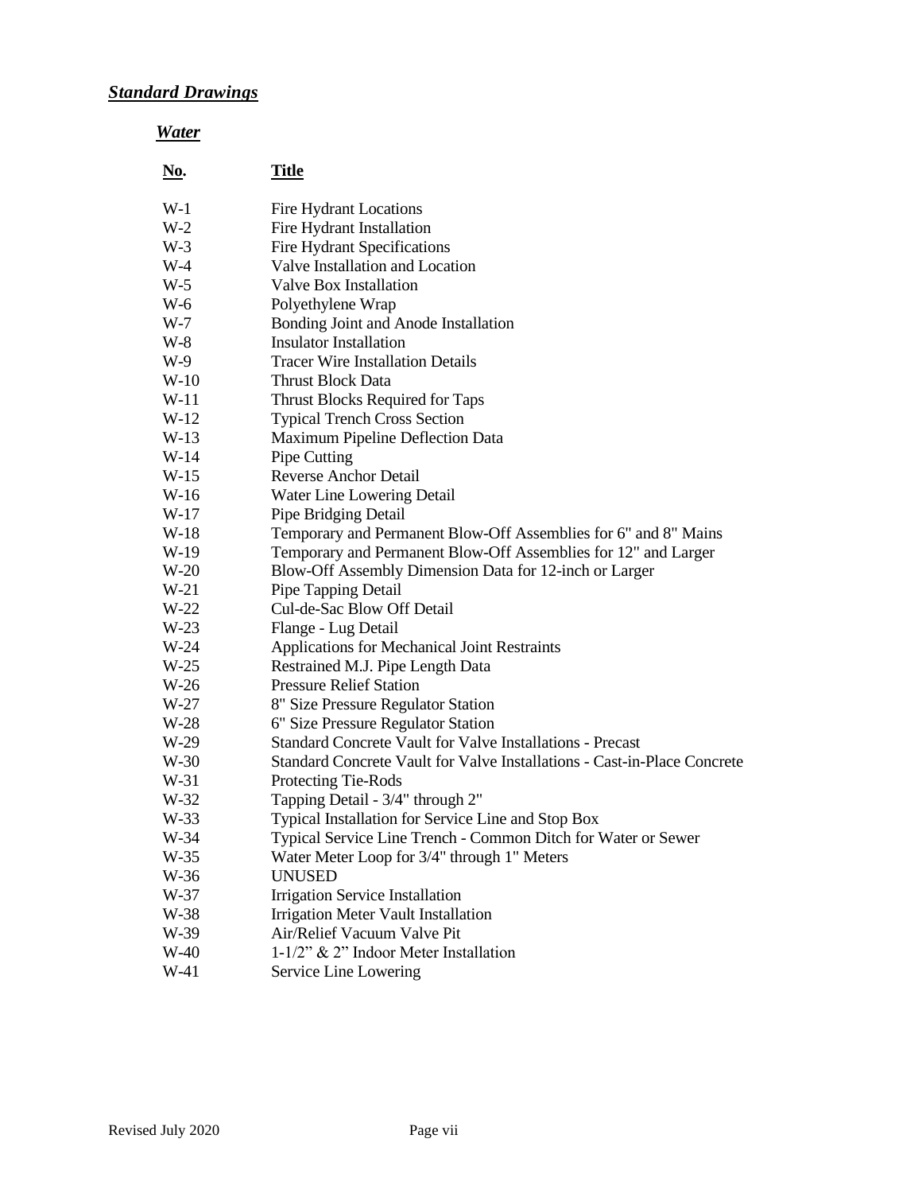## *Standard Drawings*

### *Water*

| No. | Title |
|---|---|
| W-1 | Fire Hydrant Locations |
| W-2 | Fire Hydrant Installation |
| W-3 | Fire Hydrant Specifications |
| W-4 | Valve Installation and Location |
| W-5 | Valve Box Installation |
| W-6 | Polyethylene Wrap |
| W-7 | Bonding Joint and Anode Installation |
| W-8 | Insulator Installation |
| W-9 | Tracer Wire Installation Details |
| W-10 | Thrust Block Data |
| W-11 | Thrust Blocks Required for Taps |
| W-12 | Typical Trench Cross Section |
| W-13 | Maximum Pipeline Deflection Data |
| W-14 | Pipe Cutting |
| W-15 | Reverse Anchor Detail |
| W-16 | Water Line Lowering Detail |
| W-17 | Pipe Bridging Detail |
| W-18 | Temporary and Permanent Blow-Off Assemblies for 6" and 8" Mains |
| W-19 | Temporary and Permanent Blow-Off Assemblies for 12" and Larger |
| W-20 | Blow-Off Assembly Dimension Data for 12-inch or Larger |
| W-21 | Pipe Tapping Detail |
| W-22 | Cul-de-Sac Blow Off Detail |
| W-23 | Flange - Lug Detail |
| W-24 | Applications for Mechanical Joint Restraints |
| W-25 | Restrained M.J. Pipe Length Data |
| W-26 | Pressure Relief Station |
| W-27 | 8" Size Pressure Regulator Station |
| W-28 | 6" Size Pressure Regulator Station |
| W-29 | Standard Concrete Vault for Valve Installations - Precast |
| W-30 | Standard Concrete Vault for Valve Installations - Cast-in-Place Concrete |
| W-31 | Protecting Tie-Rods |
| W-32 | Tapping Detail - 3/4" through 2" |
| W-33 | Typical Installation for Service Line and Stop Box |
| W-34 | Typical Service Line Trench - Common Ditch for Water or Sewer |
| W-35 | Water Meter Loop for 3/4" through 1" Meters |
| W-36 | UNUSED |
| W-37 | Irrigation Service Installation |
| W-38 | Irrigation Meter Vault Installation |
| W-39 | Air/Relief Vacuum Valve Pit |
| W-40 | 1-1/2" & 2" Indoor Meter Installation |
| W-41 | Service Line Lowering |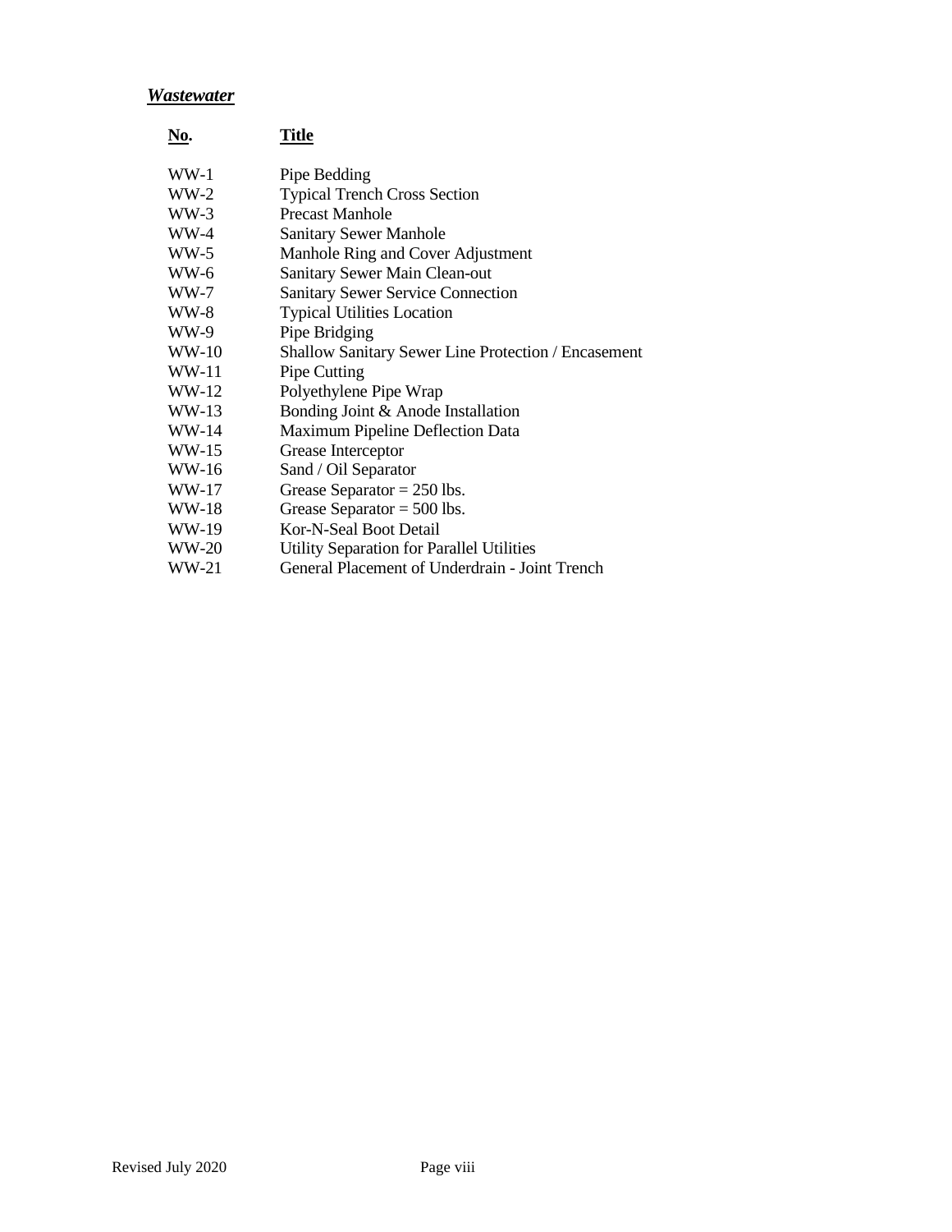***Wastewater***

| No. | Title |
|---|---|
| WW-1 | Pipe Bedding |
| WW-2 | Typical Trench Cross Section |
| WW-3 | Precast Manhole |
| WW-4 | Sanitary Sewer Manhole |
| WW-5 | Manhole Ring and Cover Adjustment |
| WW-6 | Sanitary Sewer Main Clean-out |
| WW-7 | Sanitary Sewer Service Connection |
| WW-8 | Typical Utilities Location |
| WW-9 | Pipe Bridging |
| WW-10 | Shallow Sanitary Sewer Line Protection / Encasement |
| WW-11 | Pipe Cutting |
| WW-12 | Polyethylene Pipe Wrap |
| WW-13 | Bonding Joint & Anode Installation |
| WW-14 | Maximum Pipeline Deflection Data |
| WW-15 | Grease Interceptor |
| WW-16 | Sand / Oil Separator |
| WW-17 | Grease Separator = 250 lbs. |
| WW-18 | Grease Separator = 500 lbs. |
| WW-19 | Kor-N-Seal Boot Detail |
| WW-20 | Utility Separation for Parallel Utilities |
| WW-21 | General Placement of Underdrain - Joint Trench |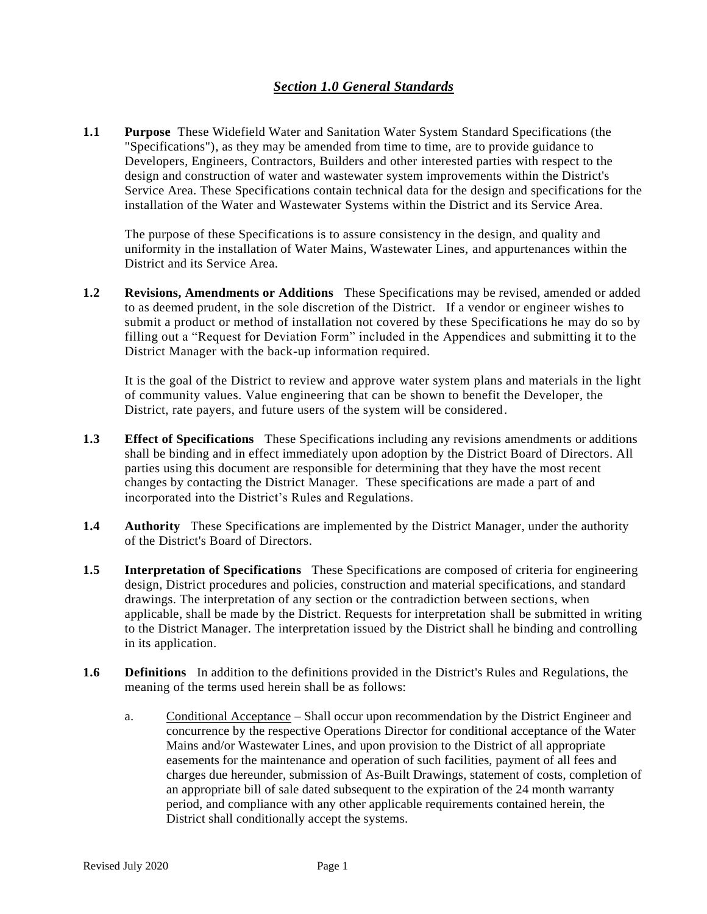## *Section 1.0 General Standards*

**1.1 Purpose** These Widefield Water and Sanitation Water System Standard Specifications (the "Specifications"), as they may be amended from time to time, are to provide guidance to Developers, Engineers, Contractors, Builders and other interested parties with respect to the design and construction of water and wastewater system improvements within the District's Service Area. These Specifications contain technical data for the design and specifications for the installation of the Water and Wastewater Systems within the District and its Service Area.

The purpose of these Specifications is to assure consistency in the design, and quality and uniformity in the installation of Water Mains, Wastewater Lines, and appurtenances within the District and its Service Area.

**1.2 Revisions, Amendments or Additions** These Specifications may be revised, amended or added to as deemed prudent, in the sole discretion of the District. If a vendor or engineer wishes to submit a product or method of installation not covered by these Specifications he may do so by filling out a "Request for Deviation Form" included in the Appendices and submitting it to the District Manager with the back-up information required.

It is the goal of the District to review and approve water system plans and materials in the light of community values. Value engineering that can be shown to benefit the Developer, the District, rate payers, and future users of the system will be considered.

**1.3 Effect of Specifications** These Specifications including any revisions amendments or additions shall be binding and in effect immediately upon adoption by the District Board of Directors. All parties using this document are responsible for determining that they have the most recent changes by contacting the District Manager. These specifications are made a part of and incorporated into the District's Rules and Regulations.

**1.4 Authority** These Specifications are implemented by the District Manager, under the authority of the District's Board of Directors.

**1.5 Interpretation of Specifications** These Specifications are composed of criteria for engineering design, District procedures and policies, construction and material specifications, and standard drawings. The interpretation of any section or the contradiction between sections, when applicable, shall be made by the District. Requests for interpretation shall be submitted in writing to the District Manager. The interpretation issued by the District shall he binding and controlling in its application.

**1.6 Definitions** In addition to the definitions provided in the District's Rules and Regulations, the meaning of the terms used herein shall be as follows:

a. Conditional Acceptance – Shall occur upon recommendation by the District Engineer and concurrence by the respective Operations Director for conditional acceptance of the Water Mains and/or Wastewater Lines, and upon provision to the District of all appropriate easements for the maintenance and operation of such facilities, payment of all fees and charges due hereunder, submission of As-Built Drawings, statement of costs, completion of an appropriate bill of sale dated subsequent to the expiration of the 24 month warranty period, and compliance with any other applicable requirements contained herein, the District shall conditionally accept the systems.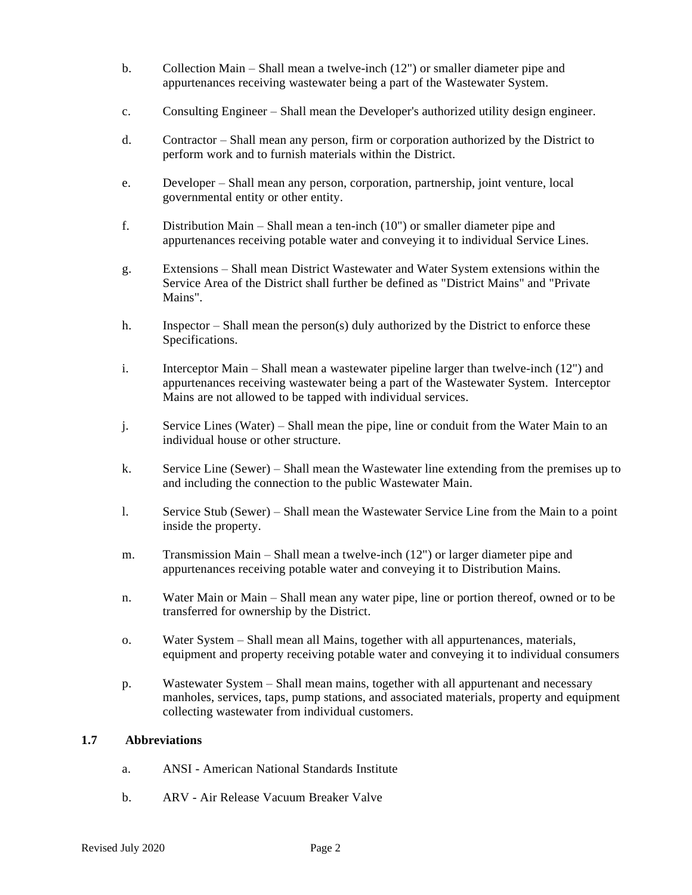b. Collection Main – Shall mean a twelve-inch (12") or smaller diameter pipe and appurtenances receiving wastewater being a part of the Wastewater System.

c. Consulting Engineer – Shall mean the Developer's authorized utility design engineer.

d. Contractor – Shall mean any person, firm or corporation authorized by the District to perform work and to furnish materials within the District.

e. Developer – Shall mean any person, corporation, partnership, joint venture, local governmental entity or other entity.

f. Distribution Main – Shall mean a ten-inch (10") or smaller diameter pipe and appurtenances receiving potable water and conveying it to individual Service Lines.

g. Extensions – Shall mean District Wastewater and Water System extensions within the Service Area of the District shall further be defined as "District Mains" and "Private Mains".

h. Inspector – Shall mean the person(s) duly authorized by the District to enforce these Specifications.

i. Interceptor Main – Shall mean a wastewater pipeline larger than twelve-inch (12") and appurtenances receiving wastewater being a part of the Wastewater System. Interceptor Mains are not allowed to be tapped with individual services.

j. Service Lines (Water) – Shall mean the pipe, line or conduit from the Water Main to an individual house or other structure.

k. Service Line (Sewer) – Shall mean the Wastewater line extending from the premises up to and including the connection to the public Wastewater Main.

l. Service Stub (Sewer) – Shall mean the Wastewater Service Line from the Main to a point inside the property.

m. Transmission Main – Shall mean a twelve-inch (12") or larger diameter pipe and appurtenances receiving potable water and conveying it to Distribution Mains.

n. Water Main or Main – Shall mean any water pipe, line or portion thereof, owned or to be transferred for ownership by the District.

o. Water System – Shall mean all Mains, together with all appurtenances, materials, equipment and property receiving potable water and conveying it to individual consumers

p. Wastewater System – Shall mean mains, together with all appurtenant and necessary manholes, services, taps, pump stations, and associated materials, property and equipment collecting wastewater from individual customers.

## 1.7 Abbreviations

a. ANSI - American National Standards Institute

b. ARV - Air Release Vacuum Breaker Valve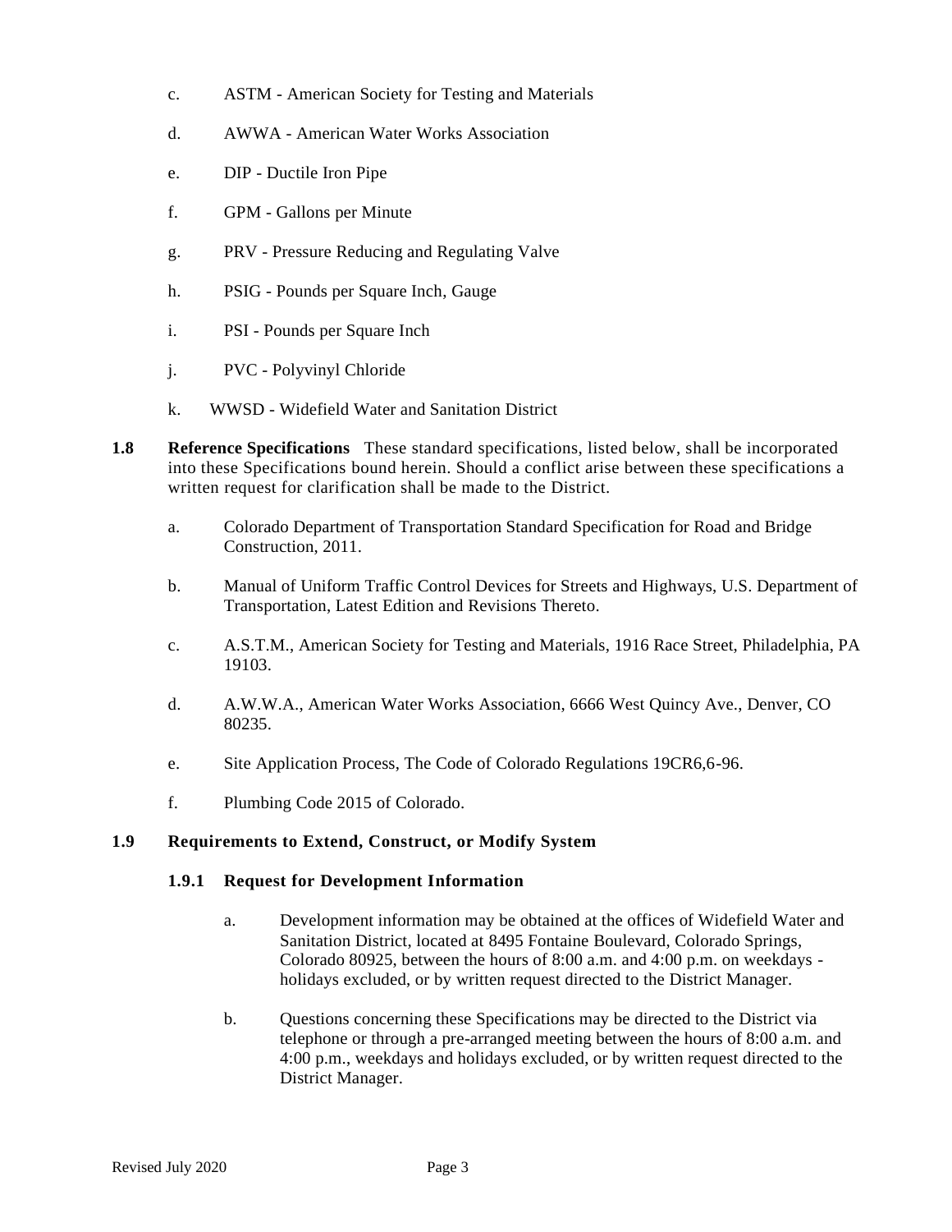c. ASTM - American Society for Testing and Materials

d. AWWA - American Water Works Association

e. DIP - Ductile Iron Pipe

f. GPM - Gallons per Minute

g. PRV - Pressure Reducing and Regulating Valve

h. PSIG - Pounds per Square Inch, Gauge

i. PSI - Pounds per Square Inch

j. PVC - Polyvinyl Chloride

k. WWSD - Widefield Water and Sanitation District

**1.8 Reference Specifications** These standard specifications, listed below, shall be incorporated into these Specifications bound herein. Should a conflict arise between these specifications a written request for clarification shall be made to the District.

a. Colorado Department of Transportation Standard Specification for Road and Bridge Construction, 2011.

b. Manual of Uniform Traffic Control Devices for Streets and Highways, U.S. Department of Transportation, Latest Edition and Revisions Thereto.

c. A.S.T.M., American Society for Testing and Materials, 1916 Race Street, Philadelphia, PA 19103.

d. A.W.W.A., American Water Works Association, 6666 West Quincy Ave., Denver, CO 80235.

e. Site Application Process, The Code of Colorado Regulations 19CR6,6-96.

f. Plumbing Code 2015 of Colorado.

### 1.9 Requirements to Extend, Construct, or Modify System

#### 1.9.1 Request for Development Information

a. Development information may be obtained at the offices of Widefield Water and Sanitation District, located at 8495 Fontaine Boulevard, Colorado Springs, Colorado 80925, between the hours of 8:00 a.m. and 4:00 p.m. on weekdays - holidays excluded, or by written request directed to the District Manager.

b. Questions concerning these Specifications may be directed to the District via telephone or through a pre-arranged meeting between the hours of 8:00 a.m. and 4:00 p.m., weekdays and holidays excluded, or by written request directed to the District Manager.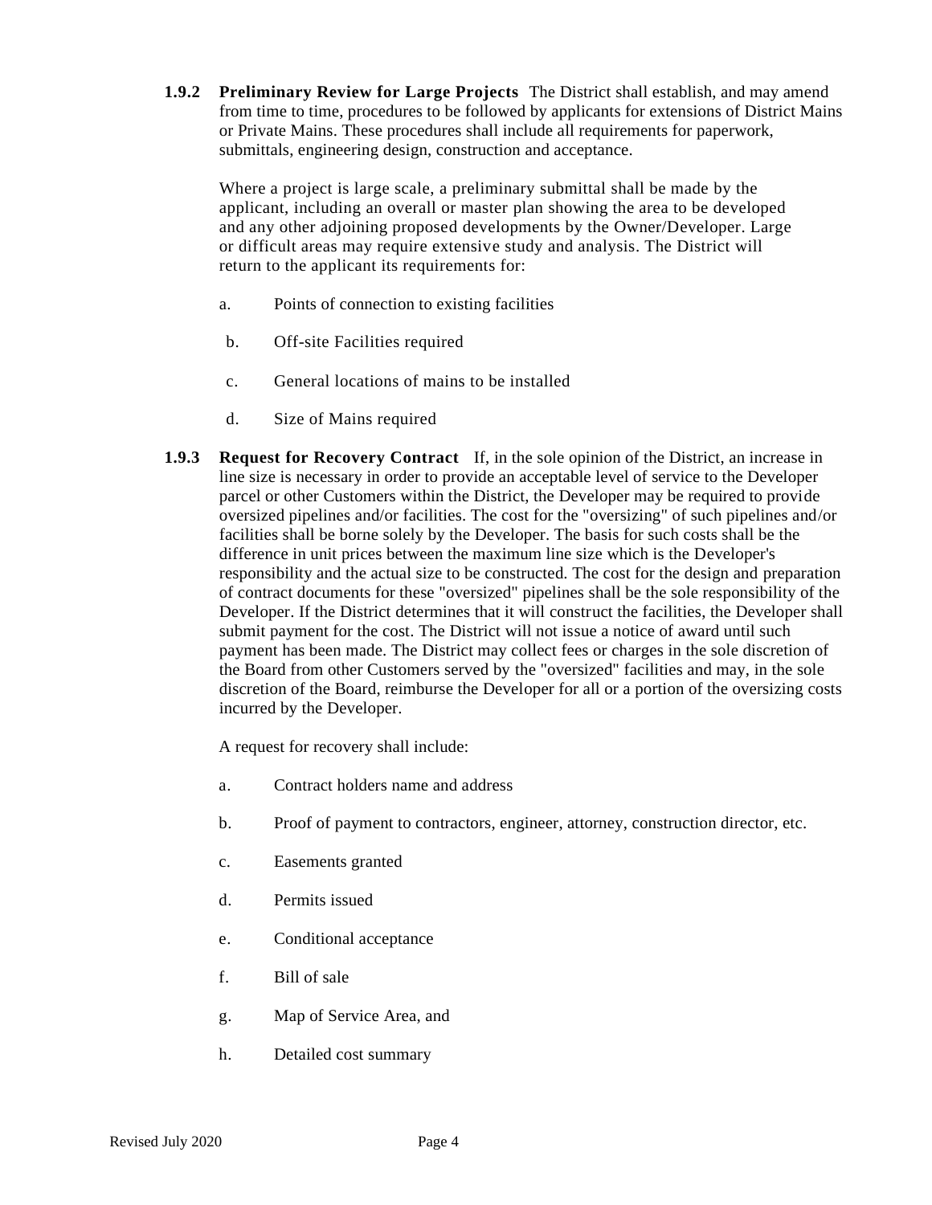**1.9.2 Preliminary Review for Large Projects** The District shall establish, and may amend from time to time, procedures to be followed by applicants for extensions of District Mains or Private Mains. These procedures shall include all requirements for paperwork, submittals, engineering design, construction and acceptance.

Where a project is large scale, a preliminary submittal shall be made by the applicant, including an overall or master plan showing the area to be developed and any other adjoining proposed developments by the Owner/Developer. Large or difficult areas may require extensive study and analysis. The District will return to the applicant its requirements for:

a. Points of connection to existing facilities

b. Off-site Facilities required

c. General locations of mains to be installed

d. Size of Mains required

**1.9.3 Request for Recovery Contract** If, in the sole opinion of the District, an increase in line size is necessary in order to provide an acceptable level of service to the Developer parcel or other Customers within the District, the Developer may be required to provide oversized pipelines and/or facilities. The cost for the "oversizing" of such pipelines and/or facilities shall be borne solely by the Developer. The basis for such costs shall be the difference in unit prices between the maximum line size which is the Developer's responsibility and the actual size to be constructed. The cost for the design and preparation of contract documents for these "oversized" pipelines shall be the sole responsibility of the Developer. If the District determines that it will construct the facilities, the Developer shall submit payment for the cost. The District will not issue a notice of award until such payment has been made. The District may collect fees or charges in the sole discretion of the Board from other Customers served by the "oversized" facilities and may, in the sole discretion of the Board, reimburse the Developer for all or a portion of the oversizing costs incurred by the Developer.

A request for recovery shall include:

a. Contract holders name and address

b. Proof of payment to contractors, engineer, attorney, construction director, etc.

c. Easements granted

d. Permits issued

e. Conditional acceptance

f. Bill of sale

g. Map of Service Area, and

h. Detailed cost summary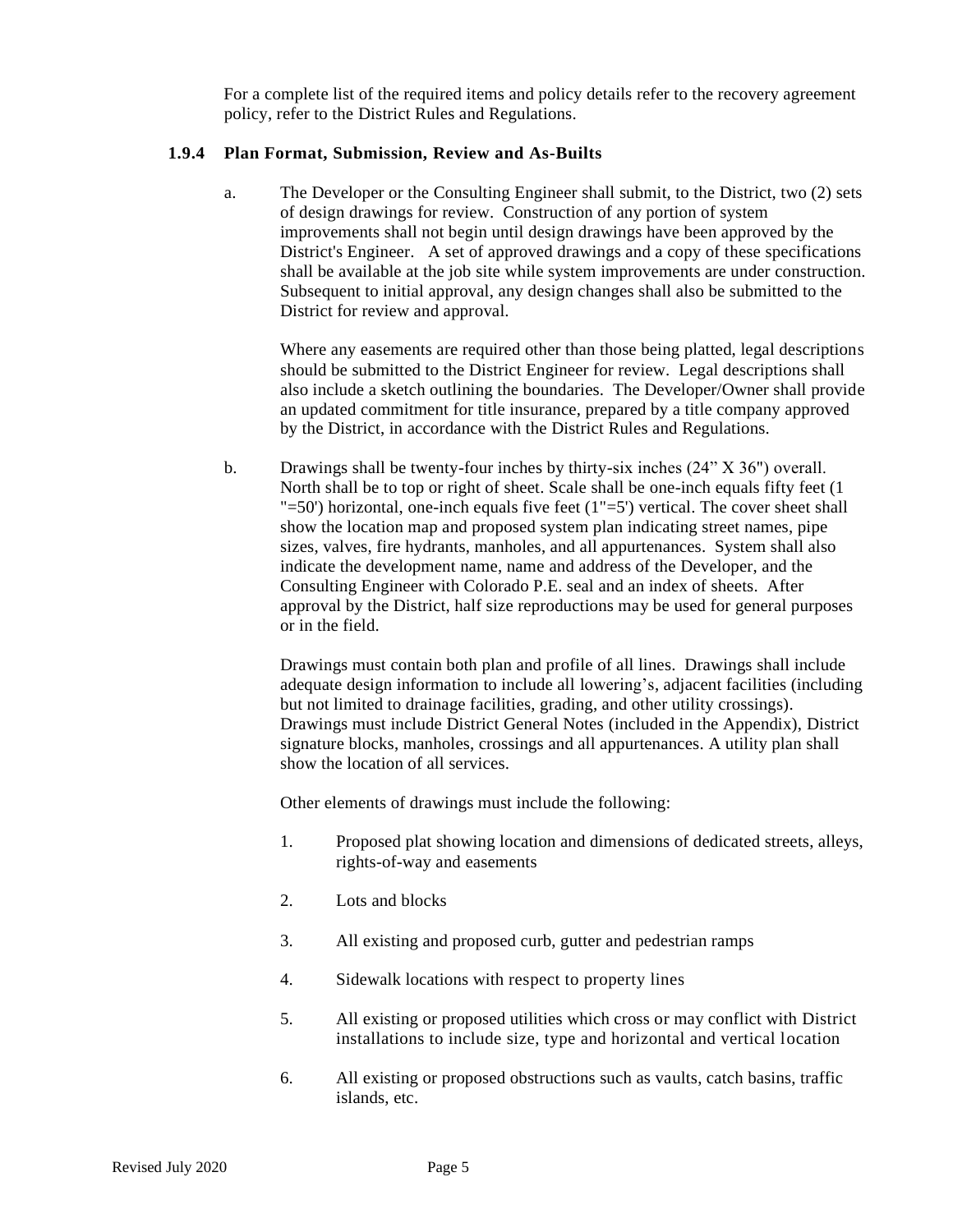For a complete list of the required items and policy details refer to the recovery agreement policy, refer to the District Rules and Regulations.

### 1.9.4 Plan Format, Submission, Review and As-Builts

a. The Developer or the Consulting Engineer shall submit, to the District, two (2) sets of design drawings for review. Construction of any portion of system improvements shall not begin until design drawings have been approved by the District's Engineer. A set of approved drawings and a copy of these specifications shall be available at the job site while system improvements are under construction. Subsequent to initial approval, any design changes shall also be submitted to the District for review and approval.

Where any easements are required other than those being platted, legal descriptions should be submitted to the District Engineer for review. Legal descriptions shall also include a sketch outlining the boundaries. The Developer/Owner shall provide an updated commitment for title insurance, prepared by a title company approved by the District, in accordance with the District Rules and Regulations.

b. Drawings shall be twenty-four inches by thirty-six inches (24" X 36") overall. North shall be to top or right of sheet. Scale shall be one-inch equals fifty feet (1 "=50') horizontal, one-inch equals five feet (1"=5') vertical. The cover sheet shall show the location map and proposed system plan indicating street names, pipe sizes, valves, fire hydrants, manholes, and all appurtenances. System shall also indicate the development name, name and address of the Developer, and the Consulting Engineer with Colorado P.E. seal and an index of sheets. After approval by the District, half size reproductions may be used for general purposes or in the field.

Drawings must contain both plan and profile of all lines. Drawings shall include adequate design information to include all lowering's, adjacent facilities (including but not limited to drainage facilities, grading, and other utility crossings). Drawings must include District General Notes (included in the Appendix), District signature blocks, manholes, crossings and all appurtenances. A utility plan shall show the location of all services.

Other elements of drawings must include the following:

1. Proposed plat showing location and dimensions of dedicated streets, alleys, rights-of-way and easements
2. Lots and blocks
3. All existing and proposed curb, gutter and pedestrian ramps
4. Sidewalk locations with respect to property lines
5. All existing or proposed utilities which cross or may conflict with District installations to include size, type and horizontal and vertical location
6. All existing or proposed obstructions such as vaults, catch basins, traffic islands, etc.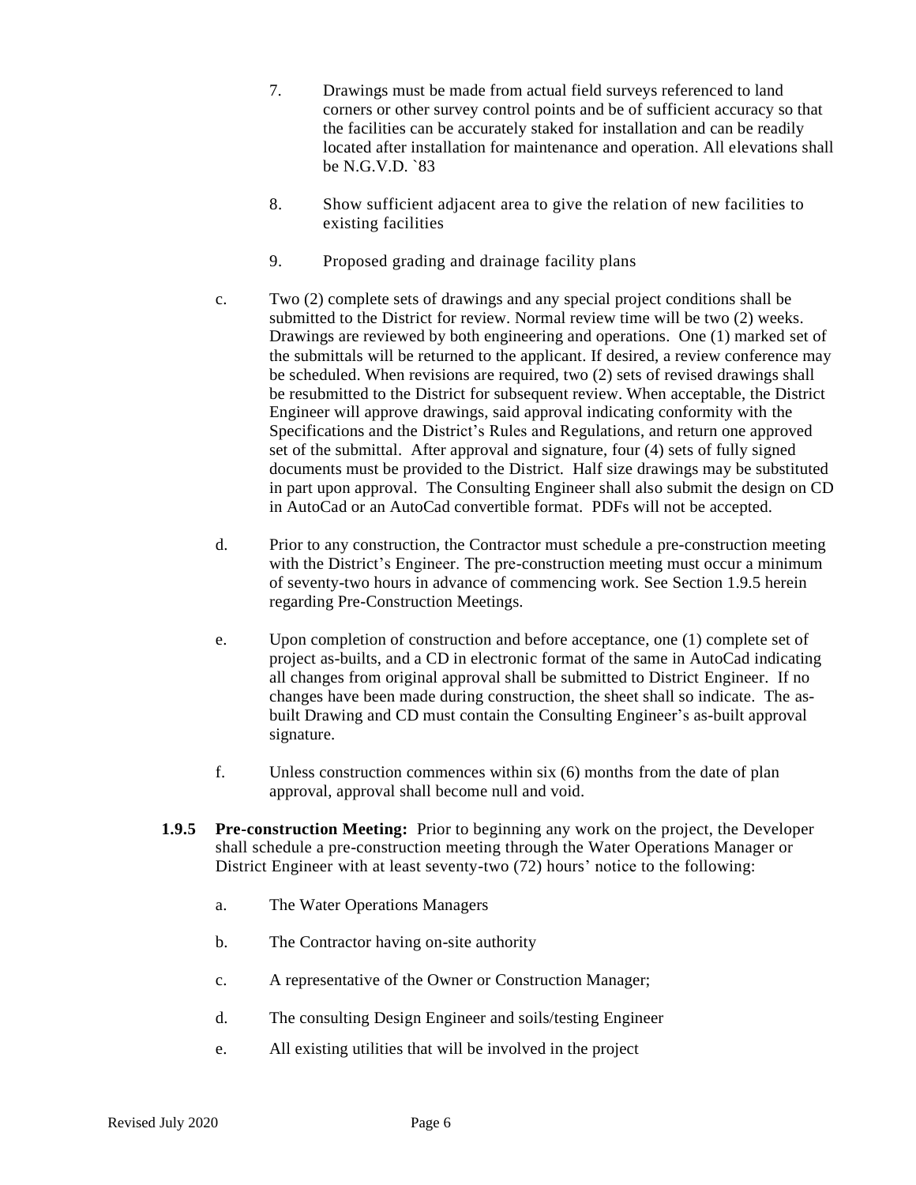7. Drawings must be made from actual field surveys referenced to land corners or other survey control points and be of sufficient accuracy so that the facilities can be accurately staked for installation and can be readily located after installation for maintenance and operation. All elevations shall be N.G.V.D. `83

8. Show sufficient adjacent area to give the relation of new facilities to existing facilities

9. Proposed grading and drainage facility plans

c. Two (2) complete sets of drawings and any special project conditions shall be submitted to the District for review. Normal review time will be two (2) weeks. Drawings are reviewed by both engineering and operations. One (1) marked set of the submittals will be returned to the applicant. If desired, a review conference may be scheduled. When revisions are required, two (2) sets of revised drawings shall be resubmitted to the District for subsequent review. When acceptable, the District Engineer will approve drawings, said approval indicating conformity with the Specifications and the District's Rules and Regulations, and return one approved set of the submittal. After approval and signature, four (4) sets of fully signed documents must be provided to the District. Half size drawings may be substituted in part upon approval. The Consulting Engineer shall also submit the design on CD in AutoCad or an AutoCad convertible format. PDFs will not be accepted.

d. Prior to any construction, the Contractor must schedule a pre-construction meeting with the District's Engineer. The pre-construction meeting must occur a minimum of seventy-two hours in advance of commencing work. See Section 1.9.5 herein regarding Pre-Construction Meetings.

e. Upon completion of construction and before acceptance, one (1) complete set of project as-builts, and a CD in electronic format of the same in AutoCad indicating all changes from original approval shall be submitted to District Engineer. If no changes have been made during construction, the sheet shall so indicate. The as-built Drawing and CD must contain the Consulting Engineer's as-built approval signature.

f. Unless construction commences within six (6) months from the date of plan approval, approval shall become null and void.

**1.9.5 Pre-construction Meeting:** Prior to beginning any work on the project, the Developer shall schedule a pre-construction meeting through the Water Operations Manager or District Engineer with at least seventy-two (72) hours' notice to the following:

a. The Water Operations Managers

b. The Contractor having on-site authority

c. A representative of the Owner or Construction Manager;

d. The consulting Design Engineer and soils/testing Engineer

e. All existing utilities that will be involved in the project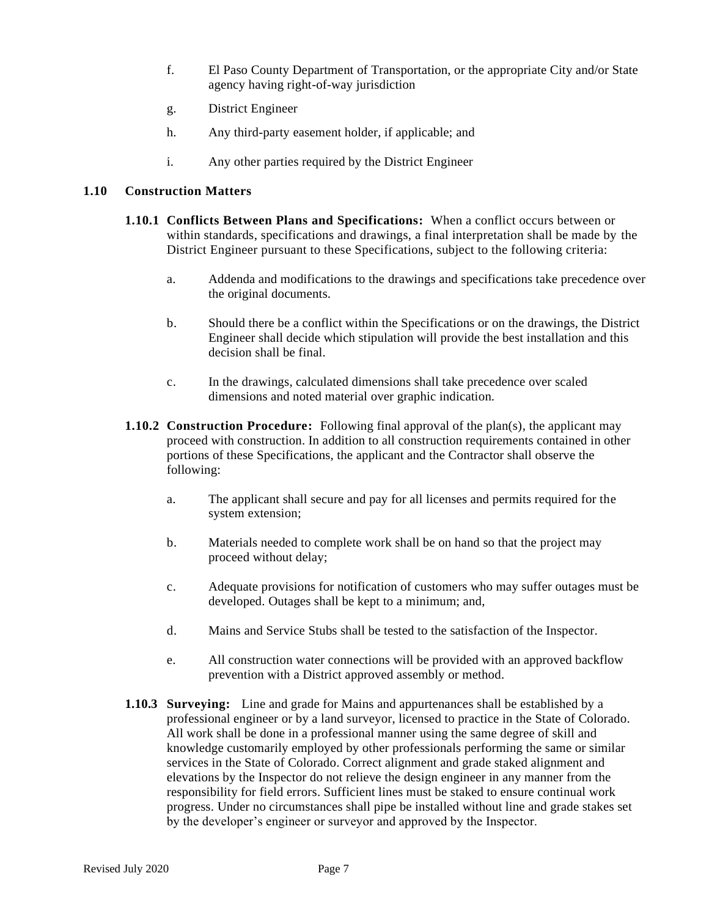f. El Paso County Department of Transportation, or the appropriate City and/or State agency having right-of-way jurisdiction

g. District Engineer

h. Any third-party easement holder, if applicable; and

i. Any other parties required by the District Engineer

## 1.10 Construction Matters

**1.10.1 Conflicts Between Plans and Specifications:** When a conflict occurs between or within standards, specifications and drawings, a final interpretation shall be made by the District Engineer pursuant to these Specifications, subject to the following criteria:

a. Addenda and modifications to the drawings and specifications take precedence over the original documents.

b. Should there be a conflict within the Specifications or on the drawings, the District Engineer shall decide which stipulation will provide the best installation and this decision shall be final.

c. In the drawings, calculated dimensions shall take precedence over scaled dimensions and noted material over graphic indication.

**1.10.2 Construction Procedure:** Following final approval of the plan(s), the applicant may proceed with construction. In addition to all construction requirements contained in other portions of these Specifications, the applicant and the Contractor shall observe the following:

a. The applicant shall secure and pay for all licenses and permits required for the system extension;

b. Materials needed to complete work shall be on hand so that the project may proceed without delay;

c. Adequate provisions for notification of customers who may suffer outages must be developed. Outages shall be kept to a minimum; and,

d. Mains and Service Stubs shall be tested to the satisfaction of the Inspector.

e. All construction water connections will be provided with an approved backflow prevention with a District approved assembly or method.

**1.10.3 Surveying:** Line and grade for Mains and appurtenances shall be established by a professional engineer or by a land surveyor, licensed to practice in the State of Colorado. All work shall be done in a professional manner using the same degree of skill and knowledge customarily employed by other professionals performing the same or similar services in the State of Colorado. Correct alignment and grade staked alignment and elevations by the Inspector do not relieve the design engineer in any manner from the responsibility for field errors. Sufficient lines must be staked to ensure continual work progress. Under no circumstances shall pipe be installed without line and grade stakes set by the developer's engineer or surveyor and approved by the Inspector.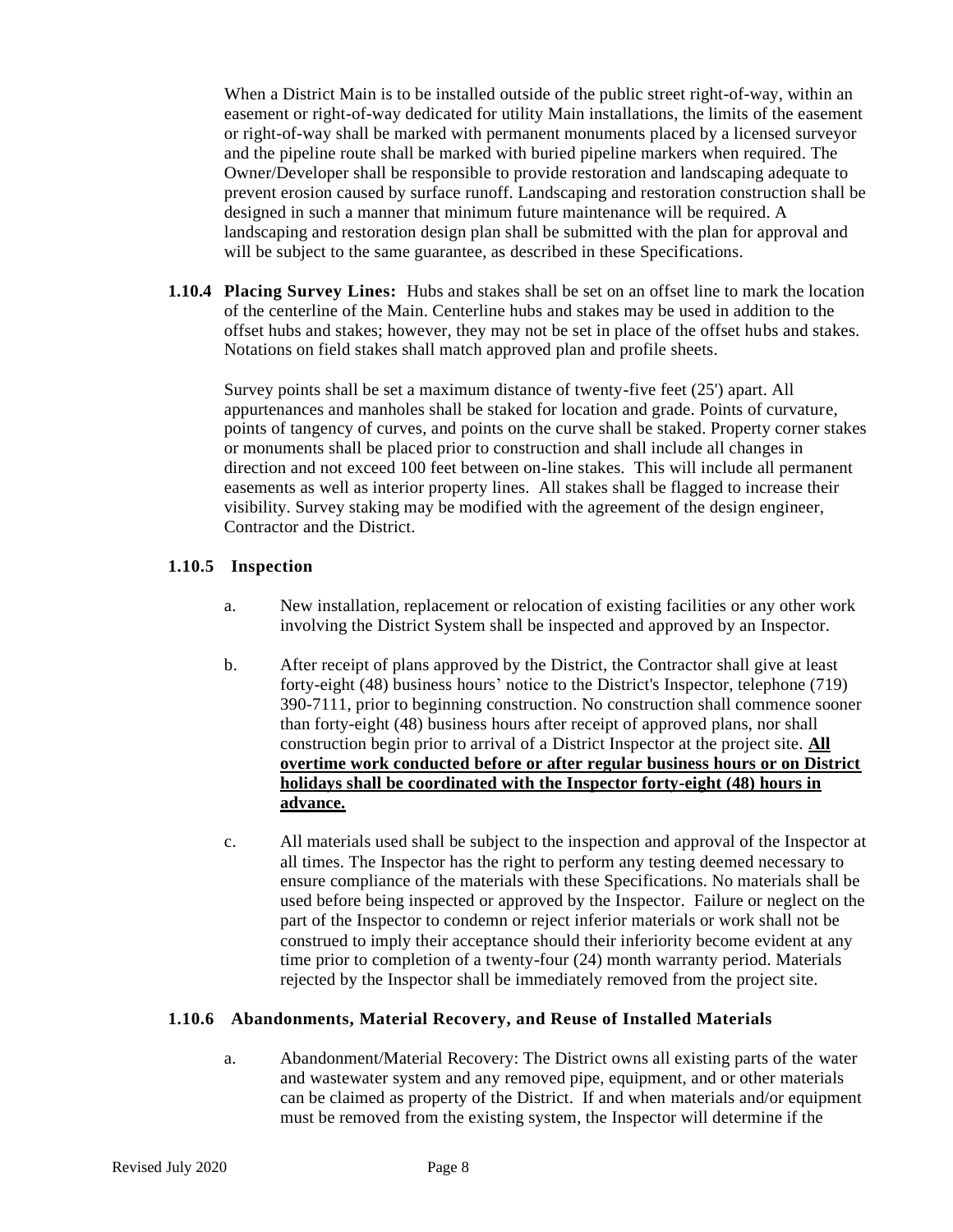When a District Main is to be installed outside of the public street right-of-way, within an easement or right-of-way dedicated for utility Main installations, the limits of the easement or right-of-way shall be marked with permanent monuments placed by a licensed surveyor and the pipeline route shall be marked with buried pipeline markers when required. The Owner/Developer shall be responsible to provide restoration and landscaping adequate to prevent erosion caused by surface runoff. Landscaping and restoration construction shall be designed in such a manner that minimum future maintenance will be required. A landscaping and restoration design plan shall be submitted with the plan for approval and will be subject to the same guarantee, as described in these Specifications.

**1.10.4 Placing Survey Lines:** Hubs and stakes shall be set on an offset line to mark the location of the centerline of the Main. Centerline hubs and stakes may be used in addition to the offset hubs and stakes; however, they may not be set in place of the offset hubs and stakes. Notations on field stakes shall match approved plan and profile sheets.

Survey points shall be set a maximum distance of twenty-five feet (25') apart. All appurtenances and manholes shall be staked for location and grade. Points of curvature, points of tangency of curves, and points on the curve shall be staked. Property corner stakes or monuments shall be placed prior to construction and shall include all changes in direction and not exceed 100 feet between on-line stakes. This will include all permanent easements as well as interior property lines. All stakes shall be flagged to increase their visibility. Survey staking may be modified with the agreement of the design engineer, Contractor and the District.

### 1.10.5 Inspection

a. New installation, replacement or relocation of existing facilities or any other work involving the District System shall be inspected and approved by an Inspector.

b. After receipt of plans approved by the District, the Contractor shall give at least forty-eight (48) business hours' notice to the District's Inspector, telephone (719) 390-7111, prior to beginning construction. No construction shall commence sooner than forty-eight (48) business hours after receipt of approved plans, nor shall construction begin prior to arrival of a District Inspector at the project site. **<u>All overtime work conducted before or after regular business hours or on District holidays shall be coordinated with the Inspector forty-eight (48) hours in advance.</u>**

c. All materials used shall be subject to the inspection and approval of the Inspector at all times. The Inspector has the right to perform any testing deemed necessary to ensure compliance of the materials with these Specifications. No materials shall be used before being inspected or approved by the Inspector. Failure or neglect on the part of the Inspector to condemn or reject inferior materials or work shall not be construed to imply their acceptance should their inferiority become evident at any time prior to completion of a twenty-four (24) month warranty period. Materials rejected by the Inspector shall be immediately removed from the project site.

### 1.10.6 Abandonments, Material Recovery, and Reuse of Installed Materials

a. Abandonment/Material Recovery: The District owns all existing parts of the water and wastewater system and any removed pipe, equipment, and or other materials can be claimed as property of the District. If and when materials and/or equipment must be removed from the existing system, the Inspector will determine if the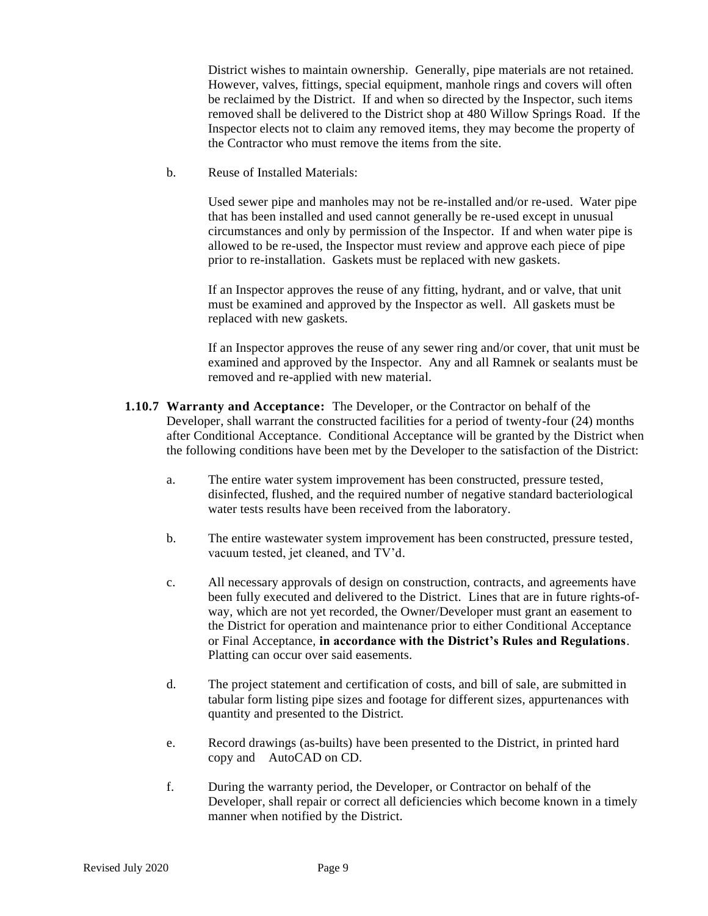District wishes to maintain ownership. Generally, pipe materials are not retained. However, valves, fittings, special equipment, manhole rings and covers will often be reclaimed by the District. If and when so directed by the Inspector, such items removed shall be delivered to the District shop at 480 Willow Springs Road. If the Inspector elects not to claim any removed items, they may become the property of the Contractor who must remove the items from the site.

b. Reuse of Installed Materials:

Used sewer pipe and manholes may not be re-installed and/or re-used. Water pipe that has been installed and used cannot generally be re-used except in unusual circumstances and only by permission of the Inspector. If and when water pipe is allowed to be re-used, the Inspector must review and approve each piece of pipe prior to re-installation. Gaskets must be replaced with new gaskets.

If an Inspector approves the reuse of any fitting, hydrant, and or valve, that unit must be examined and approved by the Inspector as well. All gaskets must be replaced with new gaskets.

If an Inspector approves the reuse of any sewer ring and/or cover, that unit must be examined and approved by the Inspector. Any and all Ramnek or sealants must be removed and re-applied with new material.

**1.10.7 Warranty and Acceptance:** The Developer, or the Contractor on behalf of the Developer, shall warrant the constructed facilities for a period of twenty-four (24) months after Conditional Acceptance. Conditional Acceptance will be granted by the District when the following conditions have been met by the Developer to the satisfaction of the District:

a. The entire water system improvement has been constructed, pressure tested, disinfected, flushed, and the required number of negative standard bacteriological water tests results have been received from the laboratory.

b. The entire wastewater system improvement has been constructed, pressure tested, vacuum tested, jet cleaned, and TV'd.

c. All necessary approvals of design on construction, contracts, and agreements have been fully executed and delivered to the District. Lines that are in future rights-of-way, which are not yet recorded, the Owner/Developer must grant an easement to the District for operation and maintenance prior to either Conditional Acceptance or Final Acceptance, **in accordance with the District's Rules and Regulations**. Platting can occur over said easements.

d. The project statement and certification of costs, and bill of sale, are submitted in tabular form listing pipe sizes and footage for different sizes, appurtenances with quantity and presented to the District.

e. Record drawings (as-builts) have been presented to the District, in printed hard copy and AutoCAD on CD.

f. During the warranty period, the Developer, or Contractor on behalf of the Developer, shall repair or correct all deficiencies which become known in a timely manner when notified by the District.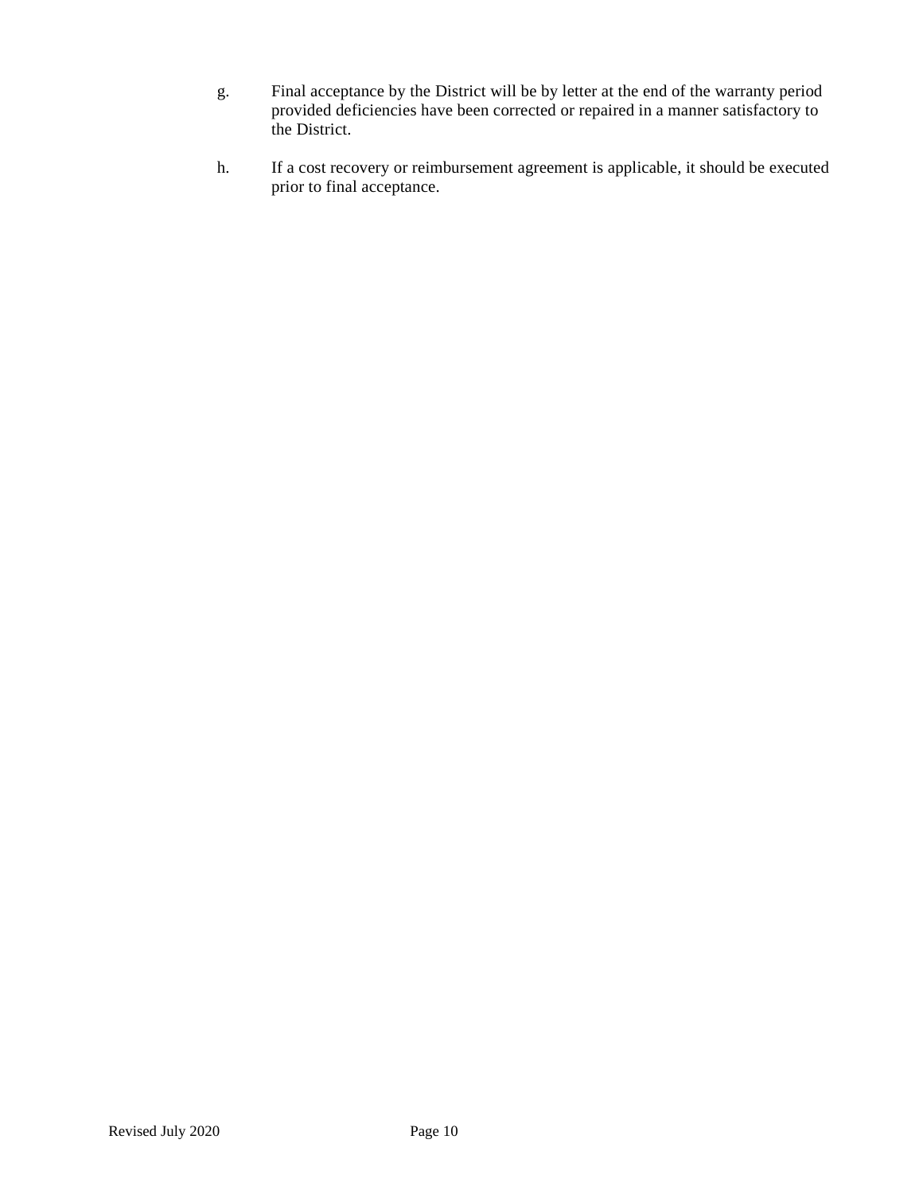g. Final acceptance by the District will be by letter at the end of the warranty period provided deficiencies have been corrected or repaired in a manner satisfactory to the District.

h. If a cost recovery or reimbursement agreement is applicable, it should be executed prior to final acceptance.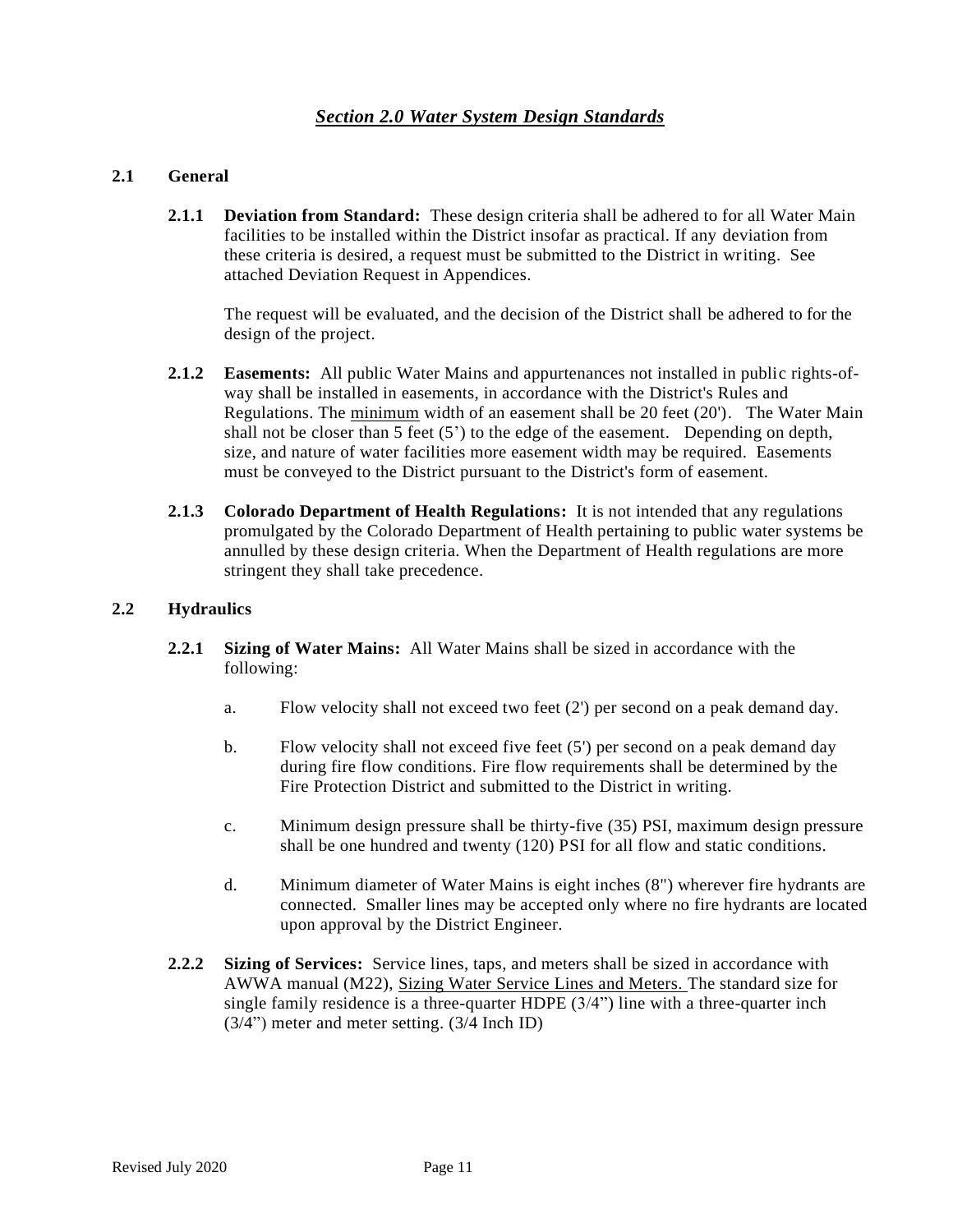## *Section 2.0 Water System Design Standards*

### 2.1 General

**2.1.1 Deviation from Standard:** These design criteria shall be adhered to for all Water Main facilities to be installed within the District insofar as practical. If any deviation from these criteria is desired, a request must be submitted to the District in writing. See attached Deviation Request in Appendices.

The request will be evaluated, and the decision of the District shall be adhered to for the design of the project.

**2.1.2 Easements:** All public Water Mains and appurtenances not installed in public rights-of-way shall be installed in easements, in accordance with the District's Rules and Regulations. The <u>minimum</u> width of an easement shall be 20 feet (20'). The Water Main shall not be closer than 5 feet (5') to the edge of the easement. Depending on depth, size, and nature of water facilities more easement width may be required. Easements must be conveyed to the District pursuant to the District's form of easement.

**2.1.3 Colorado Department of Health Regulations:** It is not intended that any regulations promulgated by the Colorado Department of Health pertaining to public water systems be annulled by these design criteria. When the Department of Health regulations are more stringent they shall take precedence.

### 2.2 Hydraulics

**2.2.1 Sizing of Water Mains:** All Water Mains shall be sized in accordance with the following:

a. Flow velocity shall not exceed two feet (2') per second on a peak demand day.

b. Flow velocity shall not exceed five feet (5') per second on a peak demand day during fire flow conditions. Fire flow requirements shall be determined by the Fire Protection District and submitted to the District in writing.

c. Minimum design pressure shall be thirty-five (35) PSI, maximum design pressure shall be one hundred and twenty (120) PSI for all flow and static conditions.

d. Minimum diameter of Water Mains is eight inches (8") wherever fire hydrants are connected. Smaller lines may be accepted only where no fire hydrants are located upon approval by the District Engineer.

**2.2.2 Sizing of Services:** Service lines, taps, and meters shall be sized in accordance with AWWA manual (M22), <u>Sizing Water Service Lines and Meters.</u> The standard size for single family residence is a three-quarter HDPE (3/4") line with a three-quarter inch (3/4") meter and meter setting. (3/4 Inch ID)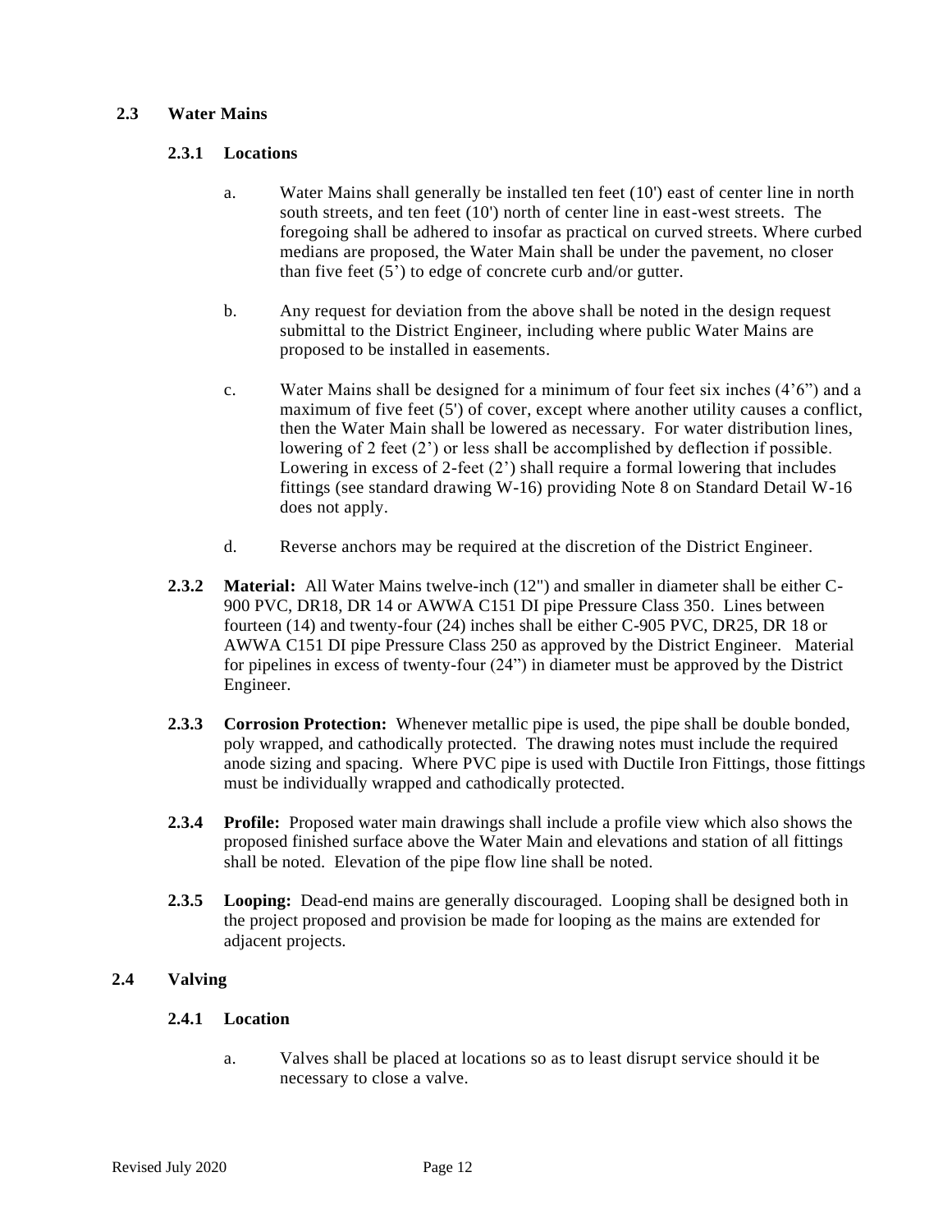## 2.3 Water Mains

### 2.3.1 Locations

a. Water Mains shall generally be installed ten feet (10') east of center line in north south streets, and ten feet (10') north of center line in east-west streets. The foregoing shall be adhered to insofar as practical on curved streets. Where curbed medians are proposed, the Water Main shall be under the pavement, no closer than five feet (5') to edge of concrete curb and/or gutter.

b. Any request for deviation from the above shall be noted in the design request submittal to the District Engineer, including where public Water Mains are proposed to be installed in easements.

c. Water Mains shall be designed for a minimum of four feet six inches (4'6") and a maximum of five feet (5') of cover, except where another utility causes a conflict, then the Water Main shall be lowered as necessary. For water distribution lines, lowering of 2 feet (2') or less shall be accomplished by deflection if possible. Lowering in excess of 2-feet (2') shall require a formal lowering that includes fittings (see standard drawing W-16) providing Note 8 on Standard Detail W-16 does not apply.

d. Reverse anchors may be required at the discretion of the District Engineer.

**2.3.2 Material:** All Water Mains twelve-inch (12") and smaller in diameter shall be either C-900 PVC, DR18, DR 14 or AWWA C151 DI pipe Pressure Class 350. Lines between fourteen (14) and twenty-four (24) inches shall be either C-905 PVC, DR25, DR 18 or AWWA C151 DI pipe Pressure Class 250 as approved by the District Engineer. Material for pipelines in excess of twenty-four (24") in diameter must be approved by the District Engineer.

**2.3.3 Corrosion Protection:** Whenever metallic pipe is used, the pipe shall be double bonded, poly wrapped, and cathodically protected. The drawing notes must include the required anode sizing and spacing. Where PVC pipe is used with Ductile Iron Fittings, those fittings must be individually wrapped and cathodically protected.

**2.3.4 Profile:** Proposed water main drawings shall include a profile view which also shows the proposed finished surface above the Water Main and elevations and station of all fittings shall be noted. Elevation of the pipe flow line shall be noted.

**2.3.5 Looping:** Dead-end mains are generally discouraged. Looping shall be designed both in the project proposed and provision be made for looping as the mains are extended for adjacent projects.

## 2.4 Valving

### 2.4.1 Location

a. Valves shall be placed at locations so as to least disrupt service should it be necessary to close a valve.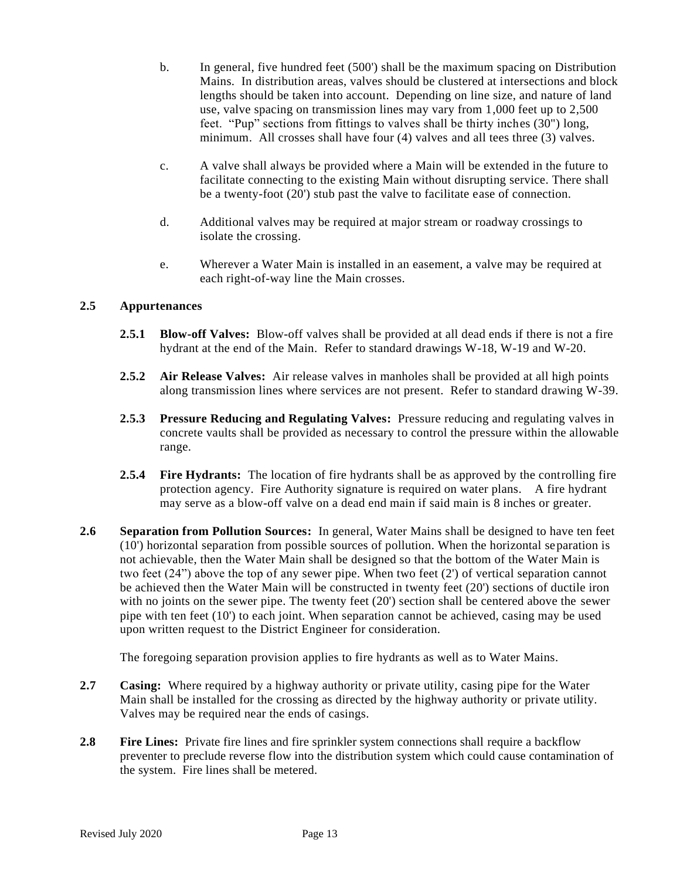b. In general, five hundred feet (500') shall be the maximum spacing on Distribution Mains. In distribution areas, valves should be clustered at intersections and block lengths should be taken into account. Depending on line size, and nature of land use, valve spacing on transmission lines may vary from 1,000 feet up to 2,500 feet. "Pup" sections from fittings to valves shall be thirty inches (30") long, minimum. All crosses shall have four (4) valves and all tees three (3) valves.

c. A valve shall always be provided where a Main will be extended in the future to facilitate connecting to the existing Main without disrupting service. There shall be a twenty-foot (20') stub past the valve to facilitate ease of connection.

d. Additional valves may be required at major stream or roadway crossings to isolate the crossing.

e. Wherever a Water Main is installed in an easement, a valve may be required at each right-of-way line the Main crosses.

## 2.5 Appurtenances

**2.5.1 Blow-off Valves:** Blow-off valves shall be provided at all dead ends if there is not a fire hydrant at the end of the Main. Refer to standard drawings W-18, W-19 and W-20.

**2.5.2 Air Release Valves:** Air release valves in manholes shall be provided at all high points along transmission lines where services are not present. Refer to standard drawing W-39.

**2.5.3 Pressure Reducing and Regulating Valves:** Pressure reducing and regulating valves in concrete vaults shall be provided as necessary to control the pressure within the allowable range.

**2.5.4 Fire Hydrants:** The location of fire hydrants shall be as approved by the controlling fire protection agency. Fire Authority signature is required on water plans. A fire hydrant may serve as a blow-off valve on a dead end main if said main is 8 inches or greater.

**2.6 Separation from Pollution Sources:** In general, Water Mains shall be designed to have ten feet (10') horizontal separation from possible sources of pollution. When the horizontal separation is not achievable, then the Water Main shall be designed so that the bottom of the Water Main is two feet (24") above the top of any sewer pipe. When two feet (2') of vertical separation cannot be achieved then the Water Main will be constructed in twenty feet (20') sections of ductile iron with no joints on the sewer pipe. The twenty feet (20') section shall be centered above the sewer pipe with ten feet (10') to each joint. When separation cannot be achieved, casing may be used upon written request to the District Engineer for consideration.

The foregoing separation provision applies to fire hydrants as well as to Water Mains.

**2.7 Casing:** Where required by a highway authority or private utility, casing pipe for the Water Main shall be installed for the crossing as directed by the highway authority or private utility. Valves may be required near the ends of casings.

**2.8 Fire Lines:** Private fire lines and fire sprinkler system connections shall require a backflow preventer to preclude reverse flow into the distribution system which could cause contamination of the system. Fire lines shall be metered.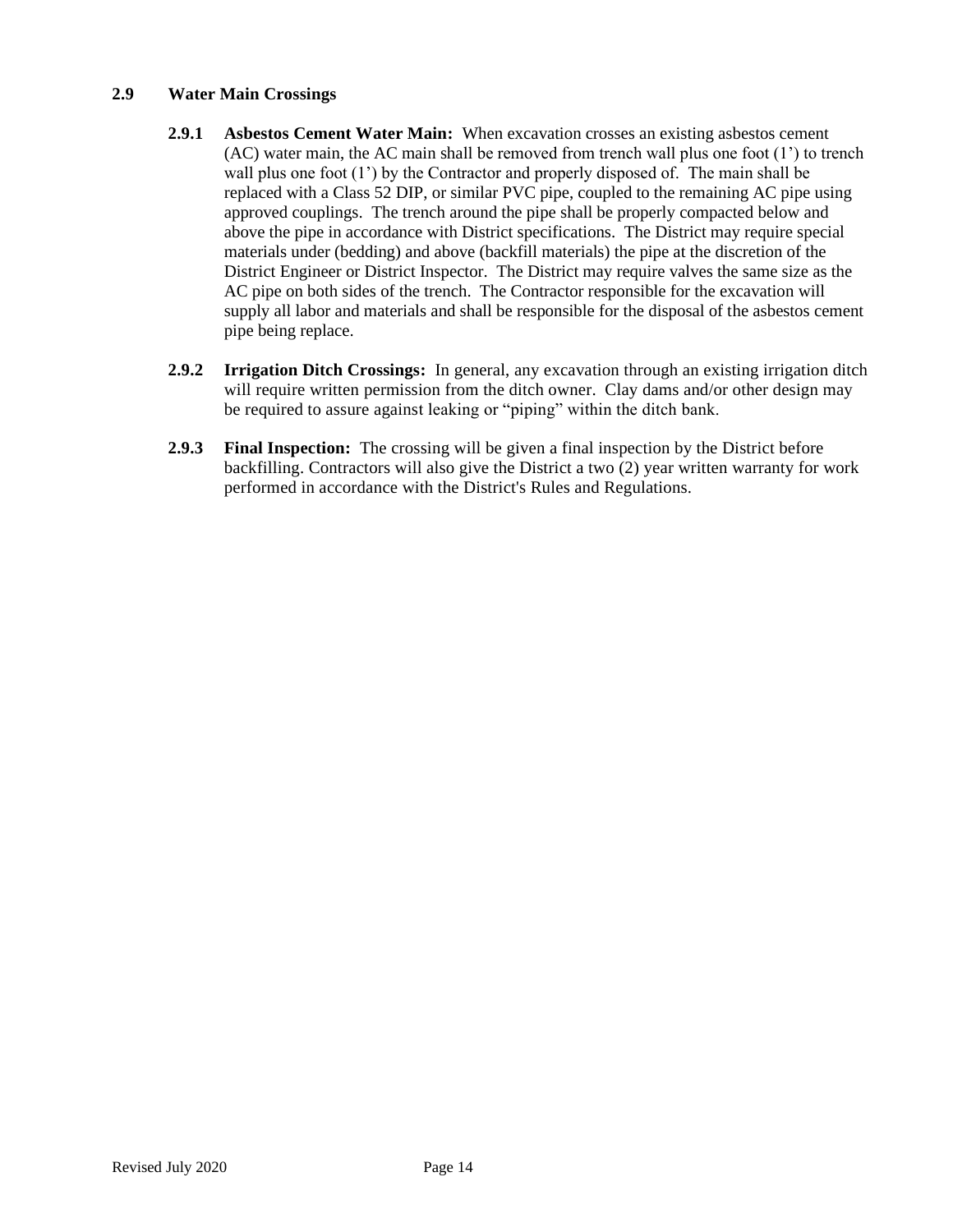## 2.9 Water Main Crossings

**2.9.1 Asbestos Cement Water Main:** When excavation crosses an existing asbestos cement (AC) water main, the AC main shall be removed from trench wall plus one foot (1') to trench wall plus one foot (1') by the Contractor and properly disposed of. The main shall be replaced with a Class 52 DIP, or similar PVC pipe, coupled to the remaining AC pipe using approved couplings. The trench around the pipe shall be properly compacted below and above the pipe in accordance with District specifications. The District may require special materials under (bedding) and above (backfill materials) the pipe at the discretion of the District Engineer or District Inspector. The District may require valves the same size as the AC pipe on both sides of the trench. The Contractor responsible for the excavation will supply all labor and materials and shall be responsible for the disposal of the asbestos cement pipe being replace.

**2.9.2 Irrigation Ditch Crossings:** In general, any excavation through an existing irrigation ditch will require written permission from the ditch owner. Clay dams and/or other design may be required to assure against leaking or "piping" within the ditch bank.

**2.9.3 Final Inspection:** The crossing will be given a final inspection by the District before backfilling. Contractors will also give the District a two (2) year written warranty for work performed in accordance with the District's Rules and Regulations.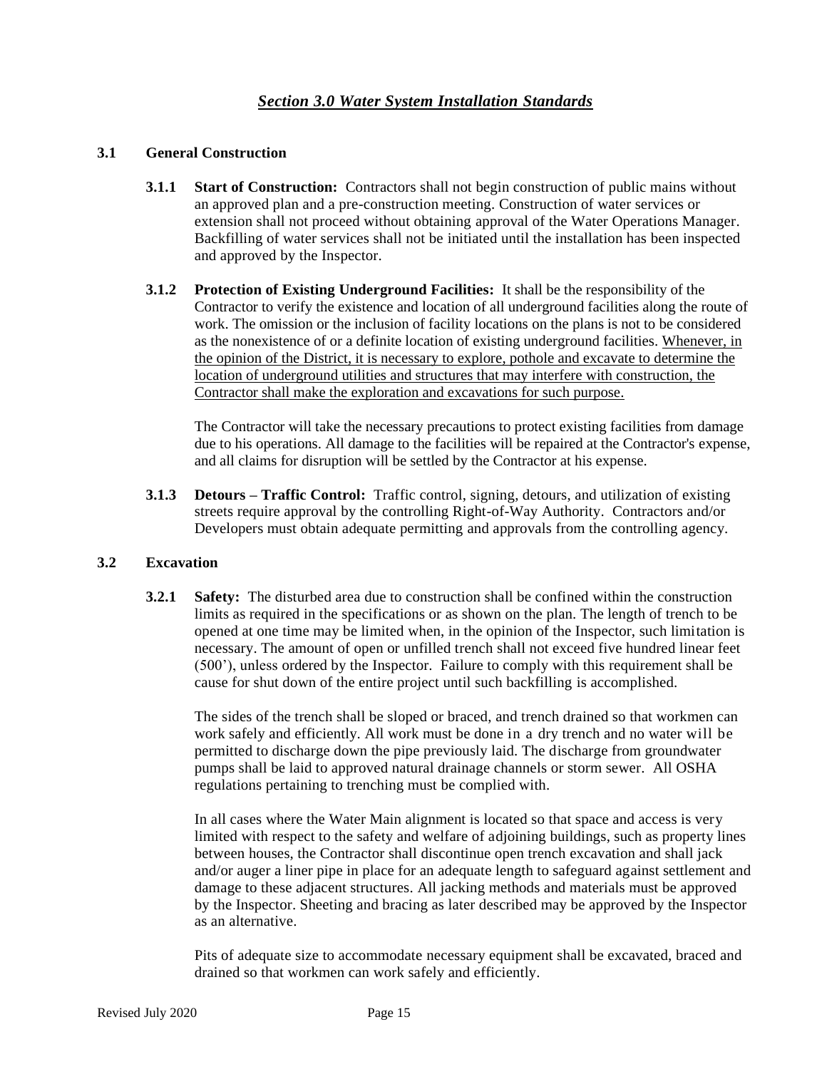# *Section 3.0 Water System Installation Standards*

## 3.1 General Construction

**3.1.1 Start of Construction:** Contractors shall not begin construction of public mains without an approved plan and a pre-construction meeting. Construction of water services or extension shall not proceed without obtaining approval of the Water Operations Manager. Backfilling of water services shall not be initiated until the installation has been inspected and approved by the Inspector.

**3.1.2 Protection of Existing Underground Facilities:** It shall be the responsibility of the Contractor to verify the existence and location of all underground facilities along the route of work. The omission or the inclusion of facility locations on the plans is not to be considered as the nonexistence of or a definite location of existing underground facilities. Whenever, in the opinion of the District, it is necessary to explore, pothole and excavate to determine the location of underground utilities and structures that may interfere with construction, the Contractor shall make the exploration and excavations for such purpose.

The Contractor will take the necessary precautions to protect existing facilities from damage due to his operations. All damage to the facilities will be repaired at the Contractor's expense, and all claims for disruption will be settled by the Contractor at his expense.

**3.1.3 Detours – Traffic Control:** Traffic control, signing, detours, and utilization of existing streets require approval by the controlling Right-of-Way Authority. Contractors and/or Developers must obtain adequate permitting and approvals from the controlling agency.

## 3.2 Excavation

**3.2.1 Safety:** The disturbed area due to construction shall be confined within the construction limits as required in the specifications or as shown on the plan. The length of trench to be opened at one time may be limited when, in the opinion of the Inspector, such limitation is necessary. The amount of open or unfilled trench shall not exceed five hundred linear feet (500'), unless ordered by the Inspector. Failure to comply with this requirement shall be cause for shut down of the entire project until such backfilling is accomplished.

The sides of the trench shall be sloped or braced, and trench drained so that workmen can work safely and efficiently. All work must be done in a dry trench and no water will be permitted to discharge down the pipe previously laid. The discharge from groundwater pumps shall be laid to approved natural drainage channels or storm sewer. All OSHA regulations pertaining to trenching must be complied with.

In all cases where the Water Main alignment is located so that space and access is very limited with respect to the safety and welfare of adjoining buildings, such as property lines between houses, the Contractor shall discontinue open trench excavation and shall jack and/or auger a liner pipe in place for an adequate length to safeguard against settlement and damage to these adjacent structures. All jacking methods and materials must be approved by the Inspector. Sheeting and bracing as later described may be approved by the Inspector as an alternative.

Pits of adequate size to accommodate necessary equipment shall be excavated, braced and drained so that workmen can work safely and efficiently.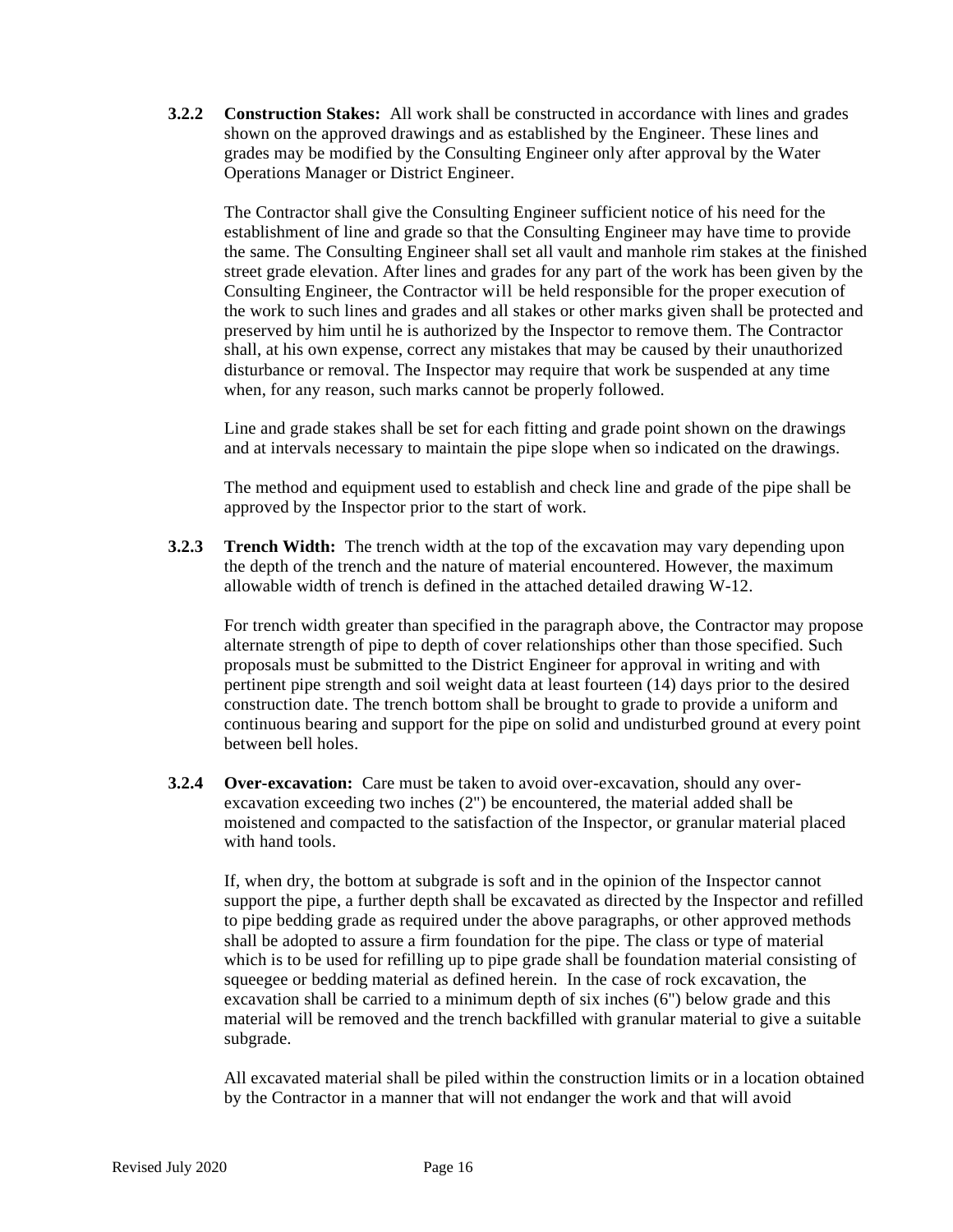**3.2.2 Construction Stakes:** All work shall be constructed in accordance with lines and grades shown on the approved drawings and as established by the Engineer. These lines and grades may be modified by the Consulting Engineer only after approval by the Water Operations Manager or District Engineer.

The Contractor shall give the Consulting Engineer sufficient notice of his need for the establishment of line and grade so that the Consulting Engineer may have time to provide the same. The Consulting Engineer shall set all vault and manhole rim stakes at the finished street grade elevation. After lines and grades for any part of the work has been given by the Consulting Engineer, the Contractor will be held responsible for the proper execution of the work to such lines and grades and all stakes or other marks given shall be protected and preserved by him until he is authorized by the Inspector to remove them. The Contractor shall, at his own expense, correct any mistakes that may be caused by their unauthorized disturbance or removal. The Inspector may require that work be suspended at any time when, for any reason, such marks cannot be properly followed.

Line and grade stakes shall be set for each fitting and grade point shown on the drawings and at intervals necessary to maintain the pipe slope when so indicated on the drawings.

The method and equipment used to establish and check line and grade of the pipe shall be approved by the Inspector prior to the start of work.

**3.2.3 Trench Width:** The trench width at the top of the excavation may vary depending upon the depth of the trench and the nature of material encountered. However, the maximum allowable width of trench is defined in the attached detailed drawing W-12.

For trench width greater than specified in the paragraph above, the Contractor may propose alternate strength of pipe to depth of cover relationships other than those specified. Such proposals must be submitted to the District Engineer for approval in writing and with pertinent pipe strength and soil weight data at least fourteen (14) days prior to the desired construction date. The trench bottom shall be brought to grade to provide a uniform and continuous bearing and support for the pipe on solid and undisturbed ground at every point between bell holes.

**3.2.4 Over-excavation:** Care must be taken to avoid over-excavation, should any over-excavation exceeding two inches (2") be encountered, the material added shall be moistened and compacted to the satisfaction of the Inspector, or granular material placed with hand tools.

If, when dry, the bottom at subgrade is soft and in the opinion of the Inspector cannot support the pipe, a further depth shall be excavated as directed by the Inspector and refilled to pipe bedding grade as required under the above paragraphs, or other approved methods shall be adopted to assure a firm foundation for the pipe. The class or type of material which is to be used for refilling up to pipe grade shall be foundation material consisting of squeegee or bedding material as defined herein. In the case of rock excavation, the excavation shall be carried to a minimum depth of six inches (6") below grade and this material will be removed and the trench backfilled with granular material to give a suitable subgrade.

All excavated material shall be piled within the construction limits or in a location obtained by the Contractor in a manner that will not endanger the work and that will avoid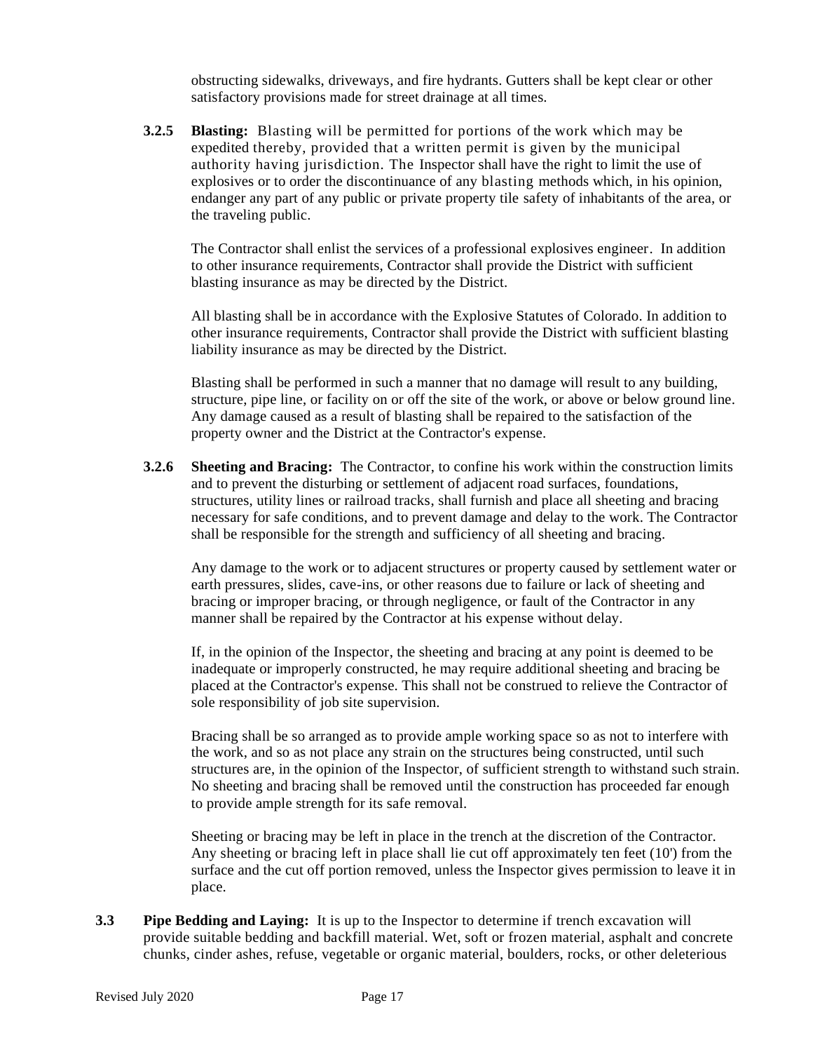obstructing sidewalks, driveways, and fire hydrants. Gutters shall be kept clear or other satisfactory provisions made for street drainage at all times.

**3.2.5 Blasting:** Blasting will be permitted for portions of the work which may be expedited thereby, provided that a written permit is given by the municipal authority having jurisdiction. The Inspector shall have the right to limit the use of explosives or to order the discontinuance of any blasting methods which, in his opinion, endanger any part of any public or private property tile safety of inhabitants of the area, or the traveling public.

The Contractor shall enlist the services of a professional explosives engineer. In addition to other insurance requirements, Contractor shall provide the District with sufficient blasting insurance as may be directed by the District.

All blasting shall be in accordance with the Explosive Statutes of Colorado. In addition to other insurance requirements, Contractor shall provide the District with sufficient blasting liability insurance as may be directed by the District.

Blasting shall be performed in such a manner that no damage will result to any building, structure, pipe line, or facility on or off the site of the work, or above or below ground line. Any damage caused as a result of blasting shall be repaired to the satisfaction of the property owner and the District at the Contractor's expense.

**3.2.6 Sheeting and Bracing:** The Contractor, to confine his work within the construction limits and to prevent the disturbing or settlement of adjacent road surfaces, foundations, structures, utility lines or railroad tracks, shall furnish and place all sheeting and bracing necessary for safe conditions, and to prevent damage and delay to the work. The Contractor shall be responsible for the strength and sufficiency of all sheeting and bracing.

Any damage to the work or to adjacent structures or property caused by settlement water or earth pressures, slides, cave-ins, or other reasons due to failure or lack of sheeting and bracing or improper bracing, or through negligence, or fault of the Contractor in any manner shall be repaired by the Contractor at his expense without delay.

If, in the opinion of the Inspector, the sheeting and bracing at any point is deemed to be inadequate or improperly constructed, he may require additional sheeting and bracing be placed at the Contractor's expense. This shall not be construed to relieve the Contractor of sole responsibility of job site supervision.

Bracing shall be so arranged as to provide ample working space so as not to interfere with the work, and so as not place any strain on the structures being constructed, until such structures are, in the opinion of the Inspector, of sufficient strength to withstand such strain. No sheeting and bracing shall be removed until the construction has proceeded far enough to provide ample strength for its safe removal.

Sheeting or bracing may be left in place in the trench at the discretion of the Contractor. Any sheeting or bracing left in place shall lie cut off approximately ten feet (10') from the surface and the cut off portion removed, unless the Inspector gives permission to leave it in place.

**3.3 Pipe Bedding and Laying:** It is up to the Inspector to determine if trench excavation will provide suitable bedding and backfill material. Wet, soft or frozen material, asphalt and concrete chunks, cinder ashes, refuse, vegetable or organic material, boulders, rocks, or other deleterious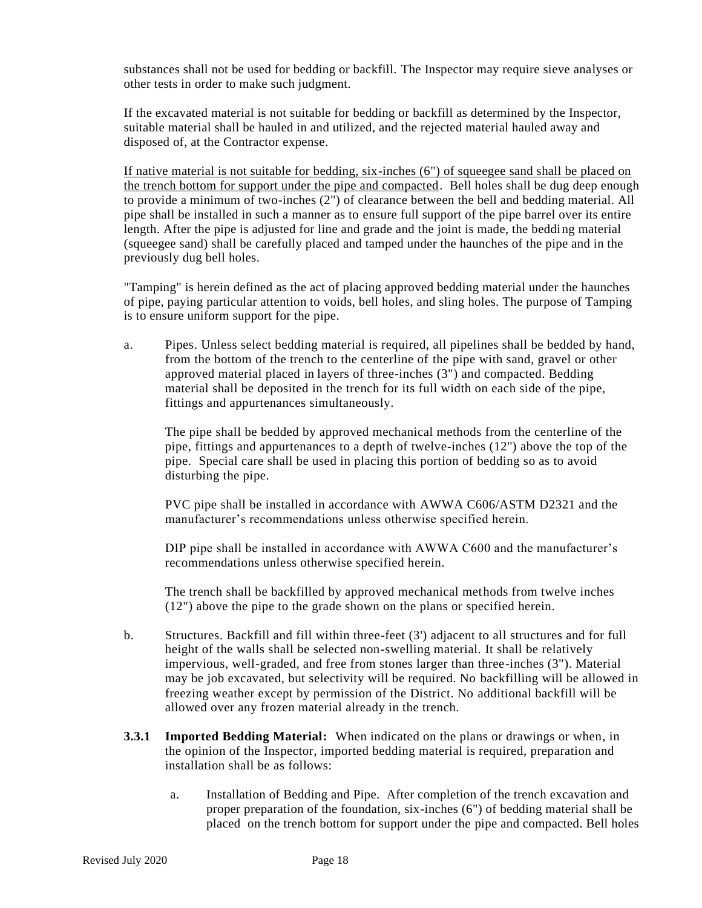substances shall not be used for bedding or backfill. The Inspector may require sieve analyses or other tests in order to make such judgment.

If the excavated material is not suitable for bedding or backfill as determined by the Inspector, suitable material shall be hauled in and utilized, and the rejected material hauled away and disposed of, at the Contractor expense.

<u>If native material is not suitable for bedding, six-inches (6") of squeegee sand shall be placed on the trench bottom for support under the pipe and compacted</u>. Bell holes shall be dug deep enough to provide a minimum of two-inches (2") of clearance between the bell and bedding material. All pipe shall be installed in such a manner as to ensure full support of the pipe barrel over its entire length. After the pipe is adjusted for line and grade and the joint is made, the bedding material (squeegee sand) shall be carefully placed and tamped under the haunches of the pipe and in the previously dug bell holes.

"Tamping" is herein defined as the act of placing approved bedding material under the haunches of pipe, paying particular attention to voids, bell holes, and sling holes. The purpose of Tamping is to ensure uniform support for the pipe.

a. Pipes. Unless select bedding material is required, all pipelines shall be bedded by hand, from the bottom of the trench to the centerline of the pipe with sand, gravel or other approved material placed in layers of three-inches (3") and compacted. Bedding material shall be deposited in the trench for its full width on each side of the pipe, fittings and appurtenances simultaneously.

   The pipe shall be bedded by approved mechanical methods from the centerline of the pipe, fittings and appurtenances to a depth of twelve-inches (12") above the top of the pipe. Special care shall be used in placing this portion of bedding so as to avoid disturbing the pipe.

   PVC pipe shall be installed in accordance with AWWA C606/ASTM D2321 and the manufacturer's recommendations unless otherwise specified herein.

   DIP pipe shall be installed in accordance with AWWA C600 and the manufacturer's recommendations unless otherwise specified herein.

   The trench shall be backfilled by approved mechanical methods from twelve inches (12") above the pipe to the grade shown on the plans or specified herein.

b. Structures. Backfill and fill within three-feet (3') adjacent to all structures and for full height of the walls shall be selected non-swelling material. It shall be relatively impervious, well-graded, and free from stones larger than three-inches (3"). Material may be job excavated, but selectivity will be required. No backfilling will be allowed in freezing weather except by permission of the District. No additional backfill will be allowed over any frozen material already in the trench.

**3.3.1 Imported Bedding Material:** When indicated on the plans or drawings or when, in the opinion of the Inspector, imported bedding material is required, preparation and installation shall be as follows:

a. Installation of Bedding and Pipe. After completion of the trench excavation and proper preparation of the foundation, six-inches (6") of bedding material shall be placed on the trench bottom for support under the pipe and compacted. Bell holes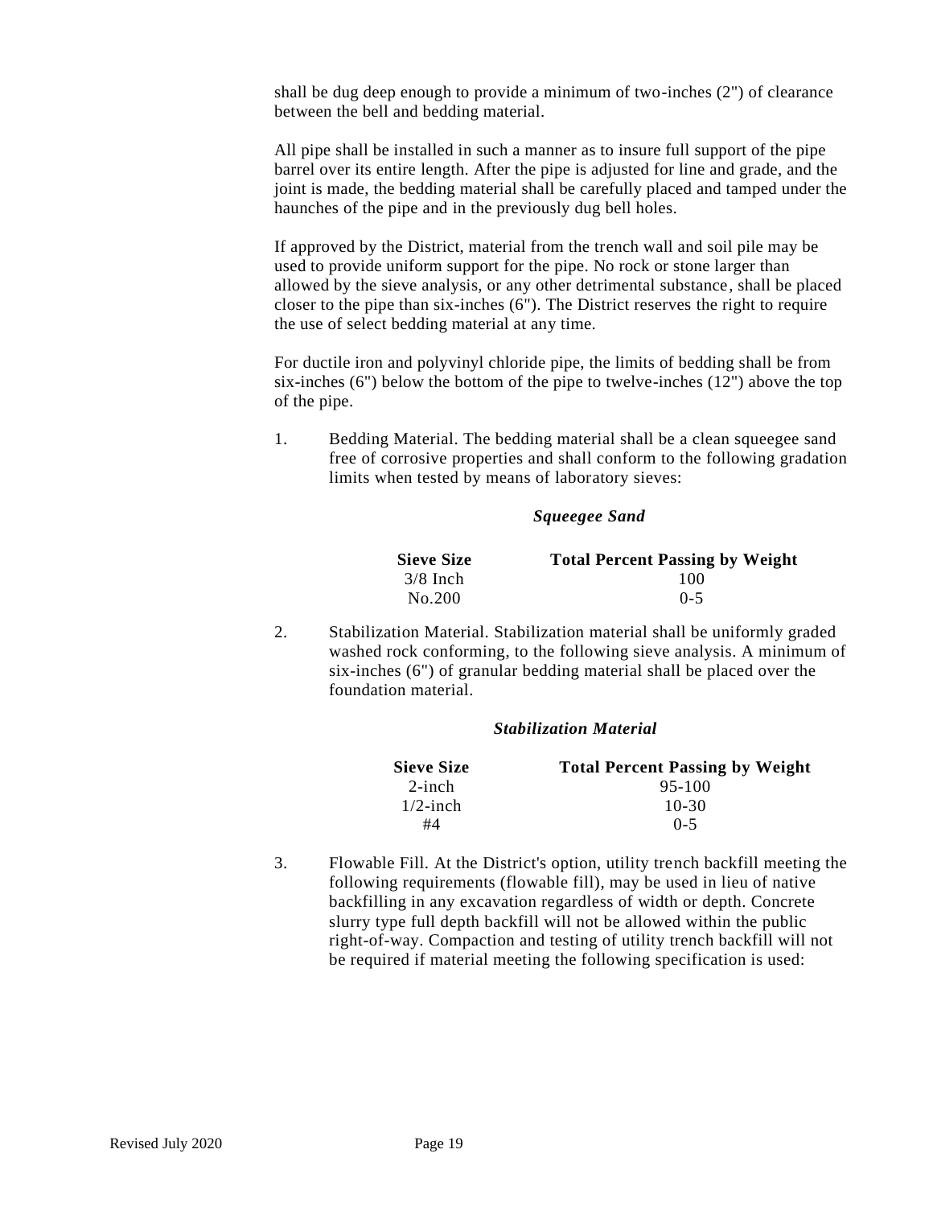shall be dug deep enough to provide a minimum of two-inches (2") of clearance between the bell and bedding material.

All pipe shall be installed in such a manner as to insure full support of the pipe barrel over its entire length. After the pipe is adjusted for line and grade, and the joint is made, the bedding material shall be carefully placed and tamped under the haunches of the pipe and in the previously dug bell holes.

If approved by the District, material from the trench wall and soil pile may be used to provide uniform support for the pipe. No rock or stone larger than allowed by the sieve analysis, or any other detrimental substance, shall be placed closer to the pipe than six-inches (6"). The District reserves the right to require the use of select bedding material at any time.

For ductile iron and polyvinyl chloride pipe, the limits of bedding shall be from six-inches (6") below the bottom of the pipe to twelve-inches (12") above the top of the pipe.

1. Bedding Material. The bedding material shall be a clean squeegee sand free of corrosive properties and shall conform to the following gradation limits when tested by means of laboratory sieves:

***Squeegee Sand***

| Sieve Size | Total Percent Passing by Weight |
|---|---|
| 3/8 Inch | 100 |
| No.200 | 0-5 |

2. Stabilization Material. Stabilization material shall be uniformly graded washed rock conforming, to the following sieve analysis. A minimum of six-inches (6") of granular bedding material shall be placed over the foundation material.

***Stabilization Material***

| Sieve Size | Total Percent Passing by Weight |
|---|---|
| 2-inch | 95-100 |
| 1/2-inch | 10-30 |
| #4 | 0-5 |

3. Flowable Fill. At the District's option, utility trench backfill meeting the following requirements (flowable fill), may be used in lieu of native backfilling in any excavation regardless of width or depth. Concrete slurry type full depth backfill will not be allowed within the public right-of-way. Compaction and testing of utility trench backfill will not be required if material meeting the following specification is used: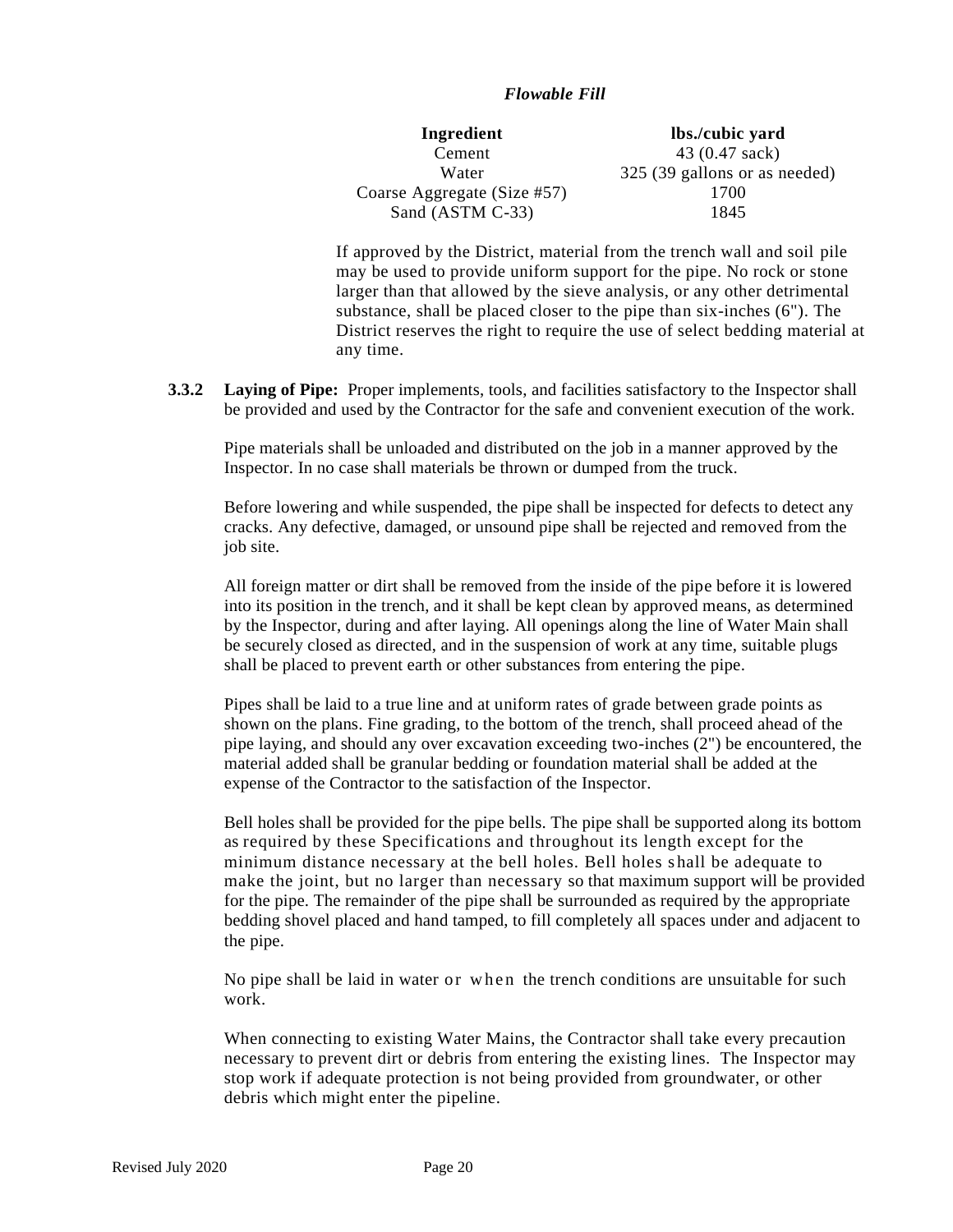*Flowable Fill*

| Ingredient | lbs./cubic yard |
|---|---|
| Cement | 43 (0.47 sack) |
| Water | 325 (39 gallons or as needed) |
| Coarse Aggregate (Size #57) | 1700 |
| Sand (ASTM C-33) | 1845 |

If approved by the District, material from the trench wall and soil pile may be used to provide uniform support for the pipe. No rock or stone larger than that allowed by the sieve analysis, or any other detrimental substance, shall be placed closer to the pipe than six-inches (6"). The District reserves the right to require the use of select bedding material at any time.

**3.3.2 Laying of Pipe:** Proper implements, tools, and facilities satisfactory to the Inspector shall be provided and used by the Contractor for the safe and convenient execution of the work.

Pipe materials shall be unloaded and distributed on the job in a manner approved by the Inspector. In no case shall materials be thrown or dumped from the truck.

Before lowering and while suspended, the pipe shall be inspected for defects to detect any cracks. Any defective, damaged, or unsound pipe shall be rejected and removed from the job site.

All foreign matter or dirt shall be removed from the inside of the pipe before it is lowered into its position in the trench, and it shall be kept clean by approved means, as determined by the Inspector, during and after laying. All openings along the line of Water Main shall be securely closed as directed, and in the suspension of work at any time, suitable plugs shall be placed to prevent earth or other substances from entering the pipe.

Pipes shall be laid to a true line and at uniform rates of grade between grade points as shown on the plans. Fine grading, to the bottom of the trench, shall proceed ahead of the pipe laying, and should any over excavation exceeding two-inches (2") be encountered, the material added shall be granular bedding or foundation material shall be added at the expense of the Contractor to the satisfaction of the Inspector.

Bell holes shall be provided for the pipe bells. The pipe shall be supported along its bottom as required by these Specifications and throughout its length except for the minimum distance necessary at the bell holes. Bell holes shall be adequate to make the joint, but no larger than necessary so that maximum support will be provided for the pipe. The remainder of the pipe shall be surrounded as required by the appropriate bedding shovel placed and hand tamped, to fill completely all spaces under and adjacent to the pipe.

No pipe shall be laid in water or when the trench conditions are unsuitable for such work.

When connecting to existing Water Mains, the Contractor shall take every precaution necessary to prevent dirt or debris from entering the existing lines. The Inspector may stop work if adequate protection is not being provided from groundwater, or other debris which might enter the pipeline.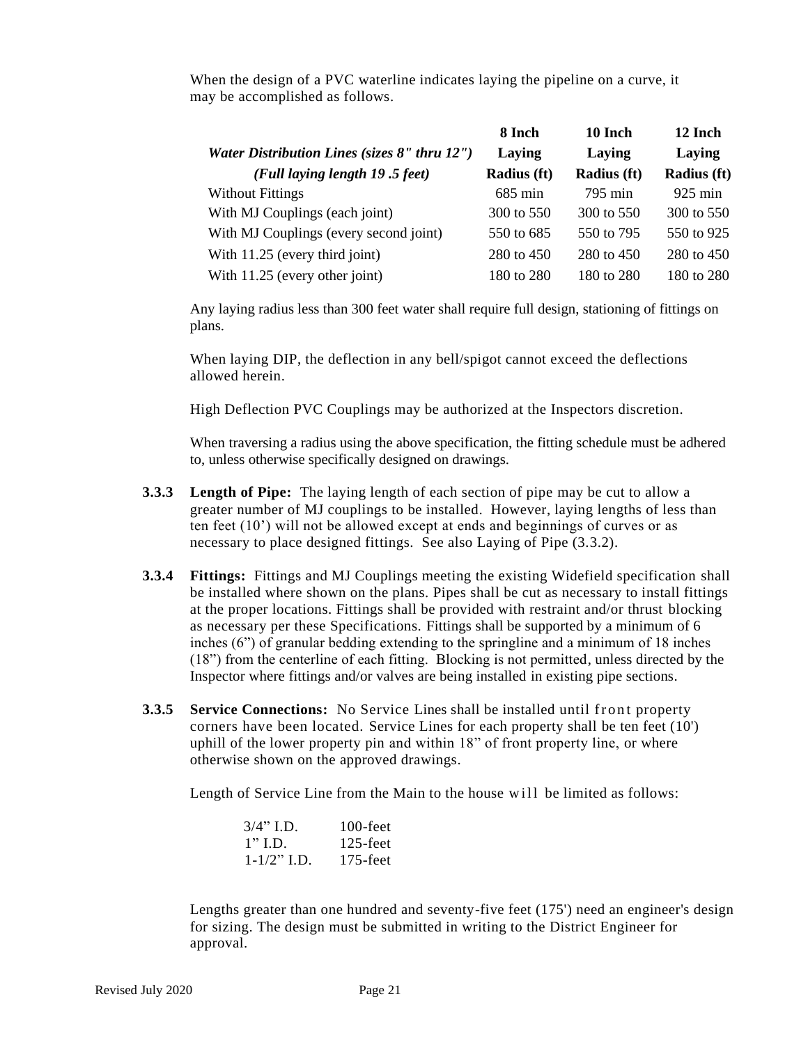When the design of a PVC waterline indicates laying the pipeline on a curve, it may be accomplished as follows.

| *Water Distribution Lines (sizes 8" thru 12")* *(Full laying length 19 .5 feet)* | **8 Inch Laying Radius (ft)** | **10 Inch Laying Radius (ft)** | **12 Inch Laying Radius (ft)** |
|---|---|---|---|
| Without Fittings | 685 min | 795 min | 925 min |
| With MJ Couplings (each joint) | 300 to 550 | 300 to 550 | 300 to 550 |
| With MJ Couplings (every second joint) | 550 to 685 | 550 to 795 | 550 to 925 |
| With 11.25 (every third joint) | 280 to 450 | 280 to 450 | 280 to 450 |
| With 11.25 (every other joint) | 180 to 280 | 180 to 280 | 180 to 280 |

Any laying radius less than 300 feet water shall require full design, stationing of fittings on plans.

When laying DIP, the deflection in any bell/spigot cannot exceed the deflections allowed herein.

High Deflection PVC Couplings may be authorized at the Inspectors discretion.

When traversing a radius using the above specification, the fitting schedule must be adhered to, unless otherwise specifically designed on drawings.

**3.3.3 Length of Pipe:** The laying length of each section of pipe may be cut to allow a greater number of MJ couplings to be installed. However, laying lengths of less than ten feet (10') will not be allowed except at ends and beginnings of curves or as necessary to place designed fittings. See also Laying of Pipe (3.3.2).

**3.3.4 Fittings:** Fittings and MJ Couplings meeting the existing Widefield specification shall be installed where shown on the plans. Pipes shall be cut as necessary to install fittings at the proper locations. Fittings shall be provided with restraint and/or thrust blocking as necessary per these Specifications. Fittings shall be supported by a minimum of 6 inches (6") of granular bedding extending to the springline and a minimum of 18 inches (18") from the centerline of each fitting. Blocking is not permitted, unless directed by the Inspector where fittings and/or valves are being installed in existing pipe sections.

**3.3.5 Service Connections:** No Service Lines shall be installed until front property corners have been located. Service Lines for each property shall be ten feet (10') uphill of the lower property pin and within 18" of front property line, or where otherwise shown on the approved drawings.

Length of Service Line from the Main to the house will be limited as follows:

| | |
|---|---|
| 3/4" I.D. | 100-feet |
| 1" I.D. | 125-feet |
| 1-1/2" I.D. | 175-feet |

Lengths greater than one hundred and seventy-five feet (175') need an engineer's design for sizing. The design must be submitted in writing to the District Engineer for approval.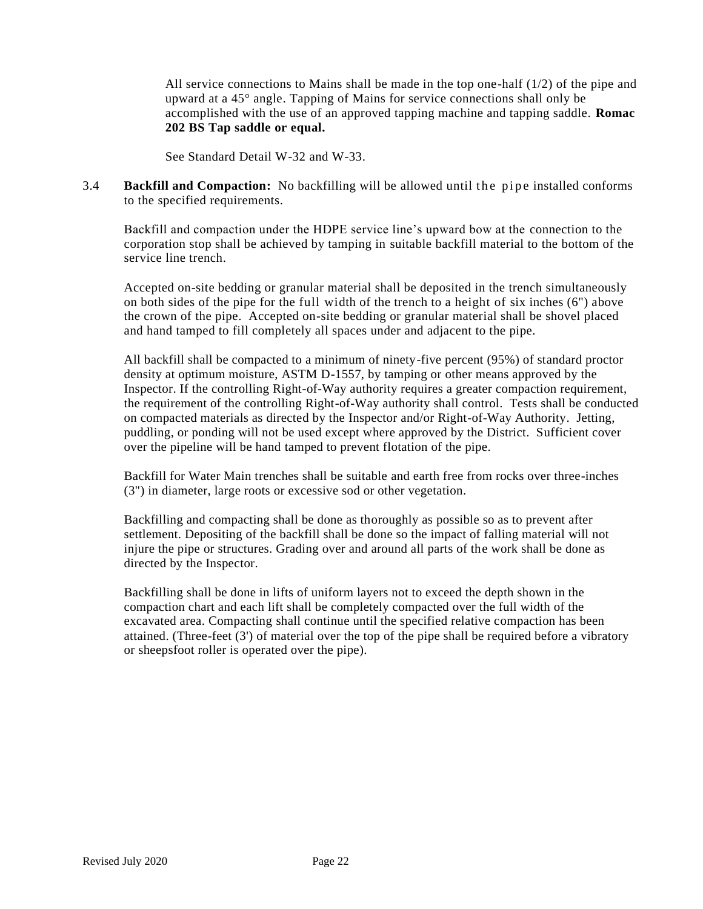All service connections to Mains shall be made in the top one-half (1/2) of the pipe and upward at a 45° angle. Tapping of Mains for service connections shall only be accomplished with the use of an approved tapping machine and tapping saddle. **Romac 202 BS Tap saddle or equal.**

See Standard Detail W-32 and W-33.

3.4 **Backfill and Compaction:** No backfilling will be allowed until the pipe installed conforms to the specified requirements.

Backfill and compaction under the HDPE service line's upward bow at the connection to the corporation stop shall be achieved by tamping in suitable backfill material to the bottom of the service line trench.

Accepted on-site bedding or granular material shall be deposited in the trench simultaneously on both sides of the pipe for the full width of the trench to a height of six inches (6") above the crown of the pipe. Accepted on-site bedding or granular material shall be shovel placed and hand tamped to fill completely all spaces under and adjacent to the pipe.

All backfill shall be compacted to a minimum of ninety-five percent (95%) of standard proctor density at optimum moisture, ASTM D-1557, by tamping or other means approved by the Inspector. If the controlling Right-of-Way authority requires a greater compaction requirement, the requirement of the controlling Right-of-Way authority shall control. Tests shall be conducted on compacted materials as directed by the Inspector and/or Right-of-Way Authority. Jetting, puddling, or ponding will not be used except where approved by the District. Sufficient cover over the pipeline will be hand tamped to prevent flotation of the pipe.

Backfill for Water Main trenches shall be suitable and earth free from rocks over three-inches (3") in diameter, large roots or excessive sod or other vegetation.

Backfilling and compacting shall be done as thoroughly as possible so as to prevent after settlement. Depositing of the backfill shall be done so the impact of falling material will not injure the pipe or structures. Grading over and around all parts of the work shall be done as directed by the Inspector.

Backfilling shall be done in lifts of uniform layers not to exceed the depth shown in the compaction chart and each lift shall be completely compacted over the full width of the excavated area. Compacting shall continue until the specified relative compaction has been attained. (Three-feet (3') of material over the top of the pipe shall be required before a vibratory or sheepsfoot roller is operated over the pipe).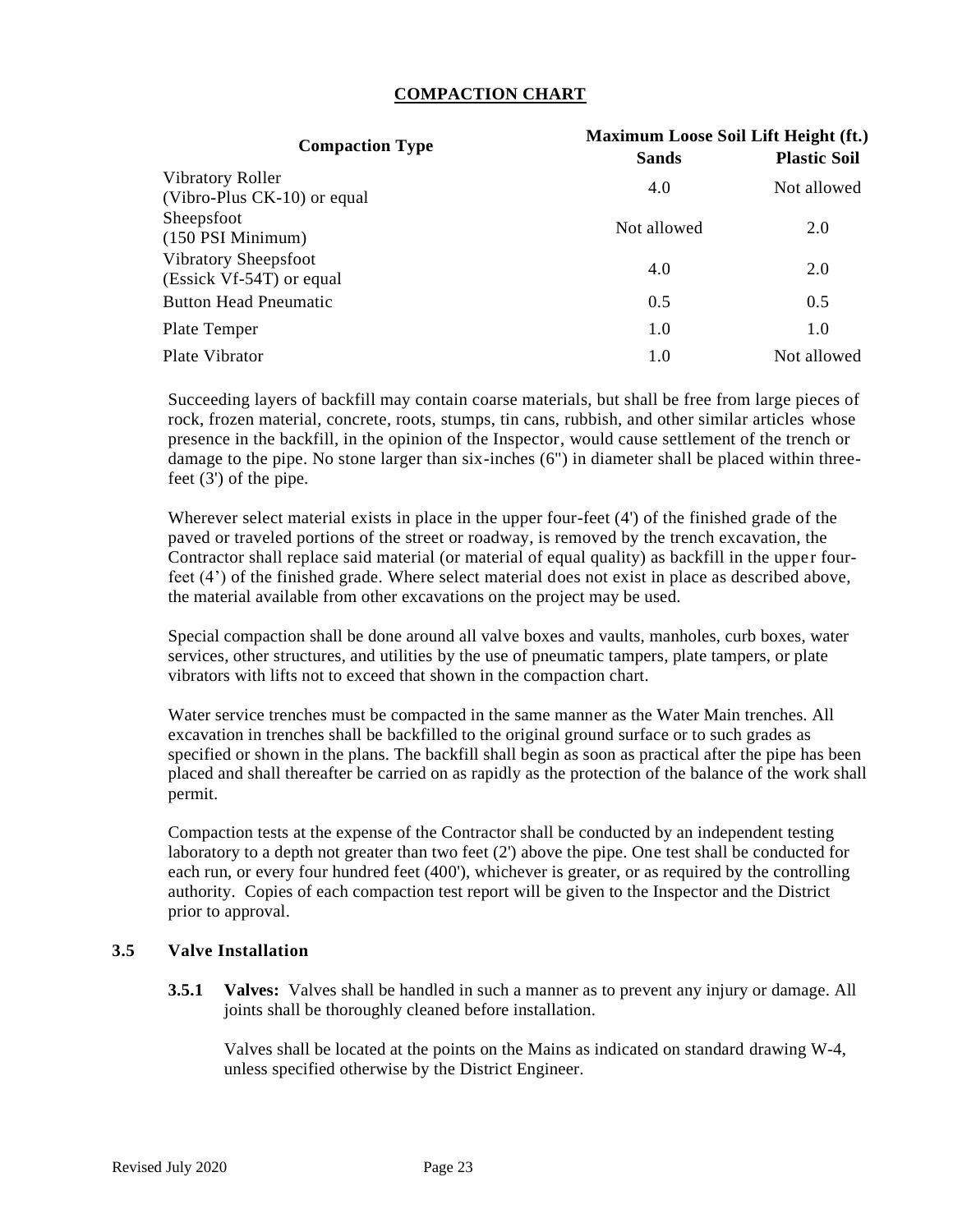## COMPACTION CHART

| Compaction Type | Maximum Loose Soil Lift Height (ft.) | |
|---|---|---|
| | Sands | Plastic Soil |
| Vibratory Roller (Vibro-Plus CK-10) or equal | 4.0 | Not allowed |
| Sheepsfoot (150 PSI Minimum) | Not allowed | 2.0 |
| Vibratory Sheepsfoot (Essick Vf-54T) or equal | 4.0 | 2.0 |
| Button Head Pneumatic | 0.5 | 0.5 |
| Plate Temper | 1.0 | 1.0 |
| Plate Vibrator | 1.0 | Not allowed |

Succeeding layers of backfill may contain coarse materials, but shall be free from large pieces of rock, frozen material, concrete, roots, stumps, tin cans, rubbish, and other similar articles whose presence in the backfill, in the opinion of the Inspector, would cause settlement of the trench or damage to the pipe. No stone larger than six-inches (6") in diameter shall be placed within three-feet (3') of the pipe.

Wherever select material exists in place in the upper four-feet (4') of the finished grade of the paved or traveled portions of the street or roadway, is removed by the trench excavation, the Contractor shall replace said material (or material of equal quality) as backfill in the upper four-feet (4') of the finished grade. Where select material does not exist in place as described above, the material available from other excavations on the project may be used.

Special compaction shall be done around all valve boxes and vaults, manholes, curb boxes, water services, other structures, and utilities by the use of pneumatic tampers, plate tampers, or plate vibrators with lifts not to exceed that shown in the compaction chart.

Water service trenches must be compacted in the same manner as the Water Main trenches. All excavation in trenches shall be backfilled to the original ground surface or to such grades as specified or shown in the plans. The backfill shall begin as soon as practical after the pipe has been placed and shall thereafter be carried on as rapidly as the protection of the balance of the work shall permit.

Compaction tests at the expense of the Contractor shall be conducted by an independent testing laboratory to a depth not greater than two feet (2') above the pipe. One test shall be conducted for each run, or every four hundred feet (400'), whichever is greater, or as required by the controlling authority. Copies of each compaction test report will be given to the Inspector and the District prior to approval.

### 3.5 Valve Installation

**3.5.1 Valves:** Valves shall be handled in such a manner as to prevent any injury or damage. All joints shall be thoroughly cleaned before installation.

Valves shall be located at the points on the Mains as indicated on standard drawing W-4, unless specified otherwise by the District Engineer.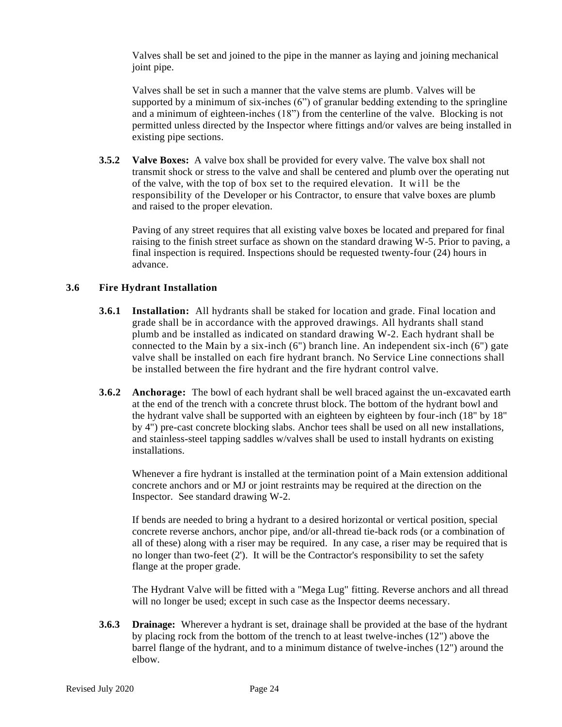Valves shall be set and joined to the pipe in the manner as laying and joining mechanical joint pipe.

Valves shall be set in such a manner that the valve stems are plumb. Valves will be supported by a minimum of six-inches (6") of granular bedding extending to the springline and a minimum of eighteen-inches (18") from the centerline of the valve. Blocking is not permitted unless directed by the Inspector where fittings and/or valves are being installed in existing pipe sections.

**3.5.2 Valve Boxes:** A valve box shall be provided for every valve. The valve box shall not transmit shock or stress to the valve and shall be centered and plumb over the operating nut of the valve, with the top of box set to the required elevation. It will be the responsibility of the Developer or his Contractor, to ensure that valve boxes are plumb and raised to the proper elevation.

Paving of any street requires that all existing valve boxes be located and prepared for final raising to the finish street surface as shown on the standard drawing W-5. Prior to paving, a final inspection is required. Inspections should be requested twenty-four (24) hours in advance.

### 3.6 Fire Hydrant Installation

**3.6.1 Installation:** All hydrants shall be staked for location and grade. Final location and grade shall be in accordance with the approved drawings. All hydrants shall stand plumb and be installed as indicated on standard drawing W-2. Each hydrant shall be connected to the Main by a six-inch (6") branch line. An independent six-inch (6") gate valve shall be installed on each fire hydrant branch. No Service Line connections shall be installed between the fire hydrant and the fire hydrant control valve.

**3.6.2 Anchorage:** The bowl of each hydrant shall be well braced against the un-excavated earth at the end of the trench with a concrete thrust block. The bottom of the hydrant bowl and the hydrant valve shall be supported with an eighteen by eighteen by four-inch (18" by 18" by 4") pre-cast concrete blocking slabs. Anchor tees shall be used on all new installations, and stainless-steel tapping saddles w/valves shall be used to install hydrants on existing installations.

Whenever a fire hydrant is installed at the termination point of a Main extension additional concrete anchors and or MJ or joint restraints may be required at the direction on the Inspector. See standard drawing W-2.

If bends are needed to bring a hydrant to a desired horizontal or vertical position, special concrete reverse anchors, anchor pipe, and/or all-thread tie-back rods (or a combination of all of these) along with a riser may be required. In any case, a riser may be required that is no longer than two-feet (2'). It will be the Contractor's responsibility to set the safety flange at the proper grade.

The Hydrant Valve will be fitted with a "Mega Lug" fitting. Reverse anchors and all thread will no longer be used; except in such case as the Inspector deems necessary.

**3.6.3 Drainage:** Wherever a hydrant is set, drainage shall be provided at the base of the hydrant by placing rock from the bottom of the trench to at least twelve-inches (12") above the barrel flange of the hydrant, and to a minimum distance of twelve-inches (12") around the elbow.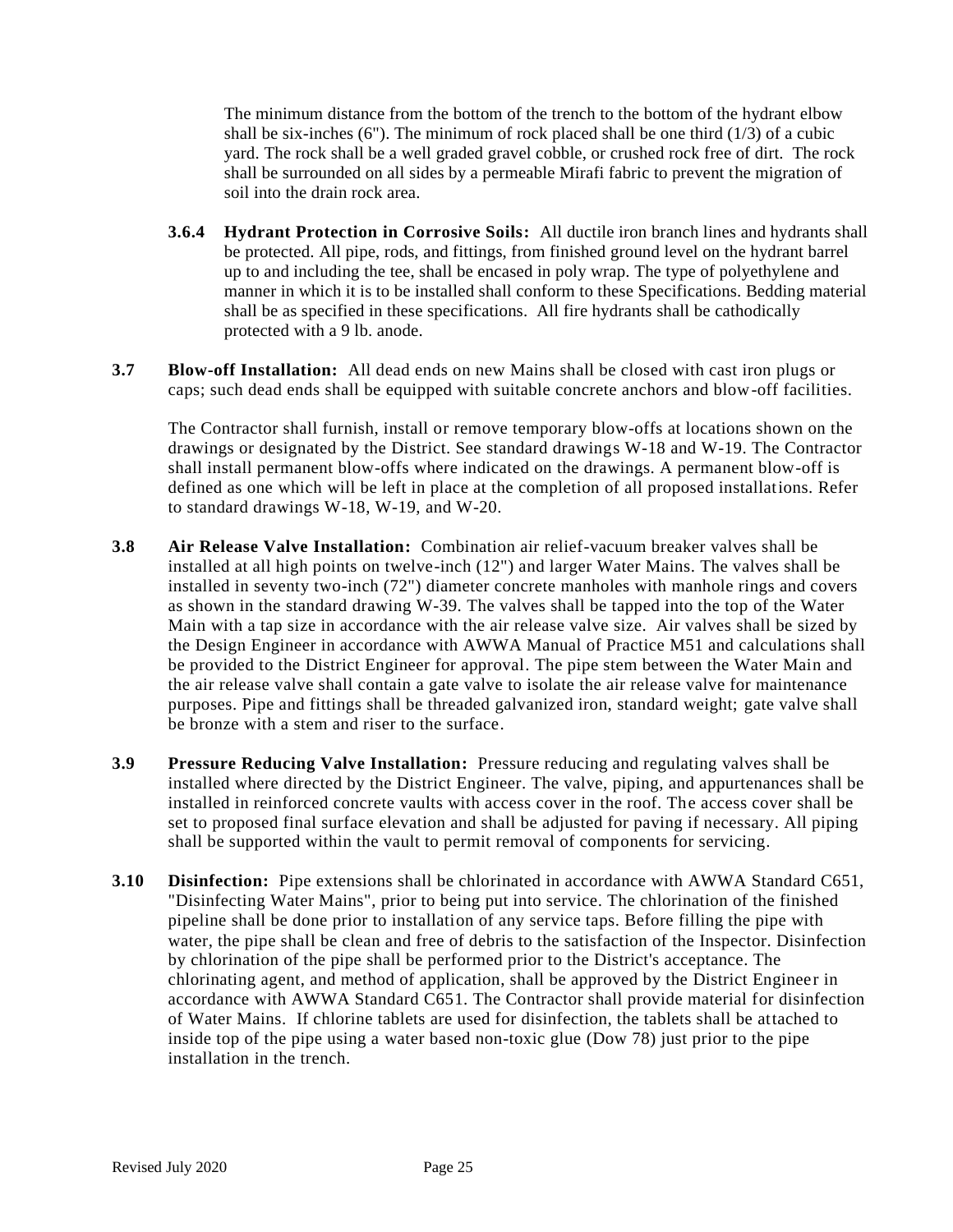The minimum distance from the bottom of the trench to the bottom of the hydrant elbow shall be six-inches (6"). The minimum of rock placed shall be one third (1/3) of a cubic yard. The rock shall be a well graded gravel cobble, or crushed rock free of dirt. The rock shall be surrounded on all sides by a permeable Mirafi fabric to prevent the migration of soil into the drain rock area.

**3.6.4 Hydrant Protection in Corrosive Soils:** All ductile iron branch lines and hydrants shall be protected. All pipe, rods, and fittings, from finished ground level on the hydrant barrel up to and including the tee, shall be encased in poly wrap. The type of polyethylene and manner in which it is to be installed shall conform to these Specifications. Bedding material shall be as specified in these specifications. All fire hydrants shall be cathodically protected with a 9 lb. anode.

**3.7 Blow-off Installation:** All dead ends on new Mains shall be closed with cast iron plugs or caps; such dead ends shall be equipped with suitable concrete anchors and blow-off facilities.

The Contractor shall furnish, install or remove temporary blow-offs at locations shown on the drawings or designated by the District. See standard drawings W-18 and W-19. The Contractor shall install permanent blow-offs where indicated on the drawings. A permanent blow-off is defined as one which will be left in place at the completion of all proposed installations. Refer to standard drawings W-18, W-19, and W-20.

**3.8 Air Release Valve Installation:** Combination air relief-vacuum breaker valves shall be installed at all high points on twelve-inch (12") and larger Water Mains. The valves shall be installed in seventy two-inch (72") diameter concrete manholes with manhole rings and covers as shown in the standard drawing W-39. The valves shall be tapped into the top of the Water Main with a tap size in accordance with the air release valve size. Air valves shall be sized by the Design Engineer in accordance with AWWA Manual of Practice M51 and calculations shall be provided to the District Engineer for approval. The pipe stem between the Water Main and the air release valve shall contain a gate valve to isolate the air release valve for maintenance purposes. Pipe and fittings shall be threaded galvanized iron, standard weight; gate valve shall be bronze with a stem and riser to the surface.

**3.9 Pressure Reducing Valve Installation:** Pressure reducing and regulating valves shall be installed where directed by the District Engineer. The valve, piping, and appurtenances shall be installed in reinforced concrete vaults with access cover in the roof. The access cover shall be set to proposed final surface elevation and shall be adjusted for paving if necessary. All piping shall be supported within the vault to permit removal of components for servicing.

**3.10 Disinfection:** Pipe extensions shall be chlorinated in accordance with AWWA Standard C651, "Disinfecting Water Mains", prior to being put into service. The chlorination of the finished pipeline shall be done prior to installation of any service taps. Before filling the pipe with water, the pipe shall be clean and free of debris to the satisfaction of the Inspector. Disinfection by chlorination of the pipe shall be performed prior to the District's acceptance. The chlorinating agent, and method of application, shall be approved by the District Engineer in accordance with AWWA Standard C651. The Contractor shall provide material for disinfection of Water Mains. If chlorine tablets are used for disinfection, the tablets shall be attached to inside top of the pipe using a water based non-toxic glue (Dow 78) just prior to the pipe installation in the trench.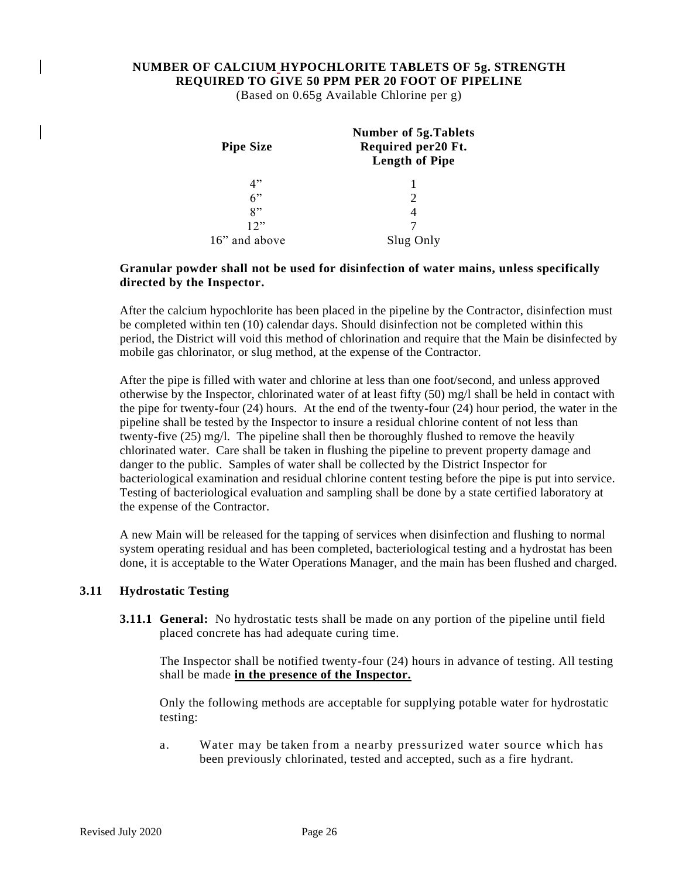**NUMBER OF CALCIUM HYPOCHLORITE TABLETS OF 5g. STRENGTH REQUIRED TO GIVE 50 PPM PER 20 FOOT OF PIPELINE**

(Based on 0.65g Available Chlorine per g)

| Pipe Size | Number of 5g.Tablets Required per20 Ft. Length of Pipe |
|---|---|
| 4” | 1 |
| 6” | 2 |
| 8” | 4 |
| 12” | 7 |
| 16” and above | Slug Only |

**Granular powder shall not be used for disinfection of water mains, unless specifically directed by the Inspector.**

After the calcium hypochlorite has been placed in the pipeline by the Contractor, disinfection must be completed within ten (10) calendar days. Should disinfection not be completed within this period, the District will void this method of chlorination and require that the Main be disinfected by mobile gas chlorinator, or slug method, at the expense of the Contractor.

After the pipe is filled with water and chlorine at less than one foot/second, and unless approved otherwise by the Inspector, chlorinated water of at least fifty (50) mg/l shall be held in contact with the pipe for twenty-four (24) hours. At the end of the twenty-four (24) hour period, the water in the pipeline shall be tested by the Inspector to insure a residual chlorine content of not less than twenty-five (25) mg/l. The pipeline shall then be thoroughly flushed to remove the heavily chlorinated water. Care shall be taken in flushing the pipeline to prevent property damage and danger to the public. Samples of water shall be collected by the District Inspector for bacteriological examination and residual chlorine content testing before the pipe is put into service. Testing of bacteriological evaluation and sampling shall be done by a state certified laboratory at the expense of the Contractor.

A new Main will be released for the tapping of services when disinfection and flushing to normal system operating residual and has been completed, bacteriological testing and a hydrostat has been done, it is acceptable to the Water Operations Manager, and the main has been flushed and charged.

## 3.11 Hydrostatic Testing

**3.11.1 General:** No hydrostatic tests shall be made on any portion of the pipeline until field placed concrete has had adequate curing time.

The Inspector shall be notified twenty-four (24) hours in advance of testing. All testing shall be made **in the presence of the Inspector.**

Only the following methods are acceptable for supplying potable water for hydrostatic testing:

a. Water may be taken from a nearby pressurized water source which has been previously chlorinated, tested and accepted, such as a fire hydrant.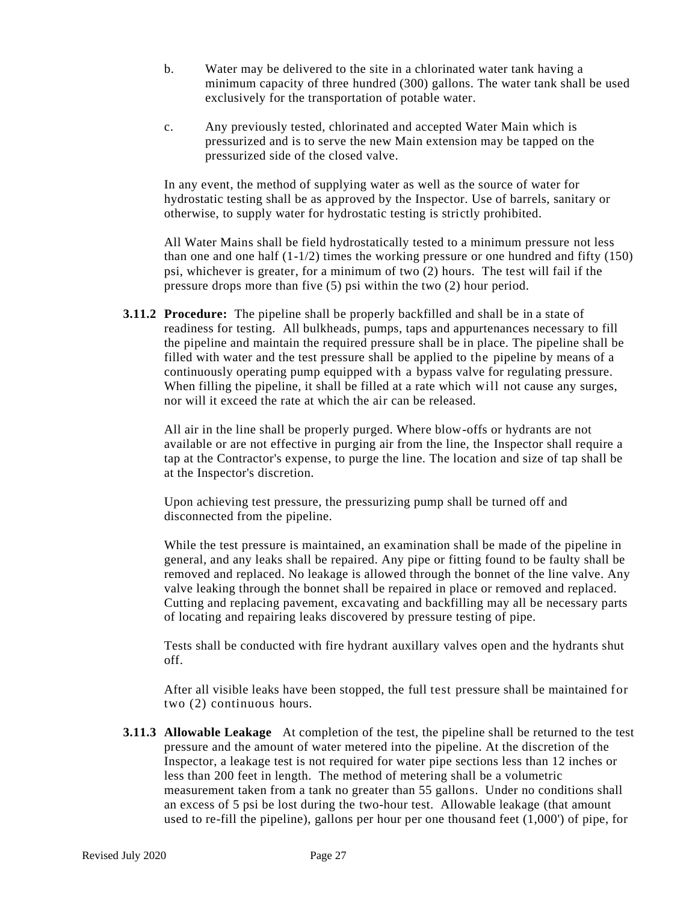b. Water may be delivered to the site in a chlorinated water tank having a minimum capacity of three hundred (300) gallons. The water tank shall be used exclusively for the transportation of potable water.

c. Any previously tested, chlorinated and accepted Water Main which is pressurized and is to serve the new Main extension may be tapped on the pressurized side of the closed valve.

In any event, the method of supplying water as well as the source of water for hydrostatic testing shall be as approved by the Inspector. Use of barrels, sanitary or otherwise, to supply water for hydrostatic testing is strictly prohibited.

All Water Mains shall be field hydrostatically tested to a minimum pressure not less than one and one half (1-1/2) times the working pressure or one hundred and fifty (150) psi, whichever is greater, for a minimum of two (2) hours. The test will fail if the pressure drops more than five (5) psi within the two (2) hour period.

**3.11.2 Procedure:** The pipeline shall be properly backfilled and shall be in a state of readiness for testing. All bulkheads, pumps, taps and appurtenances necessary to fill the pipeline and maintain the required pressure shall be in place. The pipeline shall be filled with water and the test pressure shall be applied to the pipeline by means of a continuously operating pump equipped with a bypass valve for regulating pressure. When filling the pipeline, it shall be filled at a rate which will not cause any surges, nor will it exceed the rate at which the air can be released.

All air in the line shall be properly purged. Where blow-offs or hydrants are not available or are not effective in purging air from the line, the Inspector shall require a tap at the Contractor's expense, to purge the line. The location and size of tap shall be at the Inspector's discretion.

Upon achieving test pressure, the pressurizing pump shall be turned off and disconnected from the pipeline.

While the test pressure is maintained, an examination shall be made of the pipeline in general, and any leaks shall be repaired. Any pipe or fitting found to be faulty shall be removed and replaced. No leakage is allowed through the bonnet of the line valve. Any valve leaking through the bonnet shall be repaired in place or removed and replaced. Cutting and replacing pavement, excavating and backfilling may all be necessary parts of locating and repairing leaks discovered by pressure testing of pipe.

Tests shall be conducted with fire hydrant auxillary valves open and the hydrants shut off.

After all visible leaks have been stopped, the full test pressure shall be maintained for two (2) continuous hours.

**3.11.3 Allowable Leakage** At completion of the test, the pipeline shall be returned to the test pressure and the amount of water metered into the pipeline. At the discretion of the Inspector, a leakage test is not required for water pipe sections less than 12 inches or less than 200 feet in length. The method of metering shall be a volumetric measurement taken from a tank no greater than 55 gallons. Under no conditions shall an excess of 5 psi be lost during the two-hour test. Allowable leakage (that amount used to re-fill the pipeline), gallons per hour per one thousand feet (1,000') of pipe, for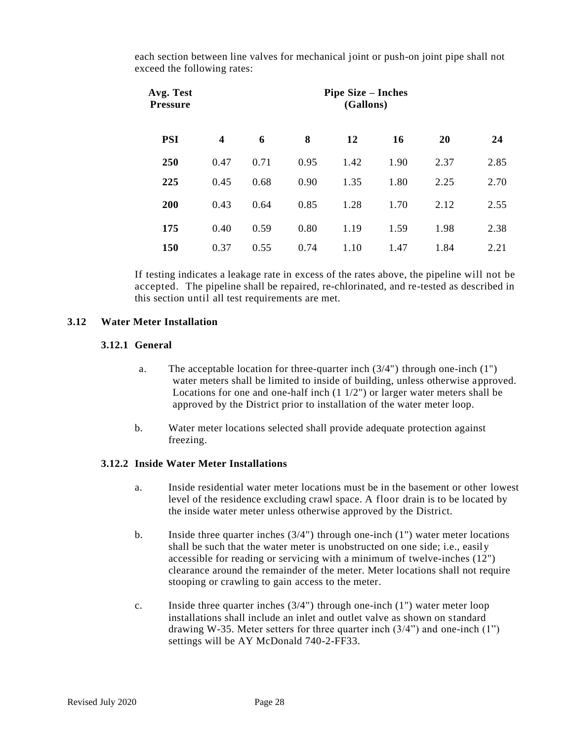each section between line valves for mechanical joint or push-on joint pipe shall not exceed the following rates:

| Avg. Test Pressure | Pipe Size – Inches (Gallons) | | | | | | |
|---|---|---|---|---|---|---|---|
| **PSI** | **4** | **6** | **8** | **12** | **16** | **20** | **24** |
| **250** | 0.47 | 0.71 | 0.95 | 1.42 | 1.90 | 2.37 | 2.85 |
| **225** | 0.45 | 0.68 | 0.90 | 1.35 | 1.80 | 2.25 | 2.70 |
| **200** | 0.43 | 0.64 | 0.85 | 1.28 | 1.70 | 2.12 | 2.55 |
| **175** | 0.40 | 0.59 | 0.80 | 1.19 | 1.59 | 1.98 | 2.38 |
| **150** | 0.37 | 0.55 | 0.74 | 1.10 | 1.47 | 1.84 | 2.21 |

If testing indicates a leakage rate in excess of the rates above, the pipeline will not be accepted. The pipeline shall be repaired, re-chlorinated, and re-tested as described in this section until all test requirements are met.

## 3.12 Water Meter Installation

### 3.12.1 General

a. The acceptable location for three-quarter inch (3/4") through one-inch (1") water meters shall be limited to inside of building, unless otherwise approved. Locations for one and one-half inch (1 1/2") or larger water meters shall be approved by the District prior to installation of the water meter loop.

b. Water meter locations selected shall provide adequate protection against freezing.

### 3.12.2 Inside Water Meter Installations

a. Inside residential water meter locations must be in the basement or other lowest level of the residence excluding crawl space. A floor drain is to be located by the inside water meter unless otherwise approved by the District.

b. Inside three quarter inches (3/4") through one-inch (1") water meter locations shall be such that the water meter is unobstructed on one side; i.e., easily accessible for reading or servicing with a minimum of twelve-inches (12") clearance around the remainder of the meter. Meter locations shall not require stooping or crawling to gain access to the meter.

c. Inside three quarter inches (3/4") through one-inch (1") water meter loop installations shall include an inlet and outlet valve as shown on standard drawing W-35. Meter setters for three quarter inch (3/4") and one-inch (1") settings will be AY McDonald 740-2-FF33.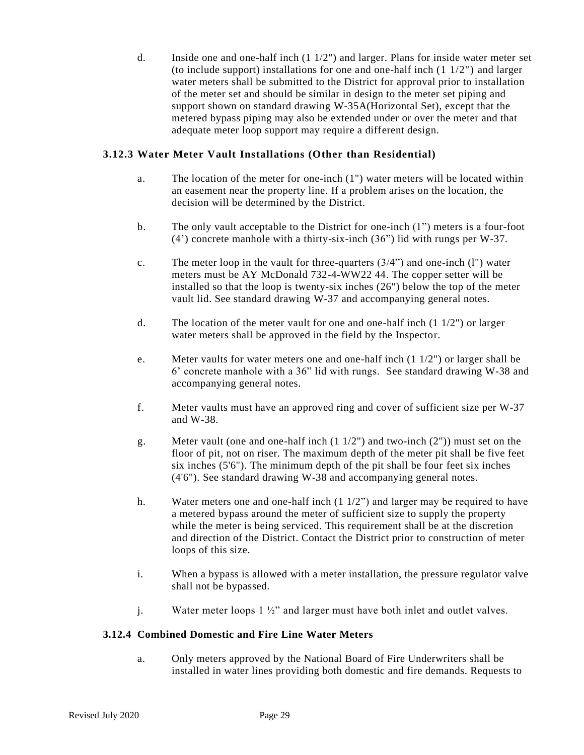d. Inside one and one-half inch (1 1/2") and larger. Plans for inside water meter set (to include support) installations for one and one-half inch (1 1/2") and larger water meters shall be submitted to the District for approval prior to installation of the meter set and should be similar in design to the meter set piping and support shown on standard drawing W-35A(Horizontal Set), except that the metered bypass piping may also be extended under or over the meter and that adequate meter loop support may require a different design.

### 3.12.3 Water Meter Vault Installations (Other than Residential)

a. The location of the meter for one-inch (1") water meters will be located within an easement near the property line. If a problem arises on the location, the decision will be determined by the District.

b. The only vault acceptable to the District for one-inch (1") meters is a four-foot (4') concrete manhole with a thirty-six-inch (36") lid with rungs per W-37.

c. The meter loop in the vault for three-quarters (3/4") and one-inch (l") water meters must be AY McDonald 732-4-WW22 44. The copper setter will be installed so that the loop is twenty-six inches (26") below the top of the meter vault lid. See standard drawing W-37 and accompanying general notes.

d. The location of the meter vault for one and one-half inch (1 1/2") or larger water meters shall be approved in the field by the Inspector.

e. Meter vaults for water meters one and one-half inch (1 1/2") or larger shall be 6' concrete manhole with a 36" lid with rungs. See standard drawing W-38 and accompanying general notes.

f. Meter vaults must have an approved ring and cover of sufficient size per W-37 and W-38.

g. Meter vault (one and one-half inch (1 1/2") and two-inch (2")) must set on the floor of pit, not on riser. The maximum depth of the meter pit shall be five feet six inches (5'6"). The minimum depth of the pit shall be four feet six inches (4'6"). See standard drawing W-38 and accompanying general notes.

h. Water meters one and one-half inch (1 1/2") and larger may be required to have a metered bypass around the meter of sufficient size to supply the property while the meter is being serviced. This requirement shall be at the discretion and direction of the District. Contact the District prior to construction of meter loops of this size.

i. When a bypass is allowed with a meter installation, the pressure regulator valve shall not be bypassed.

j. Water meter loops 1 ½" and larger must have both inlet and outlet valves.

### 3.12.4 Combined Domestic and Fire Line Water Meters

a. Only meters approved by the National Board of Fire Underwriters shall be installed in water lines providing both domestic and fire demands. Requests to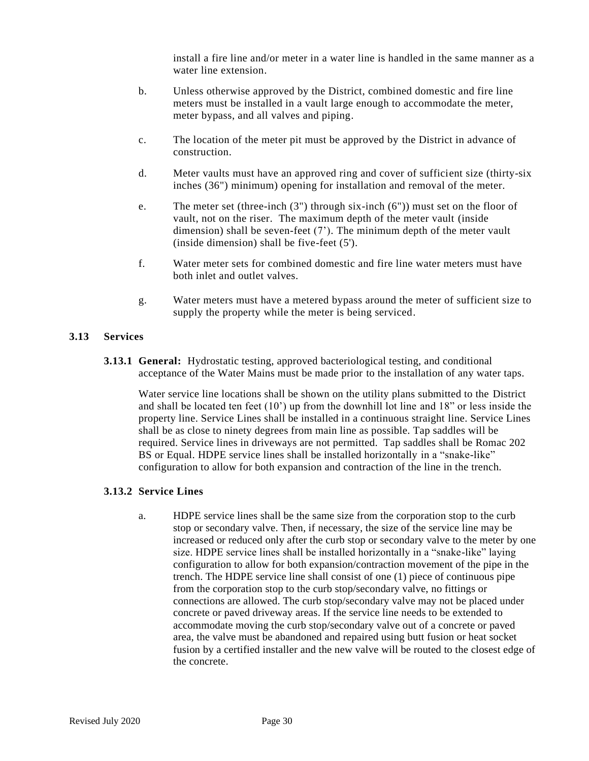install a fire line and/or meter in a water line is handled in the same manner as a water line extension.

b. Unless otherwise approved by the District, combined domestic and fire line meters must be installed in a vault large enough to accommodate the meter, meter bypass, and all valves and piping.

c. The location of the meter pit must be approved by the District in advance of construction.

d. Meter vaults must have an approved ring and cover of sufficient size (thirty-six inches (36") minimum) opening for installation and removal of the meter.

e. The meter set (three-inch (3") through six-inch (6")) must set on the floor of vault, not on the riser. The maximum depth of the meter vault (inside dimension) shall be seven-feet (7'). The minimum depth of the meter vault (inside dimension) shall be five-feet (5').

f. Water meter sets for combined domestic and fire line water meters must have both inlet and outlet valves.

g. Water meters must have a metered bypass around the meter of sufficient size to supply the property while the meter is being serviced.

## 3.13 Services

### 3.13.1 General:

Hydrostatic testing, approved bacteriological testing, and conditional acceptance of the Water Mains must be made prior to the installation of any water taps.

Water service line locations shall be shown on the utility plans submitted to the District and shall be located ten feet (10') up from the downhill lot line and 18" or less inside the property line. Service Lines shall be installed in a continuous straight line. Service Lines shall be as close to ninety degrees from main line as possible. Tap saddles will be required. Service lines in driveways are not permitted. Tap saddles shall be Romac 202 BS or Equal. HDPE service lines shall be installed horizontally in a "snake-like" configuration to allow for both expansion and contraction of the line in the trench.

### 3.13.2 Service Lines

a. HDPE service lines shall be the same size from the corporation stop to the curb stop or secondary valve. Then, if necessary, the size of the service line may be increased or reduced only after the curb stop or secondary valve to the meter by one size. HDPE service lines shall be installed horizontally in a "snake-like" laying configuration to allow for both expansion/contraction movement of the pipe in the trench. The HDPE service line shall consist of one (1) piece of continuous pipe from the corporation stop to the curb stop/secondary valve, no fittings or connections are allowed. The curb stop/secondary valve may not be placed under concrete or paved driveway areas. If the service line needs to be extended to accommodate moving the curb stop/secondary valve out of a concrete or paved area, the valve must be abandoned and repaired using butt fusion or heat socket fusion by a certified installer and the new valve will be routed to the closest edge of the concrete.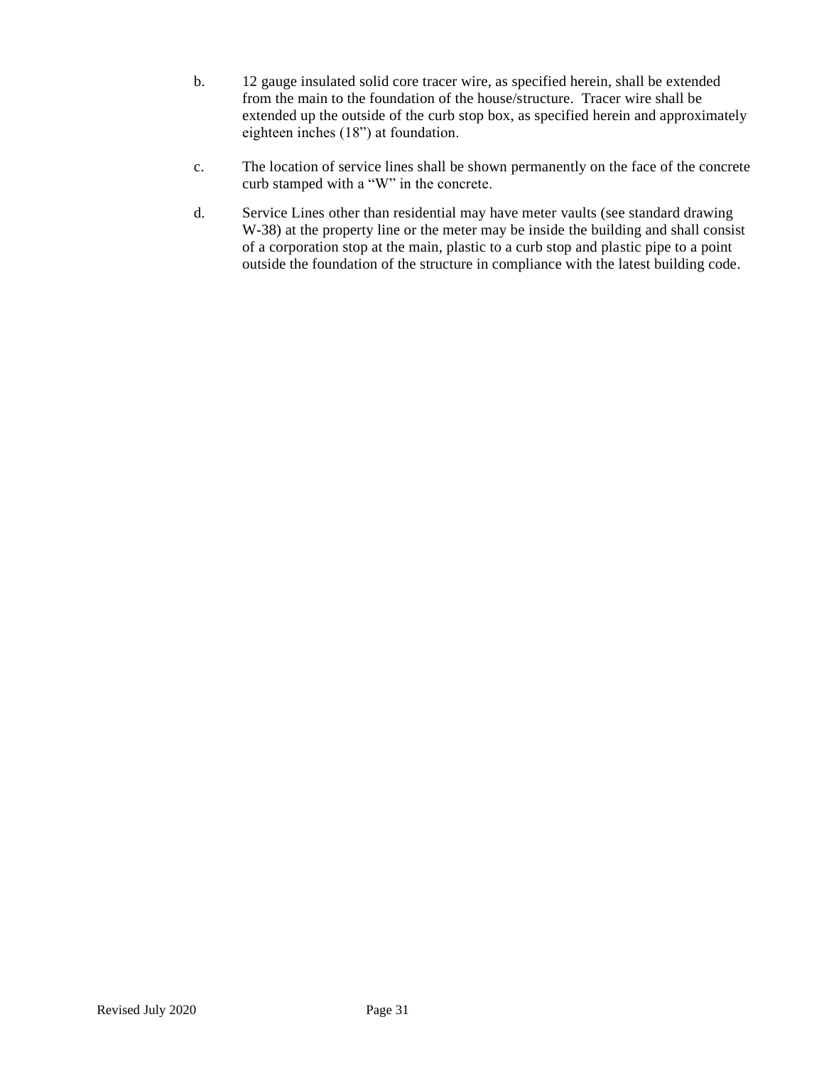b. 12 gauge insulated solid core tracer wire, as specified herein, shall be extended from the main to the foundation of the house/structure. Tracer wire shall be extended up the outside of the curb stop box, as specified herein and approximately eighteen inches (18") at foundation.

c. The location of service lines shall be shown permanently on the face of the concrete curb stamped with a "W" in the concrete.

d. Service Lines other than residential may have meter vaults (see standard drawing W-38) at the property line or the meter may be inside the building and shall consist of a corporation stop at the main, plastic to a curb stop and plastic pipe to a point outside the foundation of the structure in compliance with the latest building code.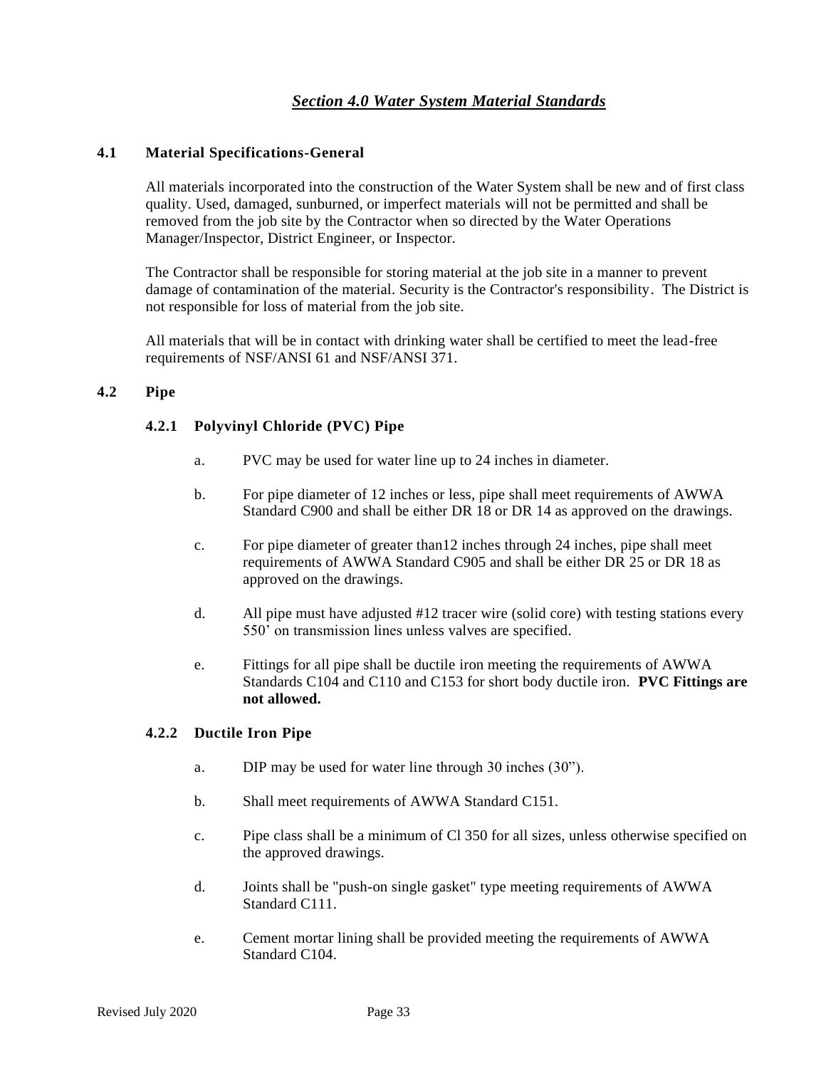# *Section 4.0 Water System Material Standards*

## 4.1 Material Specifications-General

All materials incorporated into the construction of the Water System shall be new and of first class quality. Used, damaged, sunburned, or imperfect materials will not be permitted and shall be removed from the job site by the Contractor when so directed by the Water Operations Manager/Inspector, District Engineer, or Inspector.

The Contractor shall be responsible for storing material at the job site in a manner to prevent damage of contamination of the material. Security is the Contractor's responsibility. The District is not responsible for loss of material from the job site.

All materials that will be in contact with drinking water shall be certified to meet the lead-free requirements of NSF/ANSI 61 and NSF/ANSI 371.

## 4.2 Pipe

### 4.2.1 Polyvinyl Chloride (PVC) Pipe

a. PVC may be used for water line up to 24 inches in diameter.

b. For pipe diameter of 12 inches or less, pipe shall meet requirements of AWWA Standard C900 and shall be either DR 18 or DR 14 as approved on the drawings.

c. For pipe diameter of greater than12 inches through 24 inches, pipe shall meet requirements of AWWA Standard C905 and shall be either DR 25 or DR 18 as approved on the drawings.

d. All pipe must have adjusted #12 tracer wire (solid core) with testing stations every 550' on transmission lines unless valves are specified.

e. Fittings for all pipe shall be ductile iron meeting the requirements of AWWA Standards C104 and C110 and C153 for short body ductile iron. **PVC Fittings are not allowed.**

### 4.2.2 Ductile Iron Pipe

a. DIP may be used for water line through 30 inches (30").

b. Shall meet requirements of AWWA Standard C151.

c. Pipe class shall be a minimum of Cl 350 for all sizes, unless otherwise specified on the approved drawings.

d. Joints shall be "push-on single gasket" type meeting requirements of AWWA Standard C111.

e. Cement mortar lining shall be provided meeting the requirements of AWWA Standard C104.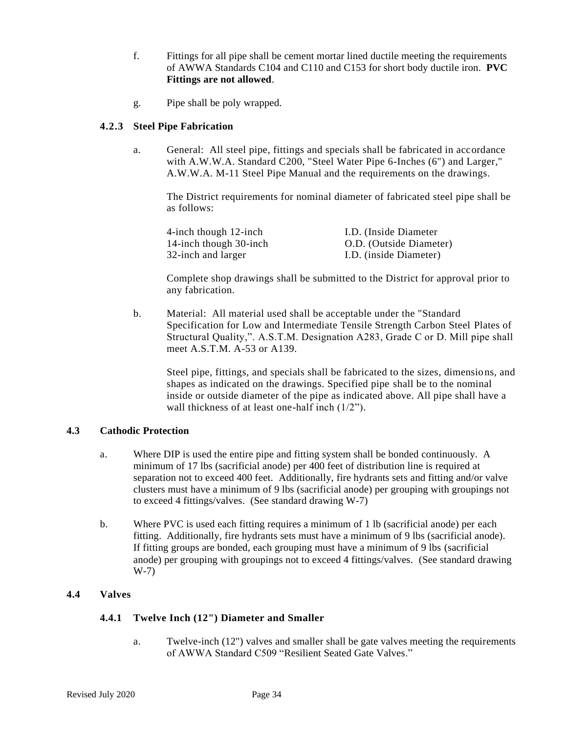f. Fittings for all pipe shall be cement mortar lined ductile meeting the requirements of AWWA Standards C104 and C110 and C153 for short body ductile iron. **PVC Fittings are not allowed**.

g. Pipe shall be poly wrapped.

### 4.2.3 Steel Pipe Fabrication

a. General: All steel pipe, fittings and specials shall be fabricated in accordance with A.W.W.A. Standard C200, "Steel Water Pipe 6-Inches (6") and Larger," A.W.W.A. M-11 Steel Pipe Manual and the requirements on the drawings.

The District requirements for nominal diameter of fabricated steel pipe shall be as follows:

| | |
|---|---|
| 4-inch though 12-inch | I.D. (Inside Diameter |
| 14-inch though 30-inch | O.D. (Outside Diameter) |
| 32-inch and larger | I.D. (inside Diameter) |

Complete shop drawings shall be submitted to the District for approval prior to any fabrication.

b. Material: All material used shall be acceptable under the "Standard Specification for Low and Intermediate Tensile Strength Carbon Steel Plates of Structural Quality,". A.S.T.M. Designation A283, Grade C or D. Mill pipe shall meet A.S.T.M. A-53 or A139.

Steel pipe, fittings, and specials shall be fabricated to the sizes, dimensions, and shapes as indicated on the drawings. Specified pipe shall be to the nominal inside or outside diameter of the pipe as indicated above. All pipe shall have a wall thickness of at least one-half inch (1/2").

## 4.3 Cathodic Protection

a. Where DIP is used the entire pipe and fitting system shall be bonded continuously. A minimum of 17 lbs (sacrificial anode) per 400 feet of distribution line is required at separation not to exceed 400 feet. Additionally, fire hydrants sets and fitting and/or valve clusters must have a minimum of 9 lbs (sacrificial anode) per grouping with groupings not to exceed 4 fittings/valves. (See standard drawing W-7)

b. Where PVC is used each fitting requires a minimum of 1 lb (sacrificial anode) per each fitting. Additionally, fire hydrants sets must have a minimum of 9 lbs (sacrificial anode). If fitting groups are bonded, each grouping must have a minimum of 9 lbs (sacrificial anode) per grouping with groupings not to exceed 4 fittings/valves. (See standard drawing W-7)

## 4.4 Valves

### 4.4.1 Twelve Inch (12") Diameter and Smaller

a. Twelve-inch (12") valves and smaller shall be gate valves meeting the requirements of AWWA Standard C509 "Resilient Seated Gate Valves."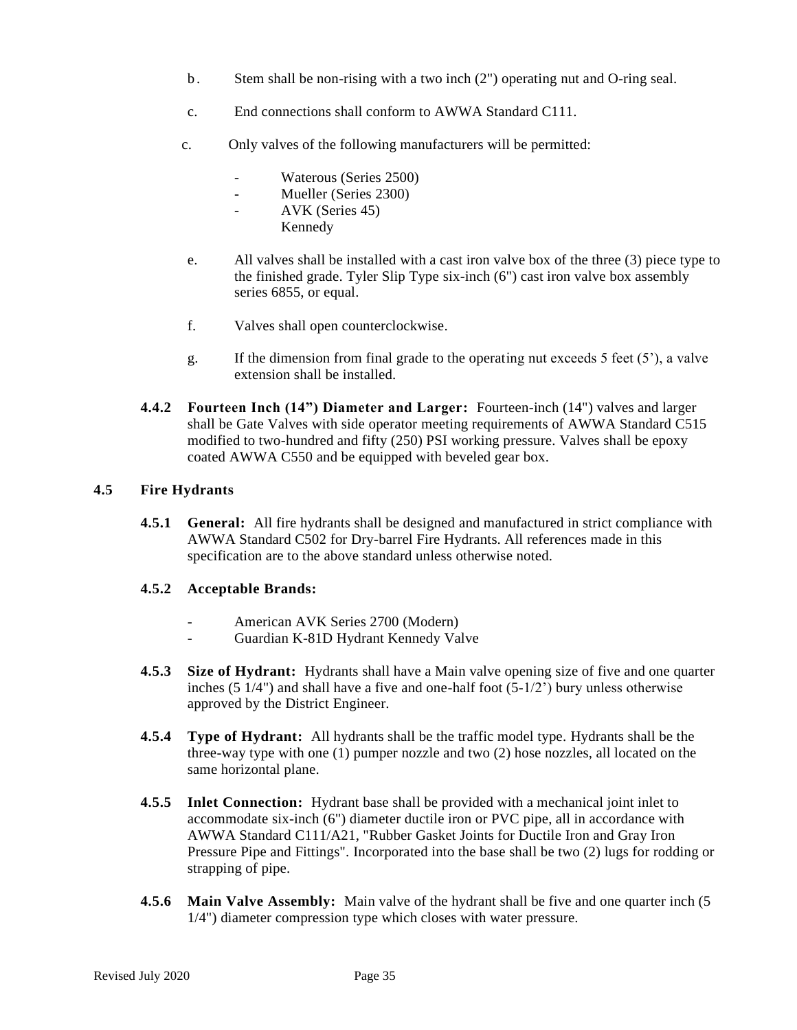b. Stem shall be non-rising with a two inch (2") operating nut and O-ring seal.

c. End connections shall conform to AWWA Standard C111.

c. Only valves of the following manufacturers will be permitted:

- Waterous (Series 2500)
- Mueller (Series 2300)
- AVK (Series 45)
  Kennedy

e. All valves shall be installed with a cast iron valve box of the three (3) piece type to the finished grade. Tyler Slip Type six-inch (6") cast iron valve box assembly series 6855, or equal.

f. Valves shall open counterclockwise.

g. If the dimension from final grade to the operating nut exceeds 5 feet (5'), a valve extension shall be installed.

**4.4.2 Fourteen Inch (14") Diameter and Larger:** Fourteen-inch (14") valves and larger shall be Gate Valves with side operator meeting requirements of AWWA Standard C515 modified to two-hundred and fifty (250) PSI working pressure. Valves shall be epoxy coated AWWA C550 and be equipped with beveled gear box.

## 4.5 Fire Hydrants

**4.5.1 General:** All fire hydrants shall be designed and manufactured in strict compliance with AWWA Standard C502 for Dry-barrel Fire Hydrants. All references made in this specification are to the above standard unless otherwise noted.

**4.5.2 Acceptable Brands:**

- American AVK Series 2700 (Modern)
- Guardian K-81D Hydrant Kennedy Valve

**4.5.3 Size of Hydrant:** Hydrants shall have a Main valve opening size of five and one quarter inches (5 1/4") and shall have a five and one-half foot (5-1/2') bury unless otherwise approved by the District Engineer.

**4.5.4 Type of Hydrant:** All hydrants shall be the traffic model type. Hydrants shall be the three-way type with one (1) pumper nozzle and two (2) hose nozzles, all located on the same horizontal plane.

**4.5.5 Inlet Connection:** Hydrant base shall be provided with a mechanical joint inlet to accommodate six-inch (6") diameter ductile iron or PVC pipe, all in accordance with AWWA Standard C111/A21, "Rubber Gasket Joints for Ductile Iron and Gray Iron Pressure Pipe and Fittings". Incorporated into the base shall be two (2) lugs for rodding or strapping of pipe.

**4.5.6 Main Valve Assembly:** Main valve of the hydrant shall be five and one quarter inch (5 1/4") diameter compression type which closes with water pressure.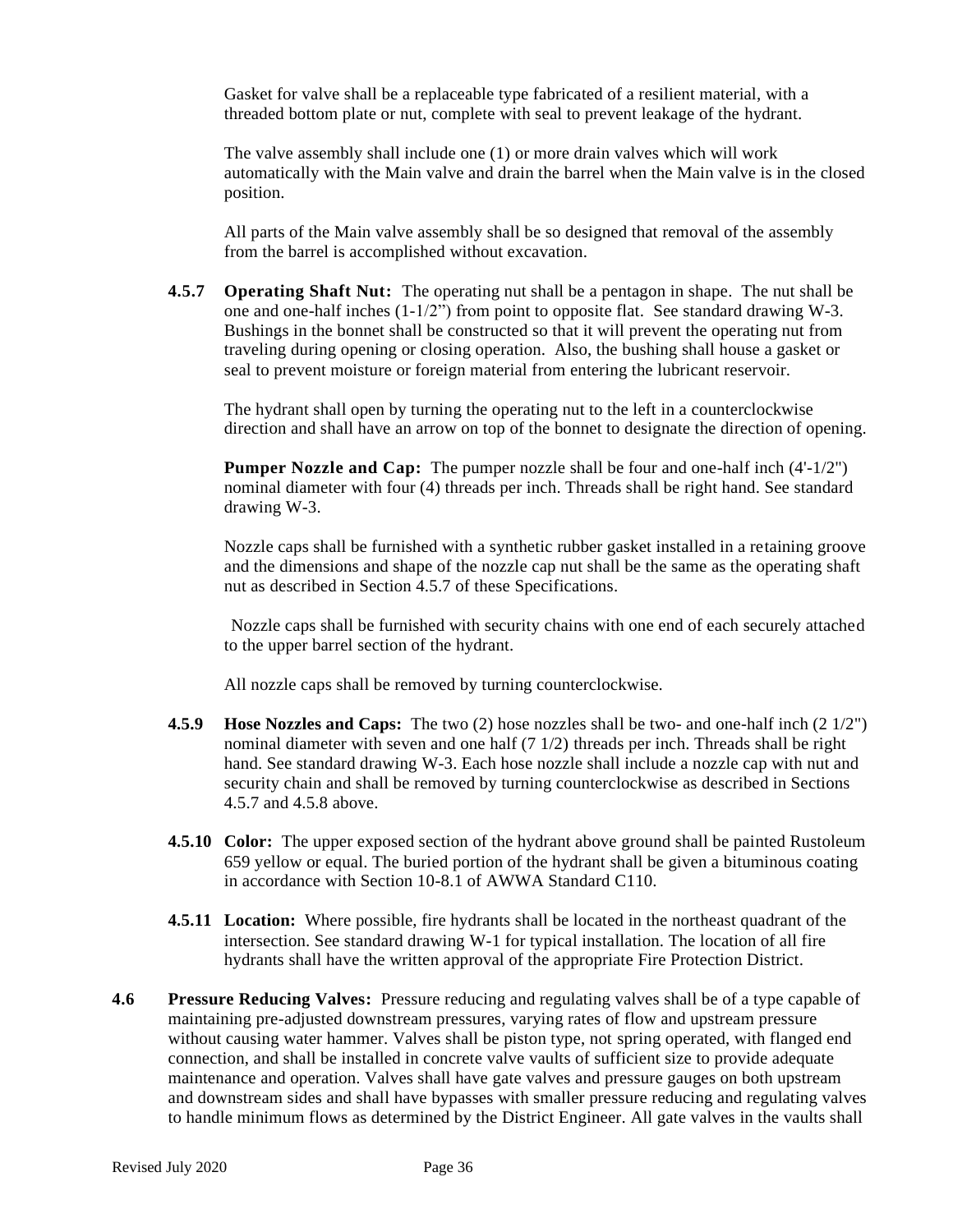Gasket for valve shall be a replaceable type fabricated of a resilient material, with a threaded bottom plate or nut, complete with seal to prevent leakage of the hydrant.

The valve assembly shall include one (1) or more drain valves which will work automatically with the Main valve and drain the barrel when the Main valve is in the closed position.

All parts of the Main valve assembly shall be so designed that removal of the assembly from the barrel is accomplished without excavation.

**4.5.7 Operating Shaft Nut:** The operating nut shall be a pentagon in shape. The nut shall be one and one-half inches (1-1/2") from point to opposite flat. See standard drawing W-3. Bushings in the bonnet shall be constructed so that it will prevent the operating nut from traveling during opening or closing operation. Also, the bushing shall house a gasket or seal to prevent moisture or foreign material from entering the lubricant reservoir.

The hydrant shall open by turning the operating nut to the left in a counterclockwise direction and shall have an arrow on top of the bonnet to designate the direction of opening.

**Pumper Nozzle and Cap:** The pumper nozzle shall be four and one-half inch (4'-1/2") nominal diameter with four (4) threads per inch. Threads shall be right hand. See standard drawing W-3.

Nozzle caps shall be furnished with a synthetic rubber gasket installed in a retaining groove and the dimensions and shape of the nozzle cap nut shall be the same as the operating shaft nut as described in Section 4.5.7 of these Specifications.

Nozzle caps shall be furnished with security chains with one end of each securely attached to the upper barrel section of the hydrant.

All nozzle caps shall be removed by turning counterclockwise.

**4.5.9 Hose Nozzles and Caps:** The two (2) hose nozzles shall be two- and one-half inch (2 1/2") nominal diameter with seven and one half (7 1/2) threads per inch. Threads shall be right hand. See standard drawing W-3. Each hose nozzle shall include a nozzle cap with nut and security chain and shall be removed by turning counterclockwise as described in Sections 4.5.7 and 4.5.8 above.

**4.5.10 Color:** The upper exposed section of the hydrant above ground shall be painted Rustoleum 659 yellow or equal. The buried portion of the hydrant shall be given a bituminous coating in accordance with Section 10-8.1 of AWWA Standard C110.

**4.5.11 Location:** Where possible, fire hydrants shall be located in the northeast quadrant of the intersection. See standard drawing W-1 for typical installation. The location of all fire hydrants shall have the written approval of the appropriate Fire Protection District.

**4.6 Pressure Reducing Valves:** Pressure reducing and regulating valves shall be of a type capable of maintaining pre-adjusted downstream pressures, varying rates of flow and upstream pressure without causing water hammer. Valves shall be piston type, not spring operated, with flanged end connection, and shall be installed in concrete valve vaults of sufficient size to provide adequate maintenance and operation. Valves shall have gate valves and pressure gauges on both upstream and downstream sides and shall have bypasses with smaller pressure reducing and regulating valves to handle minimum flows as determined by the District Engineer. All gate valves in the vaults shall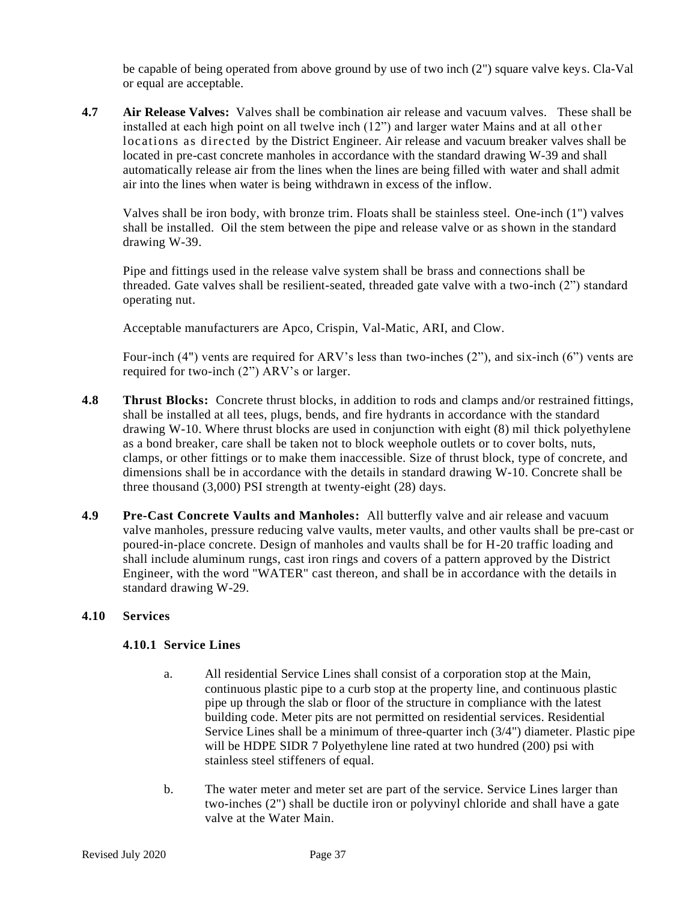be capable of being operated from above ground by use of two inch (2") square valve keys. Cla-Val or equal are acceptable.

**4.7 Air Release Valves:** Valves shall be combination air release and vacuum valves. These shall be installed at each high point on all twelve inch (12") and larger water Mains and at all other locations as directed by the District Engineer. Air release and vacuum breaker valves shall be located in pre-cast concrete manholes in accordance with the standard drawing W-39 and shall automatically release air from the lines when the lines are being filled with water and shall admit air into the lines when water is being withdrawn in excess of the inflow.

Valves shall be iron body, with bronze trim. Floats shall be stainless steel. One-inch (1") valves shall be installed. Oil the stem between the pipe and release valve or as shown in the standard drawing W-39.

Pipe and fittings used in the release valve system shall be brass and connections shall be threaded. Gate valves shall be resilient-seated, threaded gate valve with a two-inch (2") standard operating nut.

Acceptable manufacturers are Apco, Crispin, Val-Matic, ARI, and Clow.

Four-inch (4") vents are required for ARV's less than two-inches (2"), and six-inch (6") vents are required for two-inch (2") ARV's or larger.

**4.8 Thrust Blocks:** Concrete thrust blocks, in addition to rods and clamps and/or restrained fittings, shall be installed at all tees, plugs, bends, and fire hydrants in accordance with the standard drawing W-10. Where thrust blocks are used in conjunction with eight (8) mil thick polyethylene as a bond breaker, care shall be taken not to block weephole outlets or to cover bolts, nuts, clamps, or other fittings or to make them inaccessible. Size of thrust block, type of concrete, and dimensions shall be in accordance with the details in standard drawing W-10. Concrete shall be three thousand (3,000) PSI strength at twenty-eight (28) days.

**4.9 Pre-Cast Concrete Vaults and Manholes:** All butterfly valve and air release and vacuum valve manholes, pressure reducing valve vaults, meter vaults, and other vaults shall be pre-cast or poured-in-place concrete. Design of manholes and vaults shall be for H-20 traffic loading and shall include aluminum rungs, cast iron rings and covers of a pattern approved by the District Engineer, with the word "WATER" cast thereon, and shall be in accordance with the details in standard drawing W-29.

### 4.10 Services

#### 4.10.1 Service Lines

a. All residential Service Lines shall consist of a corporation stop at the Main, continuous plastic pipe to a curb stop at the property line, and continuous plastic pipe up through the slab or floor of the structure in compliance with the latest building code. Meter pits are not permitted on residential services. Residential Service Lines shall be a minimum of three-quarter inch (3/4") diameter. Plastic pipe will be HDPE SIDR 7 Polyethylene line rated at two hundred (200) psi with stainless steel stiffeners of equal.

b. The water meter and meter set are part of the service. Service Lines larger than two-inches (2") shall be ductile iron or polyvinyl chloride and shall have a gate valve at the Water Main.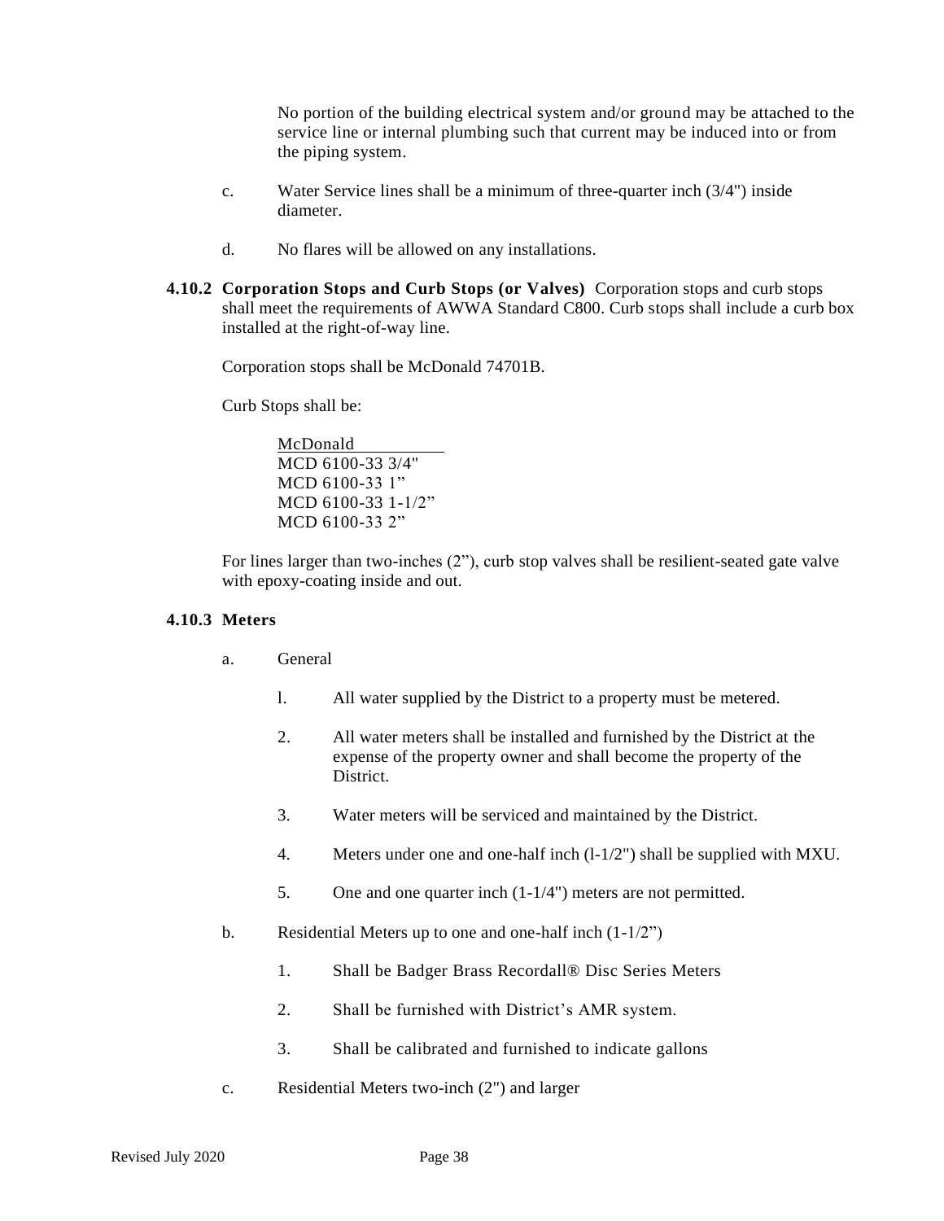No portion of the building electrical system and/or ground may be attached to the service line or internal plumbing such that current may be induced into or from the piping system.

c. Water Service lines shall be a minimum of three-quarter inch (3/4") inside diameter.

d. No flares will be allowed on any installations.

**4.10.2 Corporation Stops and Curb Stops (or Valves)** Corporation stops and curb stops shall meet the requirements of AWWA Standard C800. Curb stops shall include a curb box installed at the right-of-way line.

Corporation stops shall be McDonald 74701B.

Curb Stops shall be:

<u>McDonald</u>
MCD 6100-33 3/4"
MCD 6100-33 1"
MCD 6100-33 1-1/2"
MCD 6100-33 2"

For lines larger than two-inches (2"), curb stop valves shall be resilient-seated gate valve with epoxy-coating inside and out.

**4.10.3 Meters**

a. General

1. All water supplied by the District to a property must be metered.
2. All water meters shall be installed and furnished by the District at the expense of the property owner and shall become the property of the District.
3. Water meters will be serviced and maintained by the District.
4. Meters under one and one-half inch (l-1/2") shall be supplied with MXU.
5. One and one quarter inch (1-1/4") meters are not permitted.

b. Residential Meters up to one and one-half inch (1-1/2")

1. Shall be Badger Brass Recordall® Disc Series Meters
2. Shall be furnished with District's AMR system.
3. Shall be calibrated and furnished to indicate gallons

c. Residential Meters two-inch (2") and larger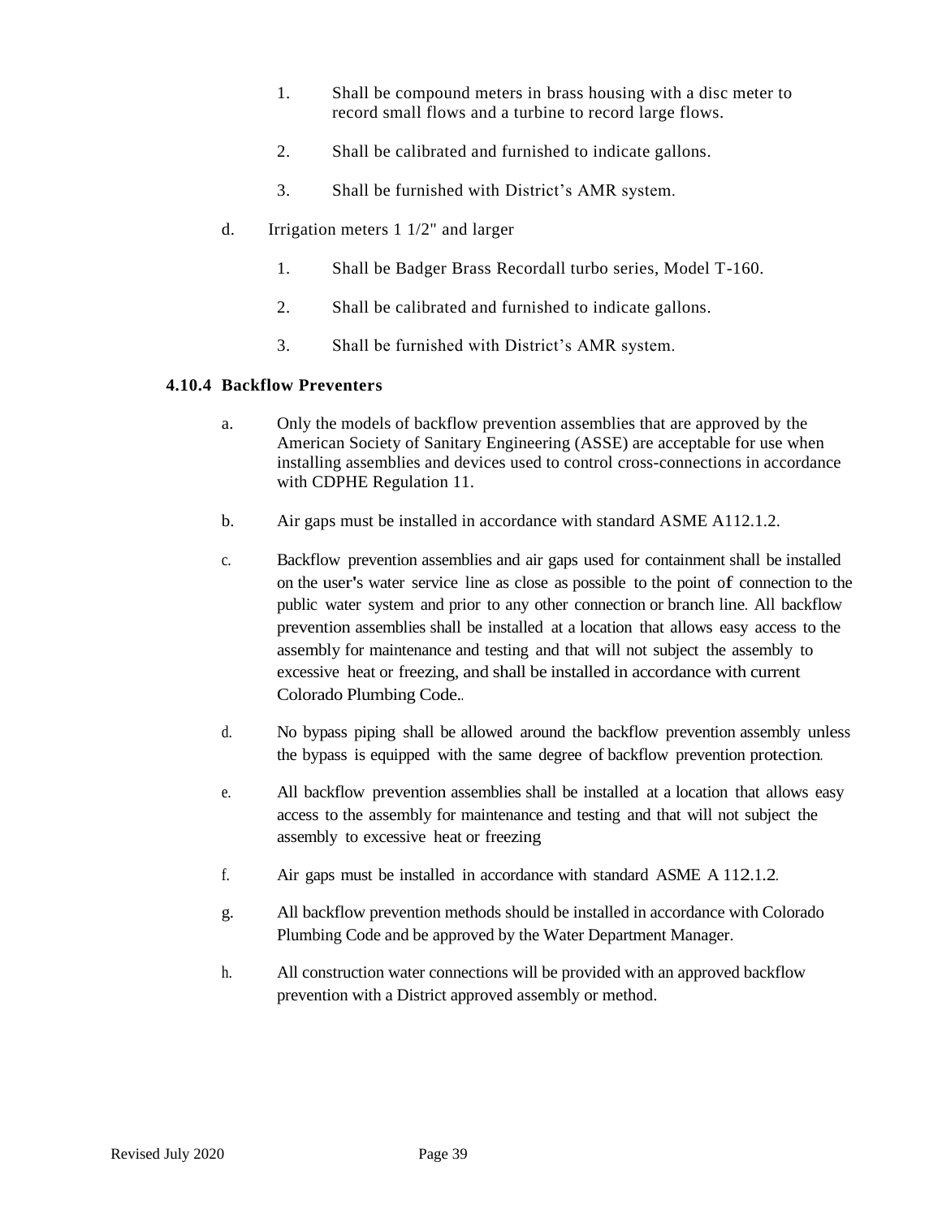1. Shall be compound meters in brass housing with a disc meter to record small flows and a turbine to record large flows.

2. Shall be calibrated and furnished to indicate gallons.

3. Shall be furnished with District's AMR system.

d. Irrigation meters 1 1/2" and larger

1. Shall be Badger Brass Recordall turbo series, Model T-160.

2. Shall be calibrated and furnished to indicate gallons.

3. Shall be furnished with District's AMR system.

### 4.10.4 Backflow Preventers

a. Only the models of backflow prevention assemblies that are approved by the American Society of Sanitary Engineering (ASSE) are acceptable for use when installing assemblies and devices used to control cross-connections in accordance with CDPHE Regulation 11.

b. Air gaps must be installed in accordance with standard ASME A112.1.2.

c. Backflow prevention assemblies and air gaps used for containment shall be installed on the user's water service line as close as possible to the point of connection to the public water system and prior to any other connection or branch line. All backflow prevention assemblies shall be installed at a location that allows easy access to the assembly for maintenance and testing and that will not subject the assembly to excessive heat or freezing, and shall be installed in accordance with current Colorado Plumbing Code..

d. No bypass piping shall be allowed around the backflow prevention assembly unless the bypass is equipped with the same degree of backflow prevention protection.

e. All backflow prevention assemblies shall be installed at a location that allows easy access to the assembly for maintenance and testing and that will not subject the assembly to excessive heat or freezing

f. Air gaps must be installed in accordance with standard ASME A 112.1.2.

g. All backflow prevention methods should be installed in accordance with Colorado Plumbing Code and be approved by the Water Department Manager.

h. All construction water connections will be provided with an approved backflow prevention with a District approved assembly or method.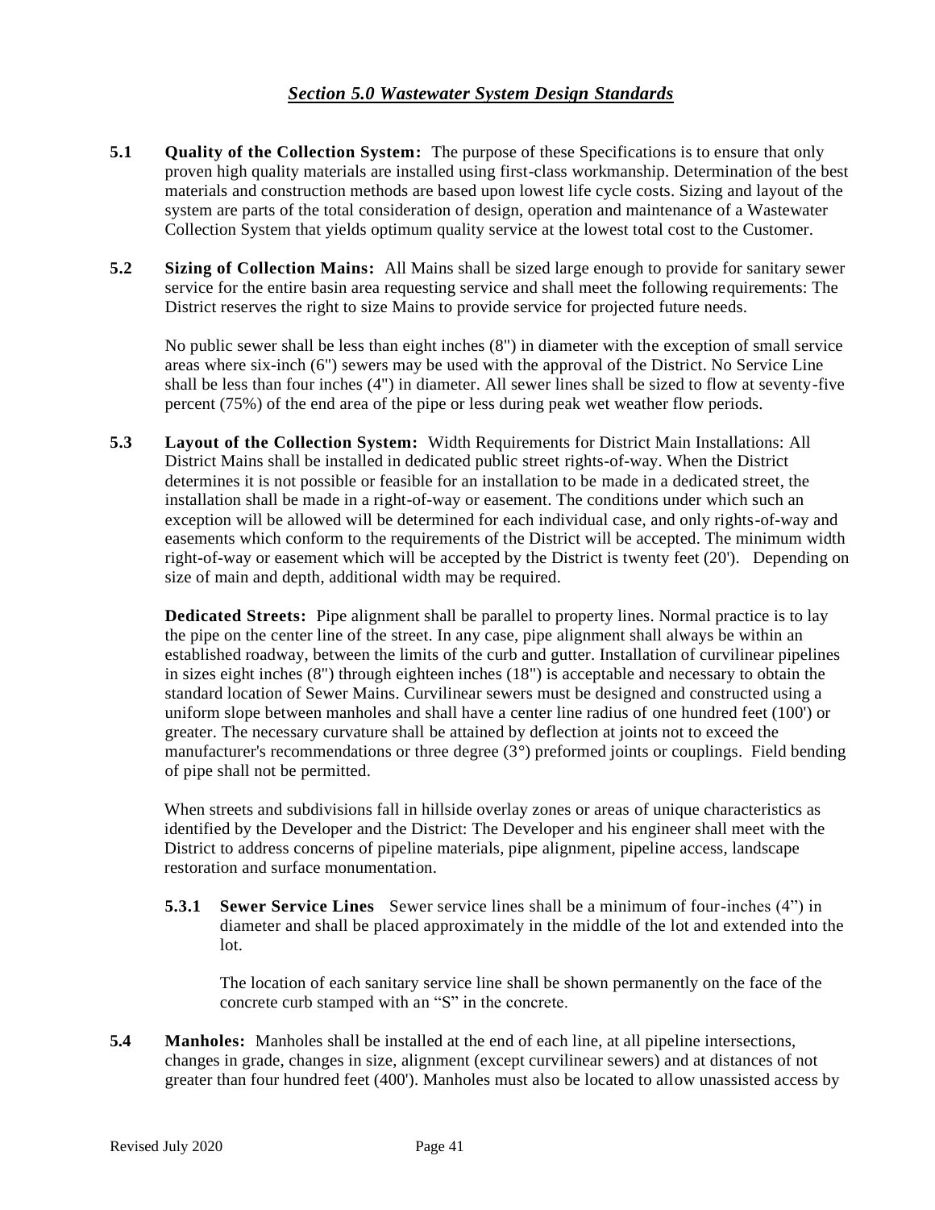## *Section 5.0 Wastewater System Design Standards*

**5.1 Quality of the Collection System:** The purpose of these Specifications is to ensure that only proven high quality materials are installed using first-class workmanship. Determination of the best materials and construction methods are based upon lowest life cycle costs. Sizing and layout of the system are parts of the total consideration of design, operation and maintenance of a Wastewater Collection System that yields optimum quality service at the lowest total cost to the Customer.

**5.2 Sizing of Collection Mains:** All Mains shall be sized large enough to provide for sanitary sewer service for the entire basin area requesting service and shall meet the following requirements: The District reserves the right to size Mains to provide service for projected future needs.

No public sewer shall be less than eight inches (8") in diameter with the exception of small service areas where six-inch (6") sewers may be used with the approval of the District. No Service Line shall be less than four inches (4") in diameter. All sewer lines shall be sized to flow at seventy-five percent (75%) of the end area of the pipe or less during peak wet weather flow periods.

**5.3 Layout of the Collection System:** Width Requirements for District Main Installations: All District Mains shall be installed in dedicated public street rights-of-way. When the District determines it is not possible or feasible for an installation to be made in a dedicated street, the installation shall be made in a right-of-way or easement. The conditions under which such an exception will be allowed will be determined for each individual case, and only rights-of-way and easements which conform to the requirements of the District will be accepted. The minimum width right-of-way or easement which will be accepted by the District is twenty feet (20'). Depending on size of main and depth, additional width may be required.

**Dedicated Streets:** Pipe alignment shall be parallel to property lines. Normal practice is to lay the pipe on the center line of the street. In any case, pipe alignment shall always be within an established roadway, between the limits of the curb and gutter. Installation of curvilinear pipelines in sizes eight inches (8") through eighteen inches (18") is acceptable and necessary to obtain the standard location of Sewer Mains. Curvilinear sewers must be designed and constructed using a uniform slope between manholes and shall have a center line radius of one hundred feet (100') or greater. The necessary curvature shall be attained by deflection at joints not to exceed the manufacturer's recommendations or three degree (3°) preformed joints or couplings. Field bending of pipe shall not be permitted.

When streets and subdivisions fall in hillside overlay zones or areas of unique characteristics as identified by the Developer and the District: The Developer and his engineer shall meet with the District to address concerns of pipeline materials, pipe alignment, pipeline access, landscape restoration and surface monumentation.

**5.3.1 Sewer Service Lines** Sewer service lines shall be a minimum of four-inches (4") in diameter and shall be placed approximately in the middle of the lot and extended into the lot.

The location of each sanitary service line shall be shown permanently on the face of the concrete curb stamped with an "S" in the concrete.

**5.4 Manholes:** Manholes shall be installed at the end of each line, at all pipeline intersections, changes in grade, changes in size, alignment (except curvilinear sewers) and at distances of not greater than four hundred feet (400'). Manholes must also be located to allow unassisted access by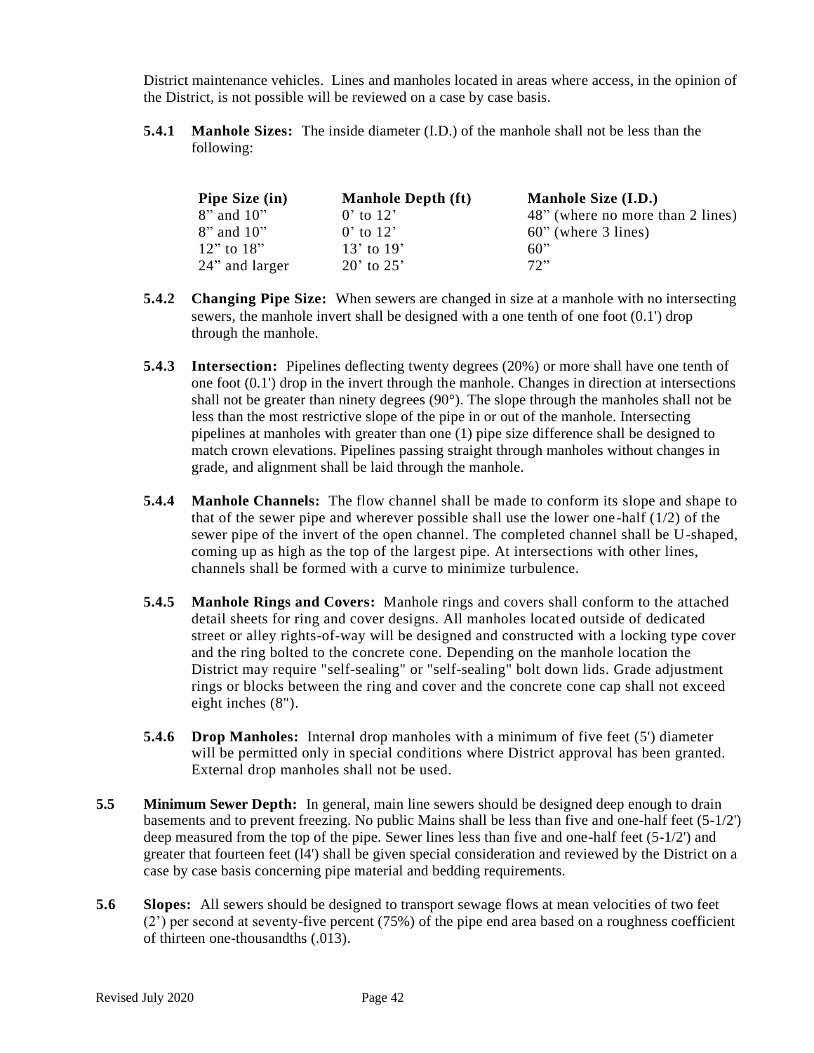District maintenance vehicles. Lines and manholes located in areas where access, in the opinion of the District, is not possible will be reviewed on a case by case basis.

**5.4.1 Manhole Sizes:** The inside diameter (I.D.) of the manhole shall not be less than the following:

| Pipe Size (in) | Manhole Depth (ft) | Manhole Size (I.D.) |
|---|---|---|
| 8" and 10" | 0' to 12' | 48" (where no more than 2 lines) |
| 8" and 10" | 0' to 12' | 60" (where 3 lines) |
| 12" to 18" | 13' to 19' | 60" |
| 24" and larger | 20' to 25' | 72" |

**5.4.2 Changing Pipe Size:** When sewers are changed in size at a manhole with no intersecting sewers, the manhole invert shall be designed with a one tenth of one foot (0.1') drop through the manhole.

**5.4.3 Intersection:** Pipelines deflecting twenty degrees (20%) or more shall have one tenth of one foot (0.1') drop in the invert through the manhole. Changes in direction at intersections shall not be greater than ninety degrees (90°). The slope through the manholes shall not be less than the most restrictive slope of the pipe in or out of the manhole. Intersecting pipelines at manholes with greater than one (1) pipe size difference shall be designed to match crown elevations. Pipelines passing straight through manholes without changes in grade, and alignment shall be laid through the manhole.

**5.4.4 Manhole Channels:** The flow channel shall be made to conform its slope and shape to that of the sewer pipe and wherever possible shall use the lower one-half (1/2) of the sewer pipe of the invert of the open channel. The completed channel shall be U-shaped, coming up as high as the top of the largest pipe. At intersections with other lines, channels shall be formed with a curve to minimize turbulence.

**5.4.5 Manhole Rings and Covers:** Manhole rings and covers shall conform to the attached detail sheets for ring and cover designs. All manholes located outside of dedicated street or alley rights-of-way will be designed and constructed with a locking type cover and the ring bolted to the concrete cone. Depending on the manhole location the District may require "self-sealing" or "self-sealing" bolt down lids. Grade adjustment rings or blocks between the ring and cover and the concrete cone cap shall not exceed eight inches (8").

**5.4.6 Drop Manholes:** Internal drop manholes with a minimum of five feet (5') diameter will be permitted only in special conditions where District approval has been granted. External drop manholes shall not be used.

**5.5 Minimum Sewer Depth:** In general, main line sewers should be designed deep enough to drain basements and to prevent freezing. No public Mains shall be less than five and one-half feet (5-1/2') deep measured from the top of the pipe. Sewer lines less than five and one-half feet (5-1/2') and greater that fourteen feet (l4') shall be given special consideration and reviewed by the District on a case by case basis concerning pipe material and bedding requirements.

**5.6 Slopes:** All sewers should be designed to transport sewage flows at mean velocities of two feet (2') per second at seventy-five percent (75%) of the pipe end area based on a roughness coefficient of thirteen one-thousandths (.013).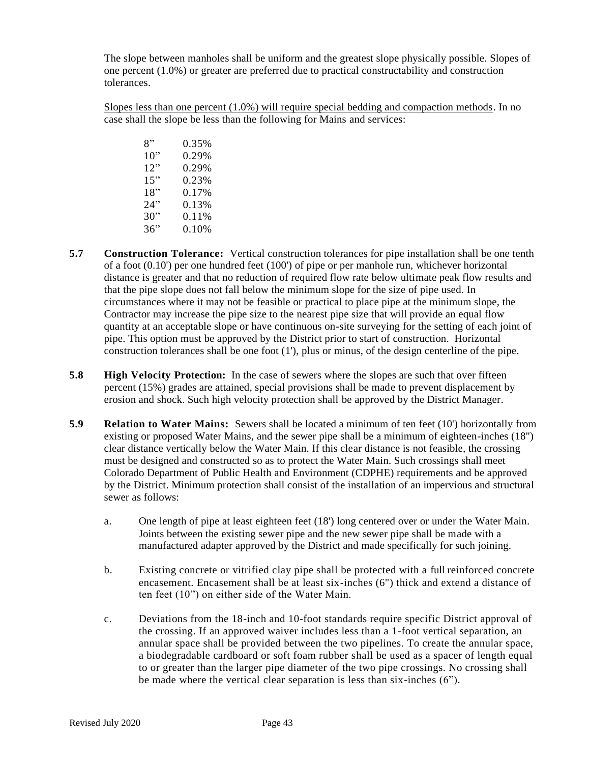The slope between manholes shall be uniform and the greatest slope physically possible. Slopes of one percent (1.0%) or greater are preferred due to practical constructability and construction tolerances.

Slopes less than one percent (1.0%) will require special bedding and compaction methods. In no case shall the slope be less than the following for Mains and services:

| | |
|---|---|
| 8" | 0.35% |
| 10" | 0.29% |
| 12" | 0.29% |
| 15" | 0.23% |
| 18" | 0.17% |
| 24" | 0.13% |
| 30" | 0.11% |
| 36" | 0.10% |

**5.7 Construction Tolerance:** Vertical construction tolerances for pipe installation shall be one tenth of a foot (0.10') per one hundred feet (100') of pipe or per manhole run, whichever horizontal distance is greater and that no reduction of required flow rate below ultimate peak flow results and that the pipe slope does not fall below the minimum slope for the size of pipe used. In circumstances where it may not be feasible or practical to place pipe at the minimum slope, the Contractor may increase the pipe size to the nearest pipe size that will provide an equal flow quantity at an acceptable slope or have continuous on-site surveying for the setting of each joint of pipe. This option must be approved by the District prior to start of construction. Horizontal construction tolerances shall be one foot (1'), plus or minus, of the design centerline of the pipe.

**5.8 High Velocity Protection:** In the case of sewers where the slopes are such that over fifteen percent (15%) grades are attained, special provisions shall be made to prevent displacement by erosion and shock. Such high velocity protection shall be approved by the District Manager.

**5.9 Relation to Water Mains:** Sewers shall be located a minimum of ten feet (10') horizontally from existing or proposed Water Mains, and the sewer pipe shall be a minimum of eighteen-inches (18") clear distance vertically below the Water Main. If this clear distance is not feasible, the crossing must be designed and constructed so as to protect the Water Main. Such crossings shall meet Colorado Department of Public Health and Environment (CDPHE) requirements and be approved by the District. Minimum protection shall consist of the installation of an impervious and structural sewer as follows:

a. One length of pipe at least eighteen feet (18') long centered over or under the Water Main. Joints between the existing sewer pipe and the new sewer pipe shall be made with a manufactured adapter approved by the District and made specifically for such joining.

b. Existing concrete or vitrified clay pipe shall be protected with a full reinforced concrete encasement. Encasement shall be at least six-inches (6") thick and extend a distance of ten feet (10") on either side of the Water Main.

c. Deviations from the 18-inch and 10-foot standards require specific District approval of the crossing. If an approved waiver includes less than a 1-foot vertical separation, an annular space shall be provided between the two pipelines. To create the annular space, a biodegradable cardboard or soft foam rubber shall be used as a spacer of length equal to or greater than the larger pipe diameter of the two pipe crossings. No crossing shall be made where the vertical clear separation is less than six-inches (6").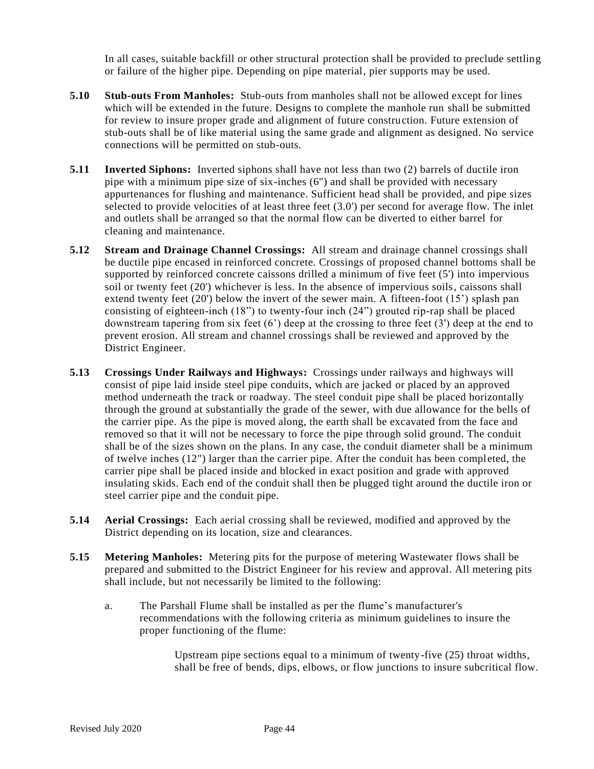In all cases, suitable backfill or other structural protection shall be provided to preclude settling or failure of the higher pipe. Depending on pipe material, pier supports may be used.

**5.10 Stub-outs From Manholes:** Stub-outs from manholes shall not be allowed except for lines which will be extended in the future. Designs to complete the manhole run shall be submitted for review to insure proper grade and alignment of future construction. Future extension of stub-outs shall be of like material using the same grade and alignment as designed. No service connections will be permitted on stub-outs.

**5.11 Inverted Siphons:** Inverted siphons shall have not less than two (2) barrels of ductile iron pipe with a minimum pipe size of six-inches (6") and shall be provided with necessary appurtenances for flushing and maintenance. Sufficient head shall be provided, and pipe sizes selected to provide velocities of at least three feet (3.0') per second for average flow. The inlet and outlets shall be arranged so that the normal flow can be diverted to either barrel for cleaning and maintenance.

**5.12 Stream and Drainage Channel Crossings:** All stream and drainage channel crossings shall be ductile pipe encased in reinforced concrete. Crossings of proposed channel bottoms shall be supported by reinforced concrete caissons drilled a minimum of five feet (5') into impervious soil or twenty feet (20') whichever is less. In the absence of impervious soils, caissons shall extend twenty feet (20') below the invert of the sewer main. A fifteen-foot (15') splash pan consisting of eighteen-inch (18") to twenty-four inch (24") grouted rip-rap shall be placed downstream tapering from six feet (6') deep at the crossing to three feet (3') deep at the end to prevent erosion. All stream and channel crossings shall be reviewed and approved by the District Engineer.

**5.13 Crossings Under Railways and Highways:** Crossings under railways and highways will consist of pipe laid inside steel pipe conduits, which are jacked or placed by an approved method underneath the track or roadway. The steel conduit pipe shall be placed horizontally through the ground at substantially the grade of the sewer, with due allowance for the bells of the carrier pipe. As the pipe is moved along, the earth shall be excavated from the face and removed so that it will not be necessary to force the pipe through solid ground. The conduit shall be of the sizes shown on the plans. In any case, the conduit diameter shall be a minimum of twelve inches (12") larger than the carrier pipe. After the conduit has been completed, the carrier pipe shall be placed inside and blocked in exact position and grade with approved insulating skids. Each end of the conduit shall then be plugged tight around the ductile iron or steel carrier pipe and the conduit pipe.

**5.14 Aerial Crossings:** Each aerial crossing shall be reviewed, modified and approved by the District depending on its location, size and clearances.

**5.15 Metering Manholes:** Metering pits for the purpose of metering Wastewater flows shall be prepared and submitted to the District Engineer for his review and approval. All metering pits shall include, but not necessarily be limited to the following:

a. The Parshall Flume shall be installed as per the flume's manufacturer's recommendations with the following criteria as minimum guidelines to insure the proper functioning of the flume:

> Upstream pipe sections equal to a minimum of twenty-five (25) throat widths, shall be free of bends, dips, elbows, or flow junctions to insure subcritical flow.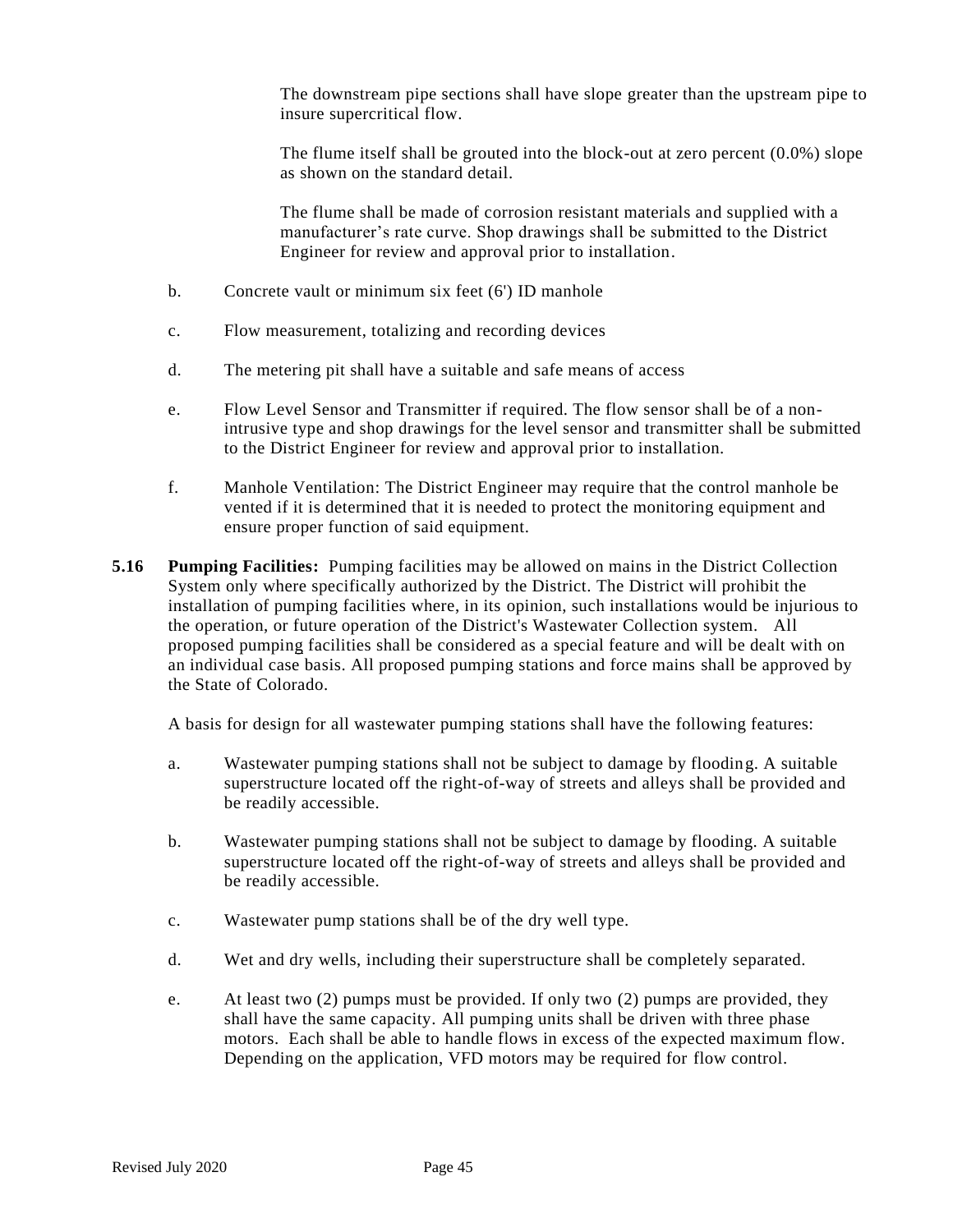The downstream pipe sections shall have slope greater than the upstream pipe to insure supercritical flow.

The flume itself shall be grouted into the block-out at zero percent (0.0%) slope as shown on the standard detail.

The flume shall be made of corrosion resistant materials and supplied with a manufacturer's rate curve. Shop drawings shall be submitted to the District Engineer for review and approval prior to installation.

b. Concrete vault or minimum six feet (6') ID manhole

c. Flow measurement, totalizing and recording devices

d. The metering pit shall have a suitable and safe means of access

e. Flow Level Sensor and Transmitter if required. The flow sensor shall be of a non-intrusive type and shop drawings for the level sensor and transmitter shall be submitted to the District Engineer for review and approval prior to installation.

f. Manhole Ventilation: The District Engineer may require that the control manhole be vented if it is determined that it is needed to protect the monitoring equipment and ensure proper function of said equipment.

**5.16 Pumping Facilities:** Pumping facilities may be allowed on mains in the District Collection System only where specifically authorized by the District. The District will prohibit the installation of pumping facilities where, in its opinion, such installations would be injurious to the operation, or future operation of the District's Wastewater Collection system. All proposed pumping facilities shall be considered as a special feature and will be dealt with on an individual case basis. All proposed pumping stations and force mains shall be approved by the State of Colorado.

A basis for design for all wastewater pumping stations shall have the following features:

a. Wastewater pumping stations shall not be subject to damage by flooding. A suitable superstructure located off the right-of-way of streets and alleys shall be provided and be readily accessible.

b. Wastewater pumping stations shall not be subject to damage by flooding. A suitable superstructure located off the right-of-way of streets and alleys shall be provided and be readily accessible.

c. Wastewater pump stations shall be of the dry well type.

d. Wet and dry wells, including their superstructure shall be completely separated.

e. At least two (2) pumps must be provided. If only two (2) pumps are provided, they shall have the same capacity. All pumping units shall be driven with three phase motors. Each shall be able to handle flows in excess of the expected maximum flow. Depending on the application, VFD motors may be required for flow control.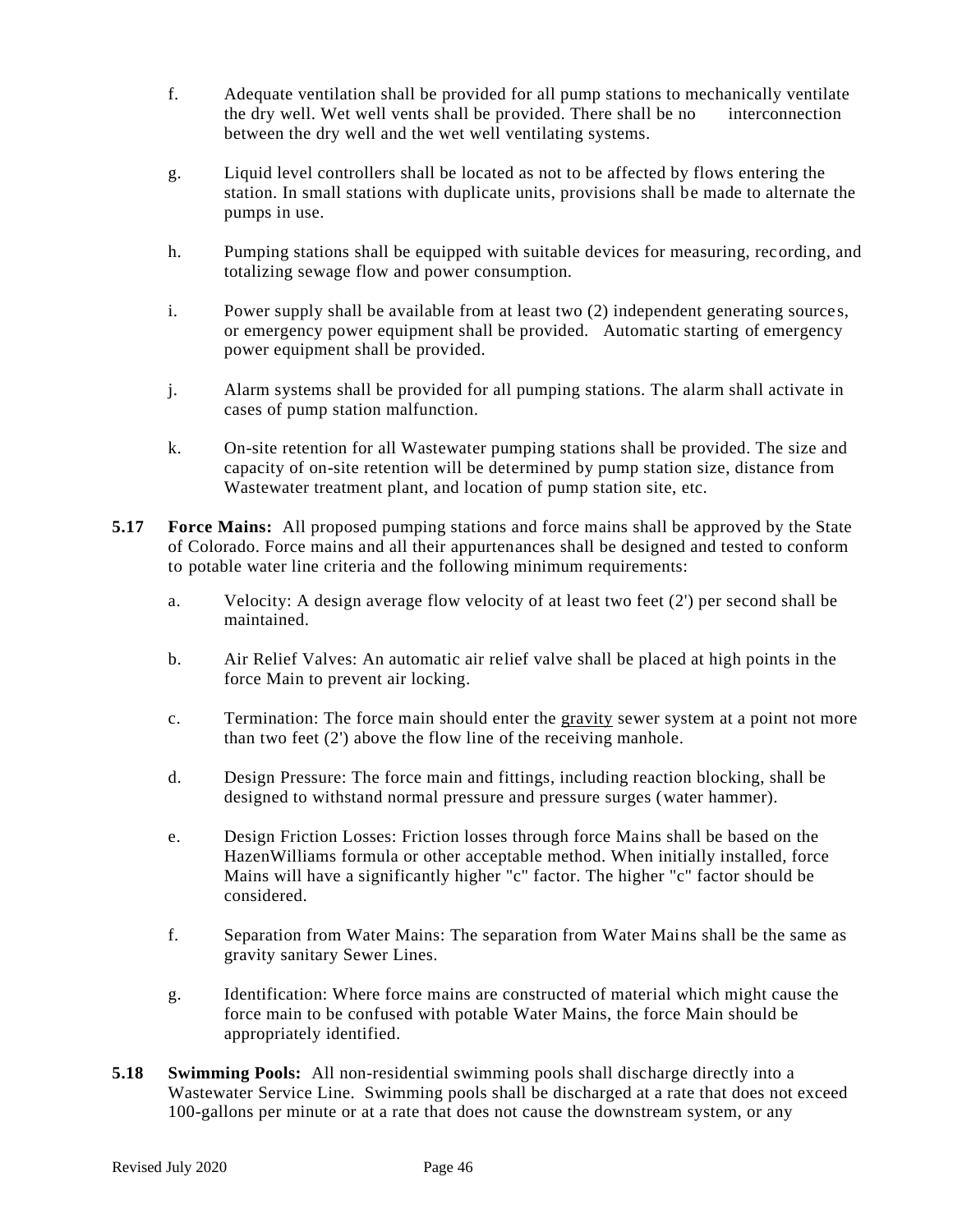f. Adequate ventilation shall be provided for all pump stations to mechanically ventilate the dry well. Wet well vents shall be provided. There shall be no interconnection between the dry well and the wet well ventilating systems.

g. Liquid level controllers shall be located as not to be affected by flows entering the station. In small stations with duplicate units, provisions shall be made to alternate the pumps in use.

h. Pumping stations shall be equipped with suitable devices for measuring, recording, and totalizing sewage flow and power consumption.

i. Power supply shall be available from at least two (2) independent generating sources, or emergency power equipment shall be provided. Automatic starting of emergency power equipment shall be provided.

j. Alarm systems shall be provided for all pumping stations. The alarm shall activate in cases of pump station malfunction.

k. On-site retention for all Wastewater pumping stations shall be provided. The size and capacity of on-site retention will be determined by pump station size, distance from Wastewater treatment plant, and location of pump station site, etc.

**5.17 Force Mains:** All proposed pumping stations and force mains shall be approved by the State of Colorado. Force mains and all their appurtenances shall be designed and tested to conform to potable water line criteria and the following minimum requirements:

a. Velocity: A design average flow velocity of at least two feet (2') per second shall be maintained.

b. Air Relief Valves: An automatic air relief valve shall be placed at high points in the force Main to prevent air locking.

c. Termination: The force main should enter the gravity sewer system at a point not more than two feet (2') above the flow line of the receiving manhole.

d. Design Pressure: The force main and fittings, including reaction blocking, shall be designed to withstand normal pressure and pressure surges (water hammer).

e. Design Friction Losses: Friction losses through force Mains shall be based on the HazenWilliams formula or other acceptable method. When initially installed, force Mains will have a significantly higher "c" factor. The higher "c" factor should be considered.

f. Separation from Water Mains: The separation from Water Mains shall be the same as gravity sanitary Sewer Lines.

g. Identification: Where force mains are constructed of material which might cause the force main to be confused with potable Water Mains, the force Main should be appropriately identified.

**5.18 Swimming Pools:** All non-residential swimming pools shall discharge directly into a Wastewater Service Line. Swimming pools shall be discharged at a rate that does not exceed 100-gallons per minute or at a rate that does not cause the downstream system, or any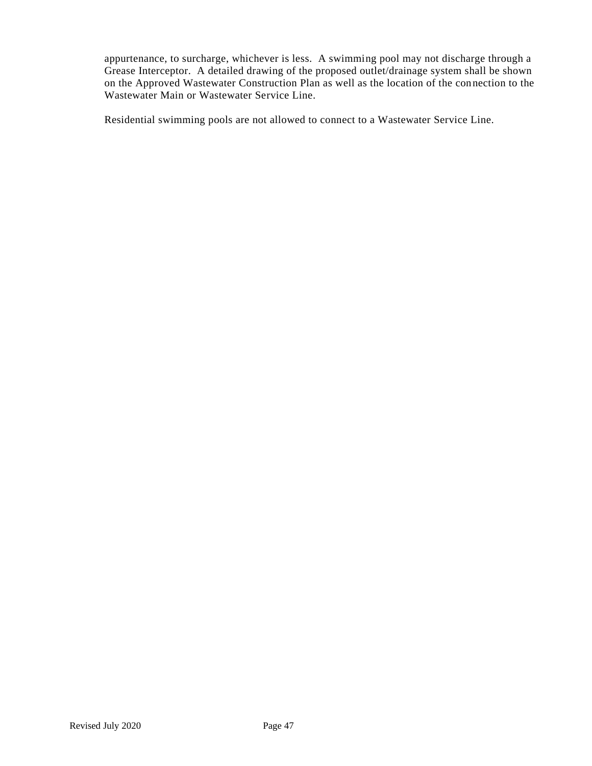appurtenance, to surcharge, whichever is less. A swimming pool may not discharge through a Grease Interceptor. A detailed drawing of the proposed outlet/drainage system shall be shown on the Approved Wastewater Construction Plan as well as the location of the connection to the Wastewater Main or Wastewater Service Line.

Residential swimming pools are not allowed to connect to a Wastewater Service Line.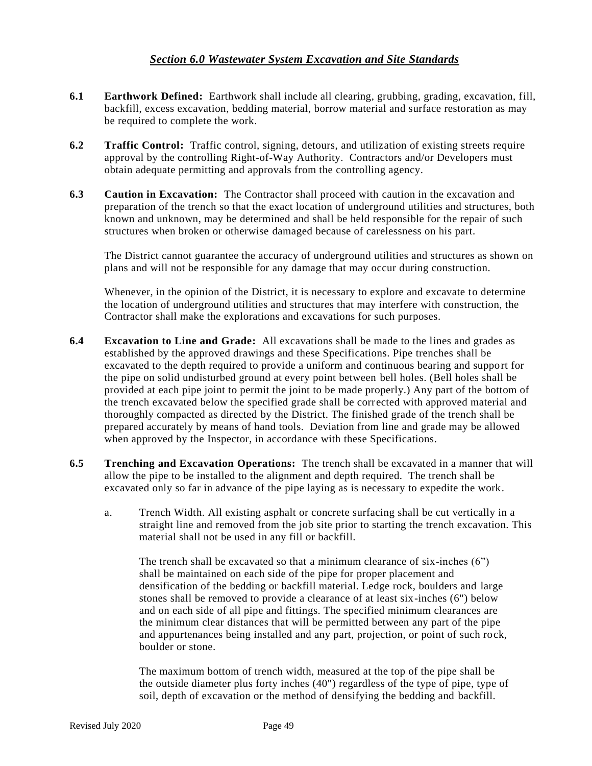## *Section 6.0 Wastewater System Excavation and Site Standards*

**6.1 Earthwork Defined:** Earthwork shall include all clearing, grubbing, grading, excavation, fill, backfill, excess excavation, bedding material, borrow material and surface restoration as may be required to complete the work.

**6.2 Traffic Control:** Traffic control, signing, detours, and utilization of existing streets require approval by the controlling Right-of-Way Authority. Contractors and/or Developers must obtain adequate permitting and approvals from the controlling agency.

**6.3 Caution in Excavation:** The Contractor shall proceed with caution in the excavation and preparation of the trench so that the exact location of underground utilities and structures, both known and unknown, may be determined and shall be held responsible for the repair of such structures when broken or otherwise damaged because of carelessness on his part.

The District cannot guarantee the accuracy of underground utilities and structures as shown on plans and will not be responsible for any damage that may occur during construction.

Whenever, in the opinion of the District, it is necessary to explore and excavate to determine the location of underground utilities and structures that may interfere with construction, the Contractor shall make the explorations and excavations for such purposes.

**6.4 Excavation to Line and Grade:** All excavations shall be made to the lines and grades as established by the approved drawings and these Specifications. Pipe trenches shall be excavated to the depth required to provide a uniform and continuous bearing and support for the pipe on solid undisturbed ground at every point between bell holes. (Bell holes shall be provided at each pipe joint to permit the joint to be made properly.) Any part of the bottom of the trench excavated below the specified grade shall be corrected with approved material and thoroughly compacted as directed by the District. The finished grade of the trench shall be prepared accurately by means of hand tools. Deviation from line and grade may be allowed when approved by the Inspector, in accordance with these Specifications.

**6.5 Trenching and Excavation Operations:** The trench shall be excavated in a manner that will allow the pipe to be installed to the alignment and depth required. The trench shall be excavated only so far in advance of the pipe laying as is necessary to expedite the work.

a. Trench Width. All existing asphalt or concrete surfacing shall be cut vertically in a straight line and removed from the job site prior to starting the trench excavation. This material shall not be used in any fill or backfill.

   The trench shall be excavated so that a minimum clearance of six-inches (6”) shall be maintained on each side of the pipe for proper placement and densification of the bedding or backfill material. Ledge rock, boulders and large stones shall be removed to provide a clearance of at least six-inches (6") below and on each side of all pipe and fittings. The specified minimum clearances are the minimum clear distances that will be permitted between any part of the pipe and appurtenances being installed and any part, projection, or point of such rock, boulder or stone.

   The maximum bottom of trench width, measured at the top of the pipe shall be the outside diameter plus forty inches (40") regardless of the type of pipe, type of soil, depth of excavation or the method of densifying the bedding and backfill.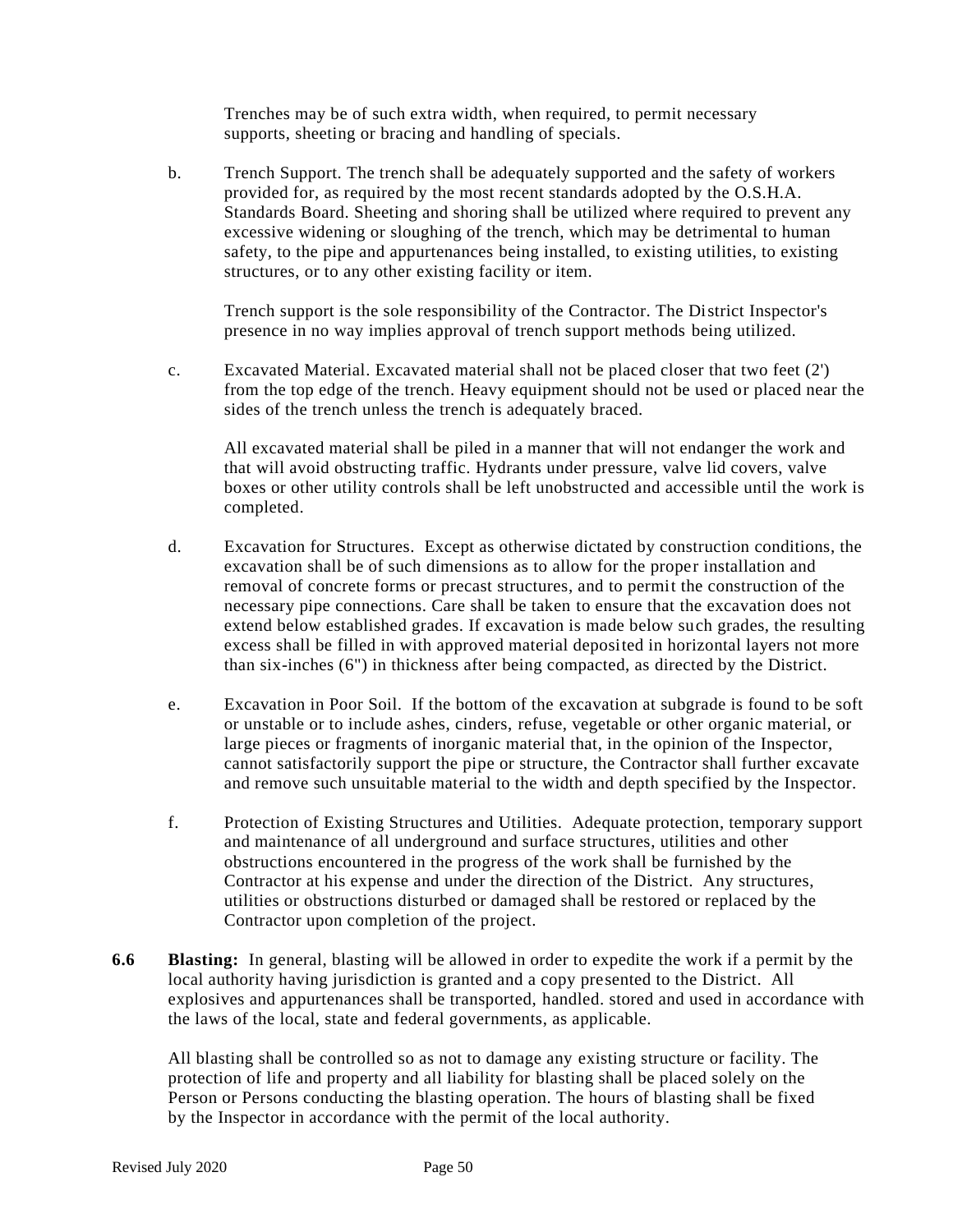Trenches may be of such extra width, when required, to permit necessary supports, sheeting or bracing and handling of specials.

b. Trench Support. The trench shall be adequately supported and the safety of workers provided for, as required by the most recent standards adopted by the O.S.H.A. Standards Board. Sheeting and shoring shall be utilized where required to prevent any excessive widening or sloughing of the trench, which may be detrimental to human safety, to the pipe and appurtenances being installed, to existing utilities, to existing structures, or to any other existing facility or item.

   Trench support is the sole responsibility of the Contractor. The District Inspector's presence in no way implies approval of trench support methods being utilized.

c. Excavated Material. Excavated material shall not be placed closer that two feet (2') from the top edge of the trench. Heavy equipment should not be used or placed near the sides of the trench unless the trench is adequately braced.

   All excavated material shall be piled in a manner that will not endanger the work and that will avoid obstructing traffic. Hydrants under pressure, valve lid covers, valve boxes or other utility controls shall be left unobstructed and accessible until the work is completed.

d. Excavation for Structures. Except as otherwise dictated by construction conditions, the excavation shall be of such dimensions as to allow for the proper installation and removal of concrete forms or precast structures, and to permit the construction of the necessary pipe connections. Care shall be taken to ensure that the excavation does not extend below established grades. If excavation is made below such grades, the resulting excess shall be filled in with approved material deposited in horizontal layers not more than six-inches (6") in thickness after being compacted, as directed by the District.

e. Excavation in Poor Soil. If the bottom of the excavation at subgrade is found to be soft or unstable or to include ashes, cinders, refuse, vegetable or other organic material, or large pieces or fragments of inorganic material that, in the opinion of the Inspector, cannot satisfactorily support the pipe or structure, the Contractor shall further excavate and remove such unsuitable material to the width and depth specified by the Inspector.

f. Protection of Existing Structures and Utilities. Adequate protection, temporary support and maintenance of all underground and surface structures, utilities and other obstructions encountered in the progress of the work shall be furnished by the Contractor at his expense and under the direction of the District. Any structures, utilities or obstructions disturbed or damaged shall be restored or replaced by the Contractor upon completion of the project.

**6.6 Blasting:** In general, blasting will be allowed in order to expedite the work if a permit by the local authority having jurisdiction is granted and a copy presented to the District. All explosives and appurtenances shall be transported, handled. stored and used in accordance with the laws of the local, state and federal governments, as applicable.

All blasting shall be controlled so as not to damage any existing structure or facility. The protection of life and property and all liability for blasting shall be placed solely on the Person or Persons conducting the blasting operation. The hours of blasting shall be fixed by the Inspector in accordance with the permit of the local authority.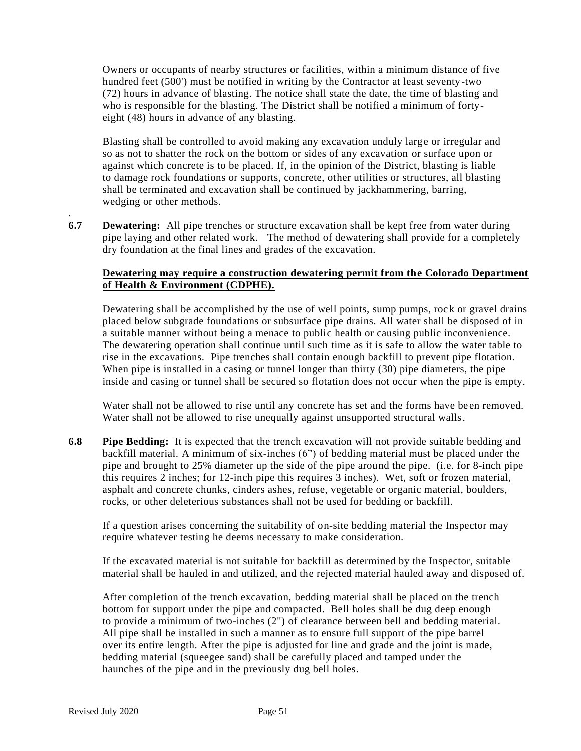Owners or occupants of nearby structures or facilities, within a minimum distance of five hundred feet (500') must be notified in writing by the Contractor at least seventy-two (72) hours in advance of blasting. The notice shall state the date, the time of blasting and who is responsible for the blasting. The District shall be notified a minimum of forty-eight (48) hours in advance of any blasting.

Blasting shall be controlled to avoid making any excavation unduly large or irregular and so as not to shatter the rock on the bottom or sides of any excavation or surface upon or against which concrete is to be placed. If, in the opinion of the District, blasting is liable to damage rock foundations or supports, concrete, other utilities or structures, all blasting shall be terminated and excavation shall be continued by jackhammering, barring, wedging or other methods.

**6.7 Dewatering:** All pipe trenches or structure excavation shall be kept free from water during pipe laying and other related work. The method of dewatering shall provide for a completely dry foundation at the final lines and grades of the excavation.

**Dewatering may require a construction dewatering permit from the Colorado Department of Health & Environment (CDPHE).**

Dewatering shall be accomplished by the use of well points, sump pumps, rock or gravel drains placed below subgrade foundations or subsurface pipe drains. All water shall be disposed of in a suitable manner without being a menace to public health or causing public inconvenience. The dewatering operation shall continue until such time as it is safe to allow the water table to rise in the excavations. Pipe trenches shall contain enough backfill to prevent pipe flotation. When pipe is installed in a casing or tunnel longer than thirty (30) pipe diameters, the pipe inside and casing or tunnel shall be secured so flotation does not occur when the pipe is empty.

Water shall not be allowed to rise until any concrete has set and the forms have been removed. Water shall not be allowed to rise unequally against unsupported structural walls.

**6.8 Pipe Bedding:** It is expected that the trench excavation will not provide suitable bedding and backfill material. A minimum of six-inches (6") of bedding material must be placed under the pipe and brought to 25% diameter up the side of the pipe around the pipe. (i.e. for 8-inch pipe this requires 2 inches; for 12-inch pipe this requires 3 inches). Wet, soft or frozen material, asphalt and concrete chunks, cinders ashes, refuse, vegetable or organic material, boulders, rocks, or other deleterious substances shall not be used for bedding or backfill.

If a question arises concerning the suitability of on-site bedding material the Inspector may require whatever testing he deems necessary to make consideration.

If the excavated material is not suitable for backfill as determined by the Inspector, suitable material shall be hauled in and utilized, and the rejected material hauled away and disposed of.

After completion of the trench excavation, bedding material shall be placed on the trench bottom for support under the pipe and compacted. Bell holes shall be dug deep enough to provide a minimum of two-inches (2") of clearance between bell and bedding material. All pipe shall be installed in such a manner as to ensure full support of the pipe barrel over its entire length. After the pipe is adjusted for line and grade and the joint is made, bedding material (squeegee sand) shall be carefully placed and tamped under the haunches of the pipe and in the previously dug bell holes.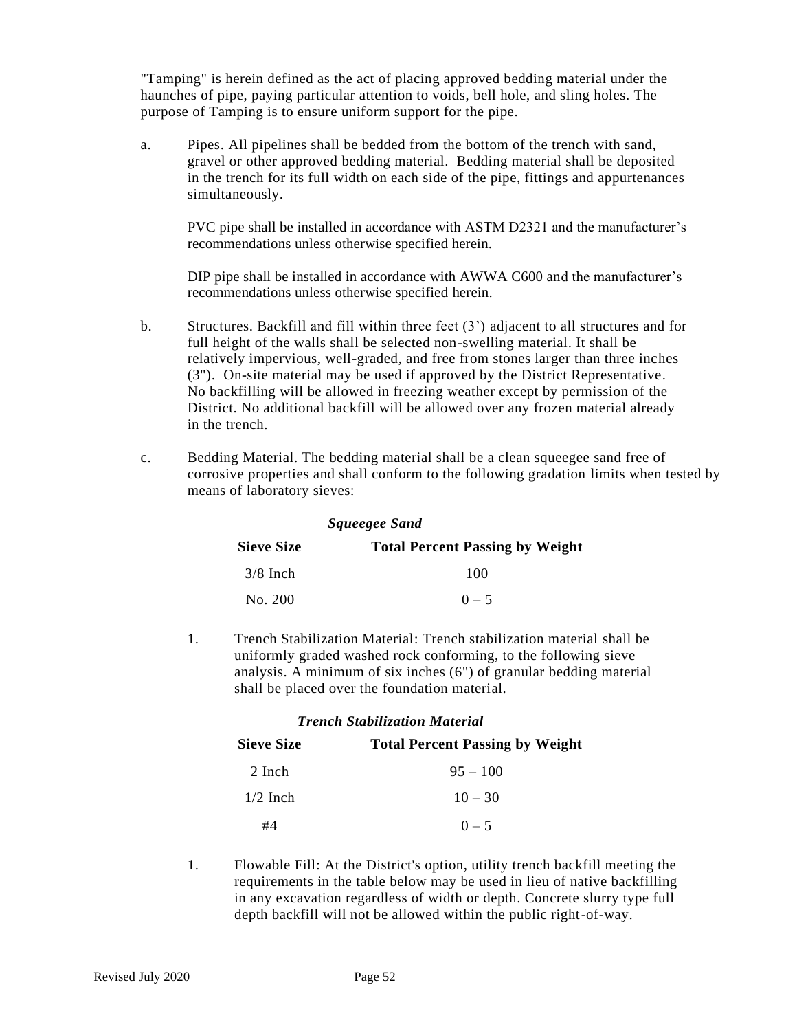"Tamping" is herein defined as the act of placing approved bedding material under the haunches of pipe, paying particular attention to voids, bell hole, and sling holes. The purpose of Tamping is to ensure uniform support for the pipe.

a. Pipes. All pipelines shall be bedded from the bottom of the trench with sand, gravel or other approved bedding material. Bedding material shall be deposited in the trench for its full width on each side of the pipe, fittings and appurtenances simultaneously.

   PVC pipe shall be installed in accordance with ASTM D2321 and the manufacturer's recommendations unless otherwise specified herein.

   DIP pipe shall be installed in accordance with AWWA C600 and the manufacturer's recommendations unless otherwise specified herein.

b. Structures. Backfill and fill within three feet (3') adjacent to all structures and for full height of the walls shall be selected non-swelling material. It shall be relatively impervious, well-graded, and free from stones larger than three inches (3"). On-site material may be used if approved by the District Representative. No backfilling will be allowed in freezing weather except by permission of the District. No additional backfill will be allowed over any frozen material already in the trench.

c. Bedding Material. The bedding material shall be a clean squeegee sand free of corrosive properties and shall conform to the following gradation limits when tested by means of laboratory sieves:

***Squeegee Sand***

| Sieve Size | Total Percent Passing by Weight |
|---|---|
| 3/8 Inch | 100 |
| No. 200 | 0 – 5 |

1. Trench Stabilization Material: Trench stabilization material shall be uniformly graded washed rock conforming, to the following sieve analysis. A minimum of six inches (6") of granular bedding material shall be placed over the foundation material.

***Trench Stabilization Material***

| Sieve Size | Total Percent Passing by Weight |
|---|---|
| 2 Inch | 95 – 100 |
| 1/2 Inch | 10 – 30 |
| #4 | 0 – 5 |

1. Flowable Fill: At the District's option, utility trench backfill meeting the requirements in the table below may be used in lieu of native backfilling in any excavation regardless of width or depth. Concrete slurry type full depth backfill will not be allowed within the public right-of-way.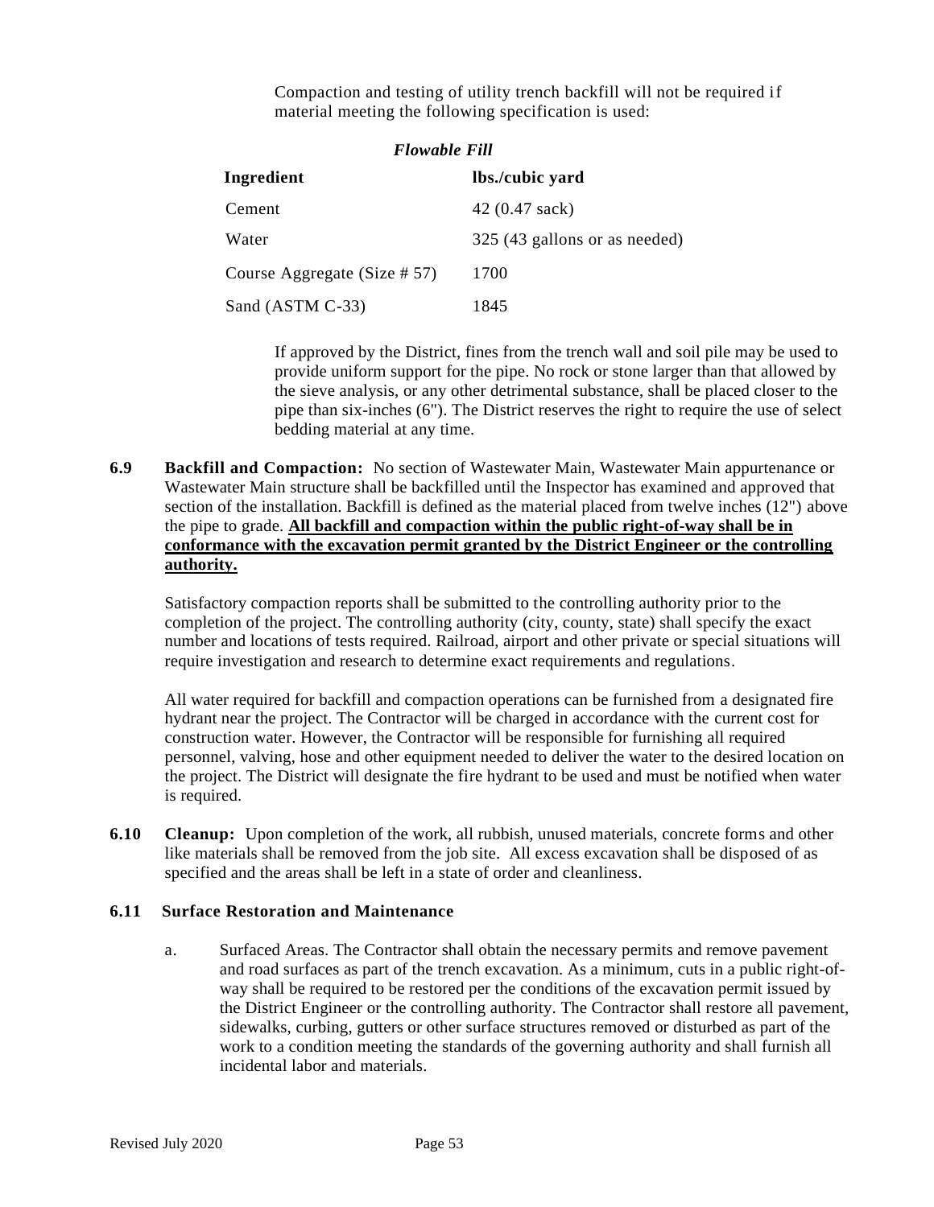Compaction and testing of utility trench backfill will not be required if material meeting the following specification is used:

*Flowable Fill*

| Ingredient | lbs./cubic yard |
|---|---|
| Cement | 42 (0.47 sack) |
| Water | 325 (43 gallons or as needed) |
| Course Aggregate (Size # 57) | 1700 |
| Sand (ASTM C-33) | 1845 |

If approved by the District, fines from the trench wall and soil pile may be used to provide uniform support for the pipe. No rock or stone larger than that allowed by the sieve analysis, or any other detrimental substance, shall be placed closer to the pipe than six-inches (6"). The District reserves the right to require the use of select bedding material at any time.

**6.9 Backfill and Compaction:** No section of Wastewater Main, Wastewater Main appurtenance or Wastewater Main structure shall be backfilled until the Inspector has examined and approved that section of the installation. Backfill is defined as the material placed from twelve inches (12") above the pipe to grade. **All backfill and compaction within the public right-of-way shall be in conformance with the excavation permit granted by the District Engineer or the controlling authority.**

Satisfactory compaction reports shall be submitted to the controlling authority prior to the completion of the project. The controlling authority (city, county, state) shall specify the exact number and locations of tests required. Railroad, airport and other private or special situations will require investigation and research to determine exact requirements and regulations.

All water required for backfill and compaction operations can be furnished from a designated fire hydrant near the project. The Contractor will be charged in accordance with the current cost for construction water. However, the Contractor will be responsible for furnishing all required personnel, valving, hose and other equipment needed to deliver the water to the desired location on the project. The District will designate the fire hydrant to be used and must be notified when water is required.

**6.10 Cleanup:** Upon completion of the work, all rubbish, unused materials, concrete forms and other like materials shall be removed from the job site. All excess excavation shall be disposed of as specified and the areas shall be left in a state of order and cleanliness.

### 6.11 Surface Restoration and Maintenance

a. Surfaced Areas. The Contractor shall obtain the necessary permits and remove pavement and road surfaces as part of the trench excavation. As a minimum, cuts in a public right-of-way shall be required to be restored per the conditions of the excavation permit issued by the District Engineer or the controlling authority. The Contractor shall restore all pavement, sidewalks, curbing, gutters or other surface structures removed or disturbed as part of the work to a condition meeting the standards of the governing authority and shall furnish all incidental labor and materials.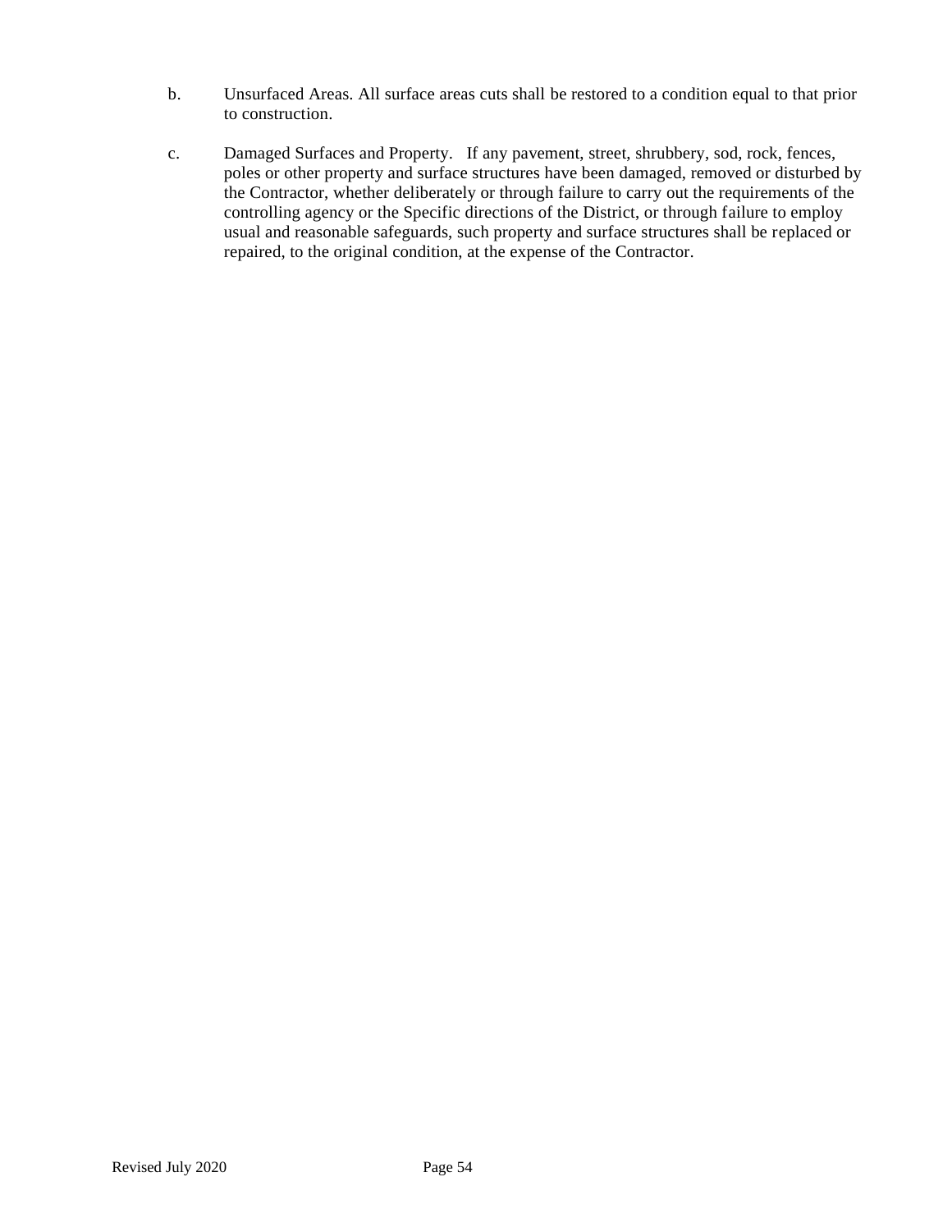b. Unsurfaced Areas. All surface areas cuts shall be restored to a condition equal to that prior to construction.

c. Damaged Surfaces and Property. If any pavement, street, shrubbery, sod, rock, fences, poles or other property and surface structures have been damaged, removed or disturbed by the Contractor, whether deliberately or through failure to carry out the requirements of the controlling agency or the Specific directions of the District, or through failure to employ usual and reasonable safeguards, such property and surface structures shall be replaced or repaired, to the original condition, at the expense of the Contractor.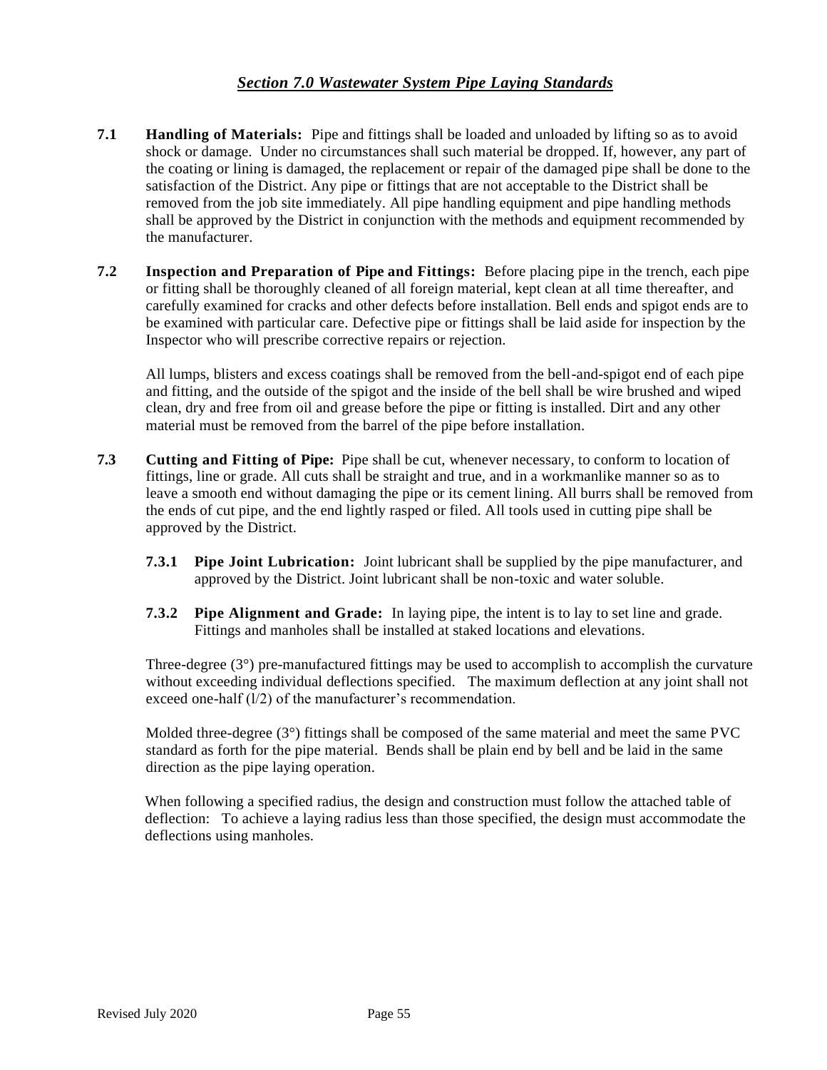## *Section 7.0 Wastewater System Pipe Laying Standards*

**7.1 Handling of Materials:** Pipe and fittings shall be loaded and unloaded by lifting so as to avoid shock or damage. Under no circumstances shall such material be dropped. If, however, any part of the coating or lining is damaged, the replacement or repair of the damaged pipe shall be done to the satisfaction of the District. Any pipe or fittings that are not acceptable to the District shall be removed from the job site immediately. All pipe handling equipment and pipe handling methods shall be approved by the District in conjunction with the methods and equipment recommended by the manufacturer.

**7.2 Inspection and Preparation of Pipe and Fittings:** Before placing pipe in the trench, each pipe or fitting shall be thoroughly cleaned of all foreign material, kept clean at all time thereafter, and carefully examined for cracks and other defects before installation. Bell ends and spigot ends are to be examined with particular care. Defective pipe or fittings shall be laid aside for inspection by the Inspector who will prescribe corrective repairs or rejection.

All lumps, blisters and excess coatings shall be removed from the bell-and-spigot end of each pipe and fitting, and the outside of the spigot and the inside of the bell shall be wire brushed and wiped clean, dry and free from oil and grease before the pipe or fitting is installed. Dirt and any other material must be removed from the barrel of the pipe before installation.

**7.3 Cutting and Fitting of Pipe:** Pipe shall be cut, whenever necessary, to conform to location of fittings, line or grade. All cuts shall be straight and true, and in a workmanlike manner so as to leave a smooth end without damaging the pipe or its cement lining. All burrs shall be removed from the ends of cut pipe, and the end lightly rasped or filed. All tools used in cutting pipe shall be approved by the District.

**7.3.1 Pipe Joint Lubrication:** Joint lubricant shall be supplied by the pipe manufacturer, and approved by the District. Joint lubricant shall be non-toxic and water soluble.

**7.3.2 Pipe Alignment and Grade:** In laying pipe, the intent is to lay to set line and grade. Fittings and manholes shall be installed at staked locations and elevations.

Three-degree (3°) pre-manufactured fittings may be used to accomplish to accomplish the curvature without exceeding individual deflections specified. The maximum deflection at any joint shall not exceed one-half (l/2) of the manufacturer's recommendation.

Molded three-degree (3°) fittings shall be composed of the same material and meet the same PVC standard as forth for the pipe material. Bends shall be plain end by bell and be laid in the same direction as the pipe laying operation.

When following a specified radius, the design and construction must follow the attached table of deflection: To achieve a laying radius less than those specified, the design must accommodate the deflections using manholes.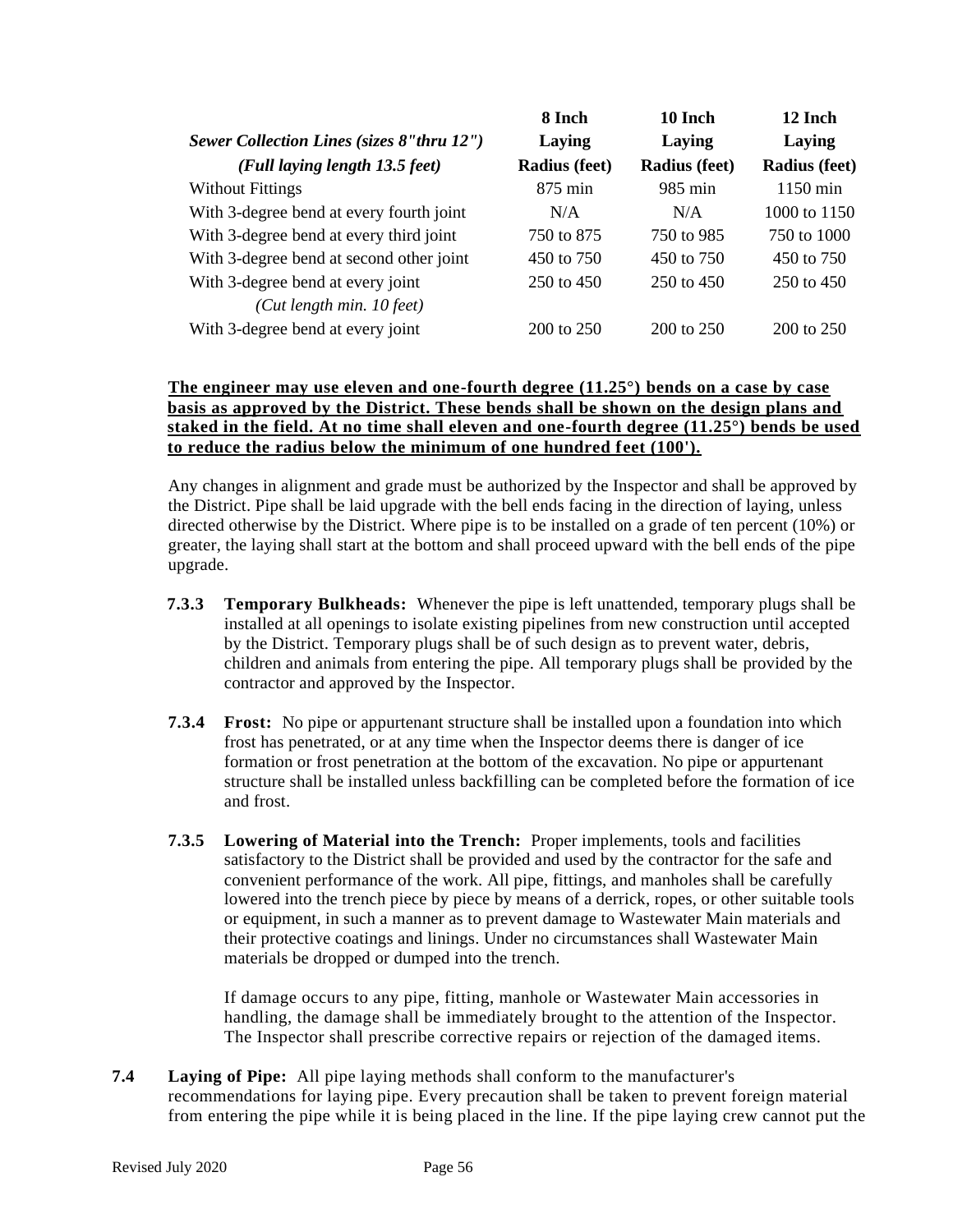| *Sewer Collection Lines (sizes 8"thru 12")* *(Full laying length 13.5 feet)* | **8 Inch Laying Radius (feet)** | **10 Inch Laying Radius (feet)** | **12 Inch Laying Radius (feet)** |
|---|---|---|---|
| Without Fittings | 875 min | 985 min | 1150 min |
| With 3-degree bend at every fourth joint | N/A | N/A | 1000 to 1150 |
| With 3-degree bend at every third joint | 750 to 875 | 750 to 985 | 750 to 1000 |
| With 3-degree bend at second other joint | 450 to 750 | 450 to 750 | 450 to 750 |
| With 3-degree bend at every joint *(Cut length min. 10 feet)* | 250 to 450 | 250 to 450 | 250 to 450 |
| With 3-degree bend at every joint | 200 to 250 | 200 to 250 | 200 to 250 |

**The engineer may use eleven and one-fourth degree (11.25°) bends on a case by case basis as approved by the District. These bends shall be shown on the design plans and staked in the field. At no time shall eleven and one-fourth degree (11.25°) bends be used to reduce the radius below the minimum of one hundred feet (100').**

Any changes in alignment and grade must be authorized by the Inspector and shall be approved by the District. Pipe shall be laid upgrade with the bell ends facing in the direction of laying, unless directed otherwise by the District. Where pipe is to be installed on a grade of ten percent (10%) or greater, the laying shall start at the bottom and shall proceed upward with the bell ends of the pipe upgrade.

**7.3.3 Temporary Bulkheads:** Whenever the pipe is left unattended, temporary plugs shall be installed at all openings to isolate existing pipelines from new construction until accepted by the District. Temporary plugs shall be of such design as to prevent water, debris, children and animals from entering the pipe. All temporary plugs shall be provided by the contractor and approved by the Inspector.

**7.3.4 Frost:** No pipe or appurtenant structure shall be installed upon a foundation into which frost has penetrated, or at any time when the Inspector deems there is danger of ice formation or frost penetration at the bottom of the excavation. No pipe or appurtenant structure shall be installed unless backfilling can be completed before the formation of ice and frost.

**7.3.5 Lowering of Material into the Trench:** Proper implements, tools and facilities satisfactory to the District shall be provided and used by the contractor for the safe and convenient performance of the work. All pipe, fittings, and manholes shall be carefully lowered into the trench piece by piece by means of a derrick, ropes, or other suitable tools or equipment, in such a manner as to prevent damage to Wastewater Main materials and their protective coatings and linings. Under no circumstances shall Wastewater Main materials be dropped or dumped into the trench.

If damage occurs to any pipe, fitting, manhole or Wastewater Main accessories in handling, the damage shall be immediately brought to the attention of the Inspector. The Inspector shall prescribe corrective repairs or rejection of the damaged items.

**7.4 Laying of Pipe:** All pipe laying methods shall conform to the manufacturer's recommendations for laying pipe. Every precaution shall be taken to prevent foreign material from entering the pipe while it is being placed in the line. If the pipe laying crew cannot put the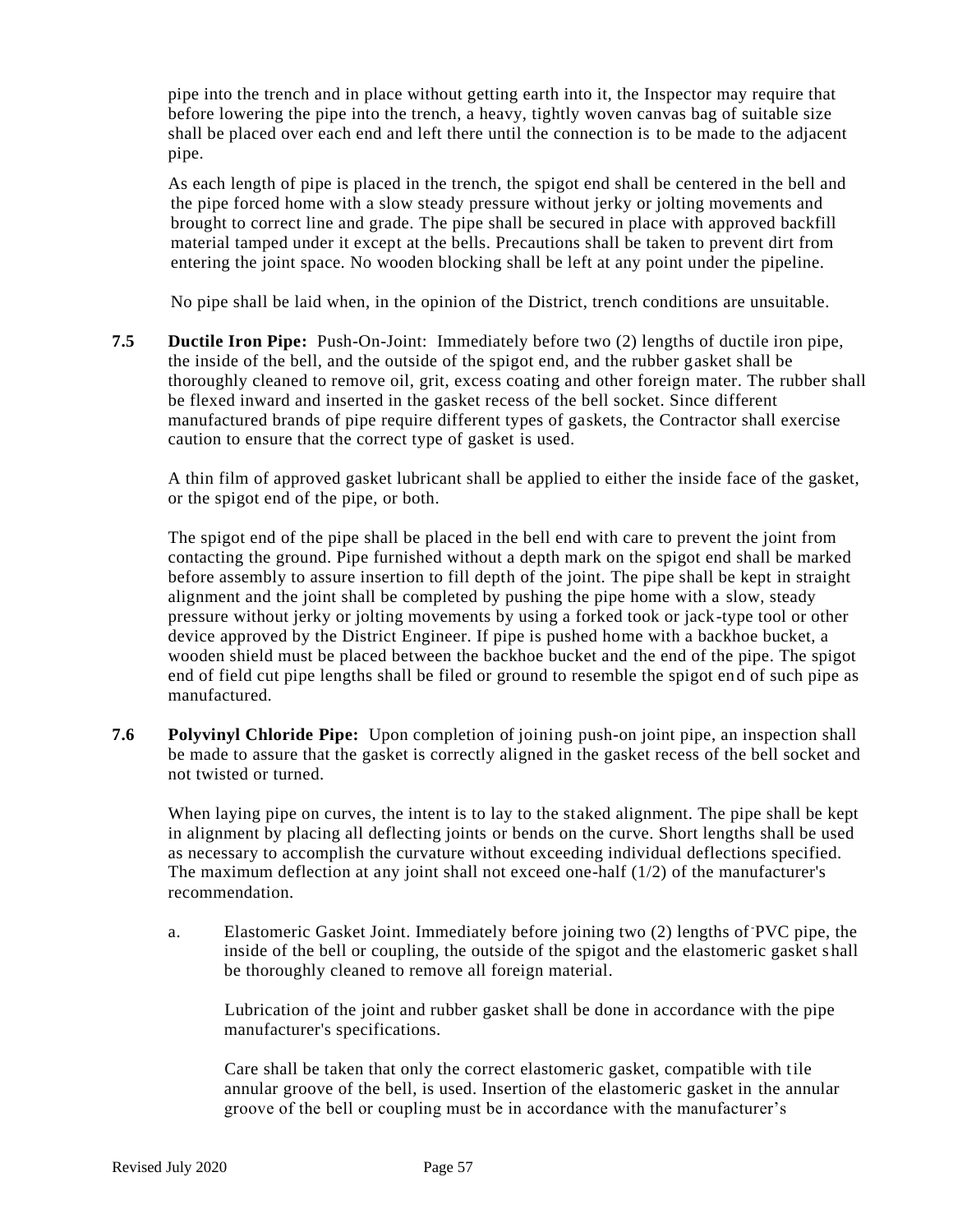pipe into the trench and in place without getting earth into it, the Inspector may require that before lowering the pipe into the trench, a heavy, tightly woven canvas bag of suitable size shall be placed over each end and left there until the connection is to be made to the adjacent pipe.

As each length of pipe is placed in the trench, the spigot end shall be centered in the bell and the pipe forced home with a slow steady pressure without jerky or jolting movements and brought to correct line and grade. The pipe shall be secured in place with approved backfill material tamped under it except at the bells. Precautions shall be taken to prevent dirt from entering the joint space. No wooden blocking shall be left at any point under the pipeline.

No pipe shall be laid when, in the opinion of the District, trench conditions are unsuitable.

**7.5 Ductile Iron Pipe:** Push-On-Joint: Immediately before two (2) lengths of ductile iron pipe, the inside of the bell, and the outside of the spigot end, and the rubber gasket shall be thoroughly cleaned to remove oil, grit, excess coating and other foreign mater. The rubber shall be flexed inward and inserted in the gasket recess of the bell socket. Since different manufactured brands of pipe require different types of gaskets, the Contractor shall exercise caution to ensure that the correct type of gasket is used.

A thin film of approved gasket lubricant shall be applied to either the inside face of the gasket, or the spigot end of the pipe, or both.

The spigot end of the pipe shall be placed in the bell end with care to prevent the joint from contacting the ground. Pipe furnished without a depth mark on the spigot end shall be marked before assembly to assure insertion to fill depth of the joint. The pipe shall be kept in straight alignment and the joint shall be completed by pushing the pipe home with a slow, steady pressure without jerky or jolting movements by using a forked took or jack-type tool or other device approved by the District Engineer. If pipe is pushed home with a backhoe bucket, a wooden shield must be placed between the backhoe bucket and the end of the pipe. The spigot end of field cut pipe lengths shall be filed or ground to resemble the spigot end of such pipe as manufactured.

**7.6 Polyvinyl Chloride Pipe:** Upon completion of joining push-on joint pipe, an inspection shall be made to assure that the gasket is correctly aligned in the gasket recess of the bell socket and not twisted or turned.

When laying pipe on curves, the intent is to lay to the staked alignment. The pipe shall be kept in alignment by placing all deflecting joints or bends on the curve. Short lengths shall be used as necessary to accomplish the curvature without exceeding individual deflections specified. The maximum deflection at any joint shall not exceed one-half (1/2) of the manufacturer's recommendation.

a. Elastomeric Gasket Joint. Immediately before joining two (2) lengths of PVC pipe, the inside of the bell or coupling, the outside of the spigot and the elastomeric gasket shall be thoroughly cleaned to remove all foreign material.

   Lubrication of the joint and rubber gasket shall be done in accordance with the pipe manufacturer's specifications.

   Care shall be taken that only the correct elastomeric gasket, compatible with tile annular groove of the bell, is used. Insertion of the elastomeric gasket in the annular groove of the bell or coupling must be in accordance with the manufacturer's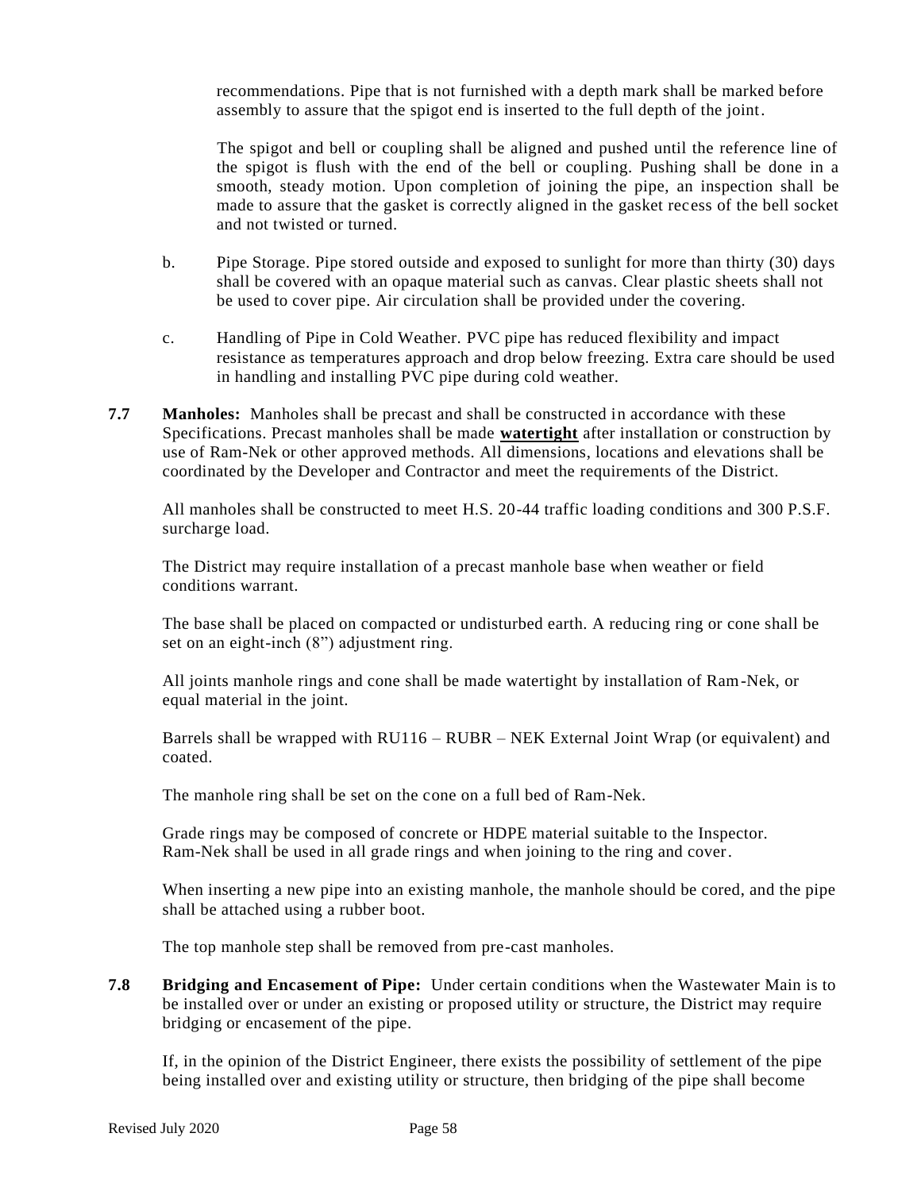recommendations. Pipe that is not furnished with a depth mark shall be marked before assembly to assure that the spigot end is inserted to the full depth of the joint.

The spigot and bell or coupling shall be aligned and pushed until the reference line of the spigot is flush with the end of the bell or coupling. Pushing shall be done in a smooth, steady motion. Upon completion of joining the pipe, an inspection shall be made to assure that the gasket is correctly aligned in the gasket recess of the bell socket and not twisted or turned.

b. Pipe Storage. Pipe stored outside and exposed to sunlight for more than thirty (30) days shall be covered with an opaque material such as canvas. Clear plastic sheets shall not be used to cover pipe. Air circulation shall be provided under the covering.

c. Handling of Pipe in Cold Weather. PVC pipe has reduced flexibility and impact resistance as temperatures approach and drop below freezing. Extra care should be used in handling and installing PVC pipe during cold weather.

**7.7 Manholes:** Manholes shall be precast and shall be constructed in accordance with these Specifications. Precast manholes shall be made **watertight** after installation or construction by use of Ram-Nek or other approved methods. All dimensions, locations and elevations shall be coordinated by the Developer and Contractor and meet the requirements of the District.

All manholes shall be constructed to meet H.S. 20-44 traffic loading conditions and 300 P.S.F. surcharge load.

The District may require installation of a precast manhole base when weather or field conditions warrant.

The base shall be placed on compacted or undisturbed earth. A reducing ring or cone shall be set on an eight-inch (8") adjustment ring.

All joints manhole rings and cone shall be made watertight by installation of Ram-Nek, or equal material in the joint.

Barrels shall be wrapped with RU116 – RUBR – NEK External Joint Wrap (or equivalent) and coated.

The manhole ring shall be set on the cone on a full bed of Ram-Nek.

Grade rings may be composed of concrete or HDPE material suitable to the Inspector. Ram-Nek shall be used in all grade rings and when joining to the ring and cover.

When inserting a new pipe into an existing manhole, the manhole should be cored, and the pipe shall be attached using a rubber boot.

The top manhole step shall be removed from pre-cast manholes.

**7.8 Bridging and Encasement of Pipe:** Under certain conditions when the Wastewater Main is to be installed over or under an existing or proposed utility or structure, the District may require bridging or encasement of the pipe.

If, in the opinion of the District Engineer, there exists the possibility of settlement of the pipe being installed over and existing utility or structure, then bridging of the pipe shall become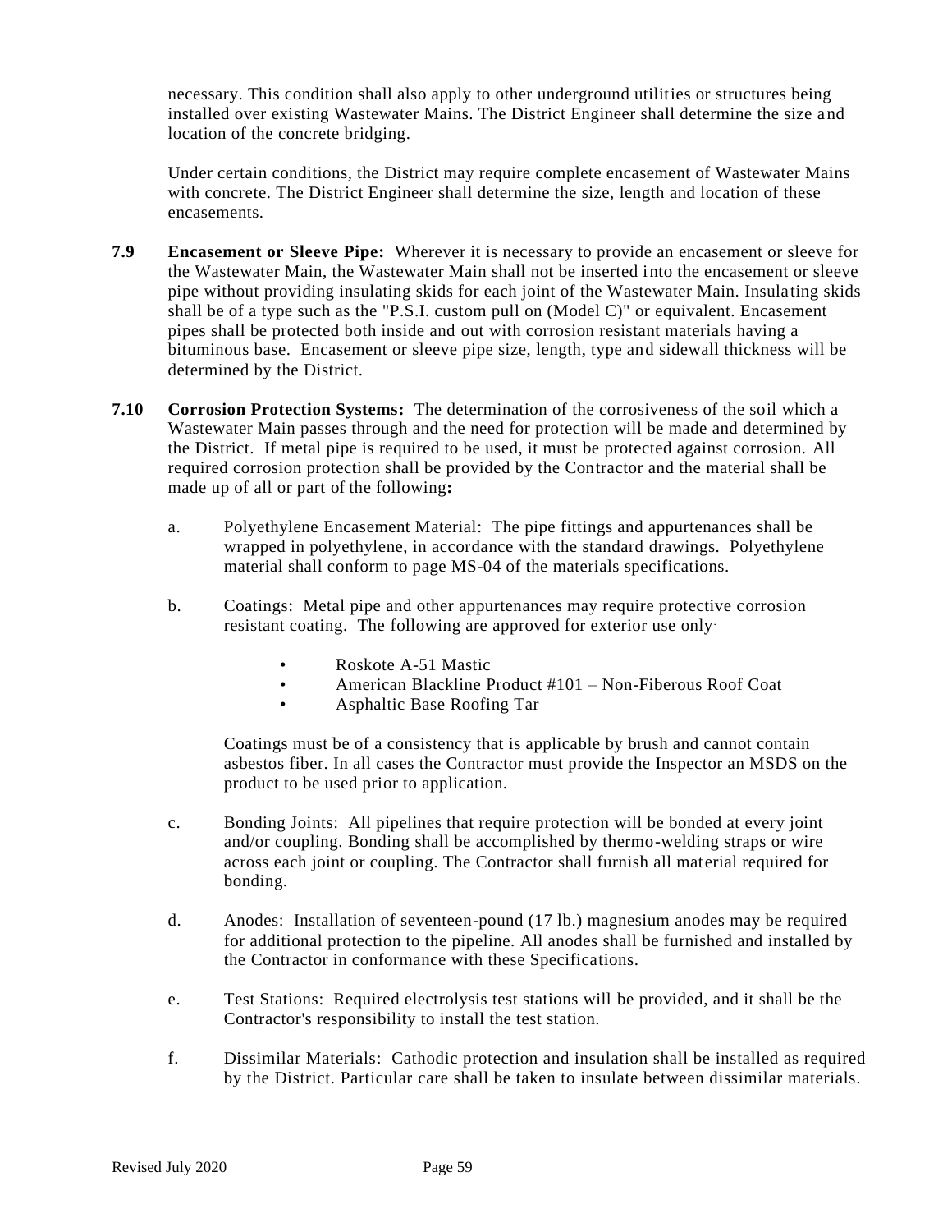necessary. This condition shall also apply to other underground utilities or structures being installed over existing Wastewater Mains. The District Engineer shall determine the size and location of the concrete bridging.

Under certain conditions, the District may require complete encasement of Wastewater Mains with concrete. The District Engineer shall determine the size, length and location of these encasements.

**7.9 Encasement or Sleeve Pipe:** Wherever it is necessary to provide an encasement or sleeve for the Wastewater Main, the Wastewater Main shall not be inserted into the encasement or sleeve pipe without providing insulating skids for each joint of the Wastewater Main. Insulating skids shall be of a type such as the "P.S.I. custom pull on (Model C)" or equivalent. Encasement pipes shall be protected both inside and out with corrosion resistant materials having a bituminous base. Encasement or sleeve pipe size, length, type and sidewall thickness will be determined by the District.

**7.10 Corrosion Protection Systems:** The determination of the corrosiveness of the soil which a Wastewater Main passes through and the need for protection will be made and determined by the District. If metal pipe is required to be used, it must be protected against corrosion. All required corrosion protection shall be provided by the Contractor and the material shall be made up of all or part of the following**:**

a. Polyethylene Encasement Material: The pipe fittings and appurtenances shall be wrapped in polyethylene, in accordance with the standard drawings. Polyethylene material shall conform to page MS-04 of the materials specifications.

b. Coatings: Metal pipe and other appurtenances may require protective corrosion resistant coating. The following are approved for exterior use only.

- Roskote A-51 Mastic
- American Blackline Product #101 – Non-Fiberous Roof Coat
- Asphaltic Base Roofing Tar

Coatings must be of a consistency that is applicable by brush and cannot contain asbestos fiber. In all cases the Contractor must provide the Inspector an MSDS on the product to be used prior to application.

c. Bonding Joints: All pipelines that require protection will be bonded at every joint and/or coupling. Bonding shall be accomplished by thermo-welding straps or wire across each joint or coupling. The Contractor shall furnish all material required for bonding.

d. Anodes: Installation of seventeen-pound (17 lb.) magnesium anodes may be required for additional protection to the pipeline. All anodes shall be furnished and installed by the Contractor in conformance with these Specifications.

e. Test Stations: Required electrolysis test stations will be provided, and it shall be the Contractor's responsibility to install the test station.

f. Dissimilar Materials: Cathodic protection and insulation shall be installed as required by the District. Particular care shall be taken to insulate between dissimilar materials.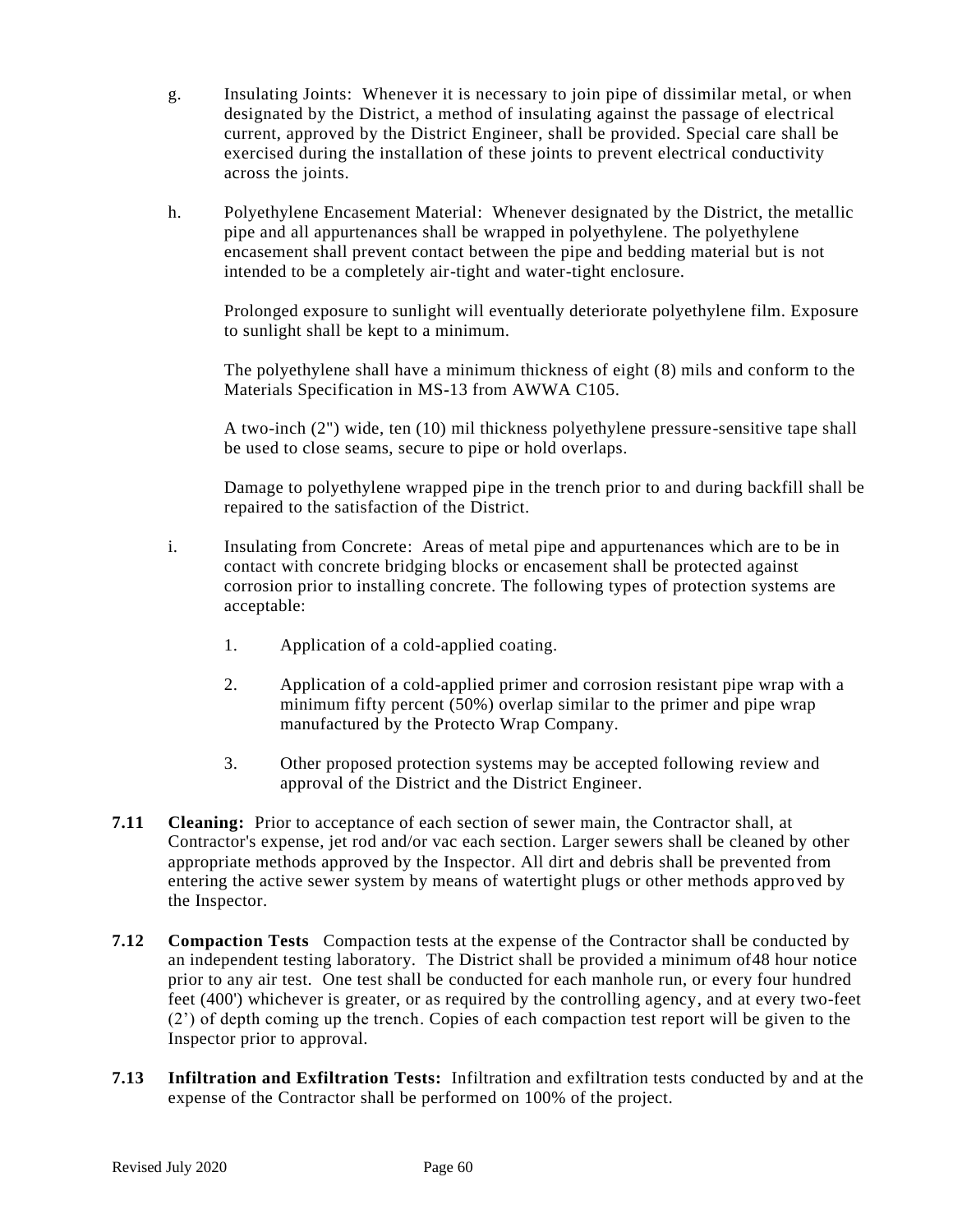g. Insulating Joints: Whenever it is necessary to join pipe of dissimilar metal, or when designated by the District, a method of insulating against the passage of electrical current, approved by the District Engineer, shall be provided. Special care shall be exercised during the installation of these joints to prevent electrical conductivity across the joints.

h. Polyethylene Encasement Material: Whenever designated by the District, the metallic pipe and all appurtenances shall be wrapped in polyethylene. The polyethylene encasement shall prevent contact between the pipe and bedding material but is not intended to be a completely air-tight and water-tight enclosure.

   Prolonged exposure to sunlight will eventually deteriorate polyethylene film. Exposure to sunlight shall be kept to a minimum.

   The polyethylene shall have a minimum thickness of eight (8) mils and conform to the Materials Specification in MS-13 from AWWA C105.

   A two-inch (2") wide, ten (10) mil thickness polyethylene pressure-sensitive tape shall be used to close seams, secure to pipe or hold overlaps.

   Damage to polyethylene wrapped pipe in the trench prior to and during backfill shall be repaired to the satisfaction of the District.

i. Insulating from Concrete: Areas of metal pipe and appurtenances which are to be in contact with concrete bridging blocks or encasement shall be protected against corrosion prior to installing concrete. The following types of protection systems are acceptable:

   1. Application of a cold-applied coating.

   2. Application of a cold-applied primer and corrosion resistant pipe wrap with a minimum fifty percent (50%) overlap similar to the primer and pipe wrap manufactured by the Protecto Wrap Company.

   3. Other proposed protection systems may be accepted following review and approval of the District and the District Engineer.

**7.11 Cleaning:** Prior to acceptance of each section of sewer main, the Contractor shall, at Contractor's expense, jet rod and/or vac each section. Larger sewers shall be cleaned by other appropriate methods approved by the Inspector. All dirt and debris shall be prevented from entering the active sewer system by means of watertight plugs or other methods approved by the Inspector.

**7.12 Compaction Tests** Compaction tests at the expense of the Contractor shall be conducted by an independent testing laboratory. The District shall be provided a minimum of48 hour notice prior to any air test. One test shall be conducted for each manhole run, or every four hundred feet (400') whichever is greater, or as required by the controlling agency, and at every two-feet (2') of depth coming up the trench. Copies of each compaction test report will be given to the Inspector prior to approval.

**7.13 Infiltration and Exfiltration Tests:** Infiltration and exfiltration tests conducted by and at the expense of the Contractor shall be performed on 100% of the project.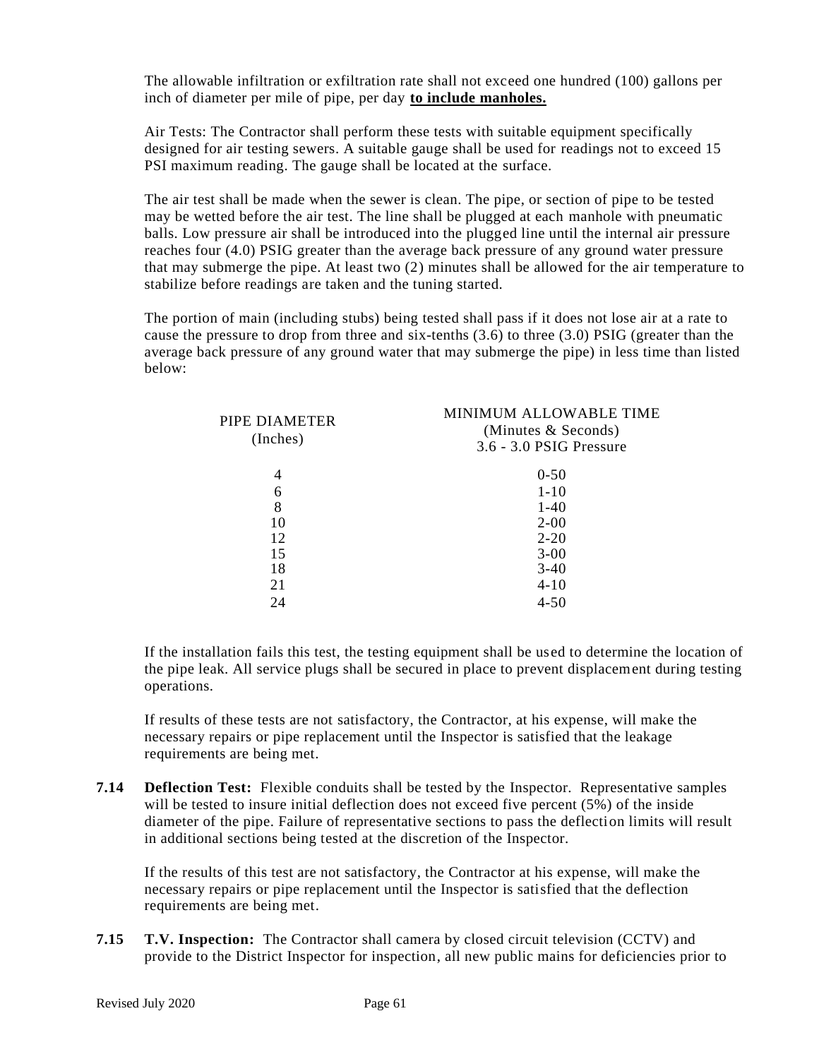The allowable infiltration or exfiltration rate shall not exceed one hundred (100) gallons per inch of diameter per mile of pipe, per day **to include manholes.**

Air Tests: The Contractor shall perform these tests with suitable equipment specifically designed for air testing sewers. A suitable gauge shall be used for readings not to exceed 15 PSI maximum reading. The gauge shall be located at the surface.

The air test shall be made when the sewer is clean. The pipe, or section of pipe to be tested may be wetted before the air test. The line shall be plugged at each manhole with pneumatic balls. Low pressure air shall be introduced into the plugged line until the internal air pressure reaches four (4.0) PSIG greater than the average back pressure of any ground water pressure that may submerge the pipe. At least two (2) minutes shall be allowed for the air temperature to stabilize before readings are taken and the tuning started.

The portion of main (including stubs) being tested shall pass if it does not lose air at a rate to cause the pressure to drop from three and six-tenths (3.6) to three (3.0) PSIG (greater than the average back pressure of any ground water that may submerge the pipe) in less time than listed below:

| PIPE DIAMETER (Inches) | MINIMUM ALLOWABLE TIME (Minutes & Seconds) 3.6 - 3.0 PSIG Pressure |
|---|---|
| 4 | 0-50 |
| 6 | 1-10 |
| 8 | 1-40 |
| 10 | 2-00 |
| 12 | 2-20 |
| 15 | 3-00 |
| 18 | 3-40 |
| 21 | 4-10 |
| 24 | 4-50 |

If the installation fails this test, the testing equipment shall be used to determine the location of the pipe leak. All service plugs shall be secured in place to prevent displacement during testing operations.

If results of these tests are not satisfactory, the Contractor, at his expense, will make the necessary repairs or pipe replacement until the Inspector is satisfied that the leakage requirements are being met.

**7.14 Deflection Test:** Flexible conduits shall be tested by the Inspector. Representative samples will be tested to insure initial deflection does not exceed five percent (5%) of the inside diameter of the pipe. Failure of representative sections to pass the deflection limits will result in additional sections being tested at the discretion of the Inspector.

If the results of this test are not satisfactory, the Contractor at his expense, will make the necessary repairs or pipe replacement until the Inspector is satisfied that the deflection requirements are being met.

**7.15 T.V. Inspection:** The Contractor shall camera by closed circuit television (CCTV) and provide to the District Inspector for inspection, all new public mains for deficiencies prior to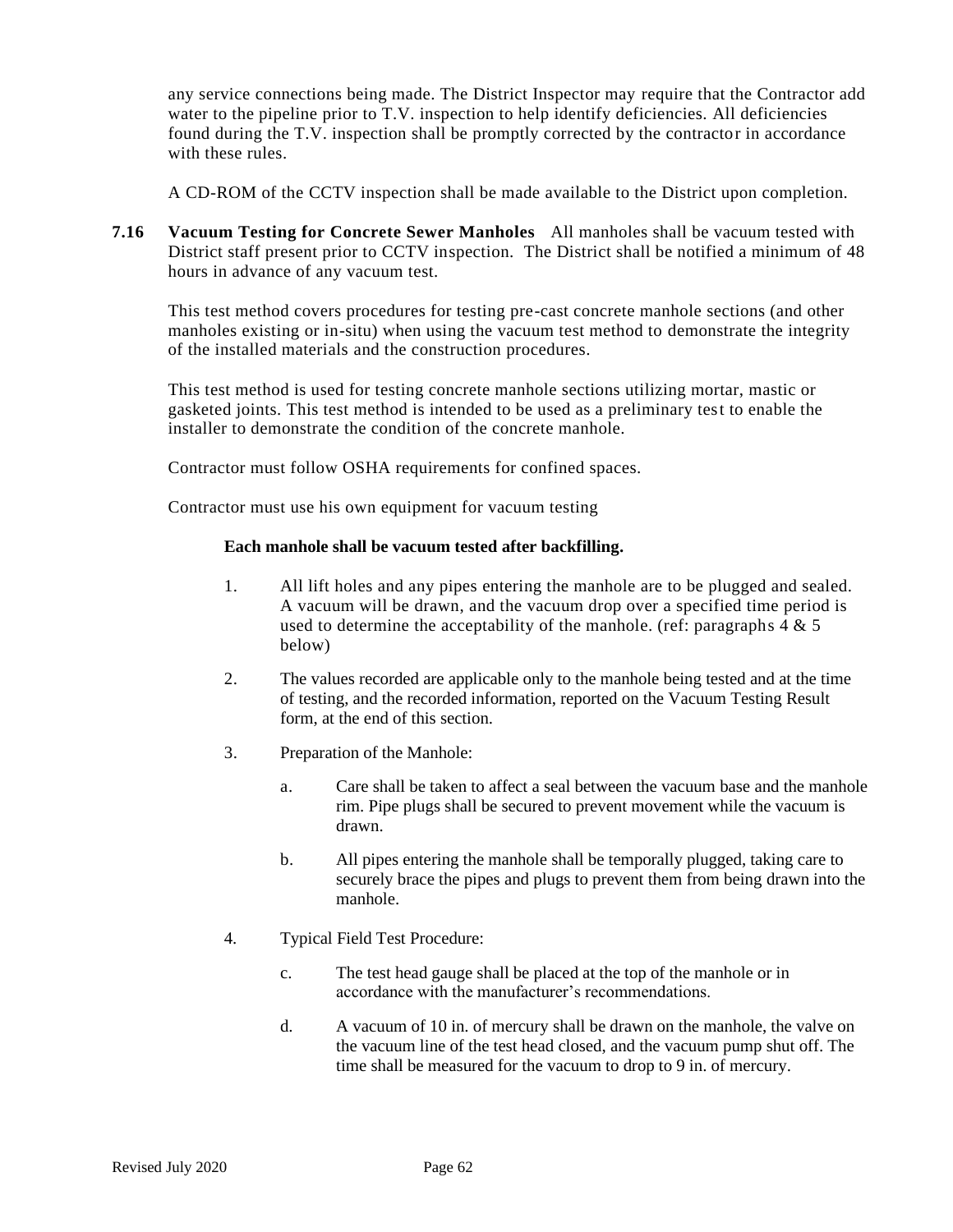any service connections being made. The District Inspector may require that the Contractor add water to the pipeline prior to T.V. inspection to help identify deficiencies. All deficiencies found during the T.V. inspection shall be promptly corrected by the contractor in accordance with these rules.

A CD-ROM of the CCTV inspection shall be made available to the District upon completion.

**7.16 Vacuum Testing for Concrete Sewer Manholes** All manholes shall be vacuum tested with District staff present prior to CCTV inspection. The District shall be notified a minimum of 48 hours in advance of any vacuum test.

This test method covers procedures for testing pre-cast concrete manhole sections (and other manholes existing or in-situ) when using the vacuum test method to demonstrate the integrity of the installed materials and the construction procedures.

This test method is used for testing concrete manhole sections utilizing mortar, mastic or gasketed joints. This test method is intended to be used as a preliminary test to enable the installer to demonstrate the condition of the concrete manhole.

Contractor must follow OSHA requirements for confined spaces.

Contractor must use his own equipment for vacuum testing

**Each manhole shall be vacuum tested after backfilling.**

1. All lift holes and any pipes entering the manhole are to be plugged and sealed. A vacuum will be drawn, and the vacuum drop over a specified time period is used to determine the acceptability of the manhole. (ref: paragraphs 4 & 5 below)

2. The values recorded are applicable only to the manhole being tested and at the time of testing, and the recorded information, reported on the Vacuum Testing Result form, at the end of this section.

3. Preparation of the Manhole:

   a. Care shall be taken to affect a seal between the vacuum base and the manhole rim. Pipe plugs shall be secured to prevent movement while the vacuum is drawn.

   b. All pipes entering the manhole shall be temporally plugged, taking care to securely brace the pipes and plugs to prevent them from being drawn into the manhole.

4. Typical Field Test Procedure:

   c. The test head gauge shall be placed at the top of the manhole or in accordance with the manufacturer's recommendations.

   d. A vacuum of 10 in. of mercury shall be drawn on the manhole, the valve on the vacuum line of the test head closed, and the vacuum pump shut off. The time shall be measured for the vacuum to drop to 9 in. of mercury.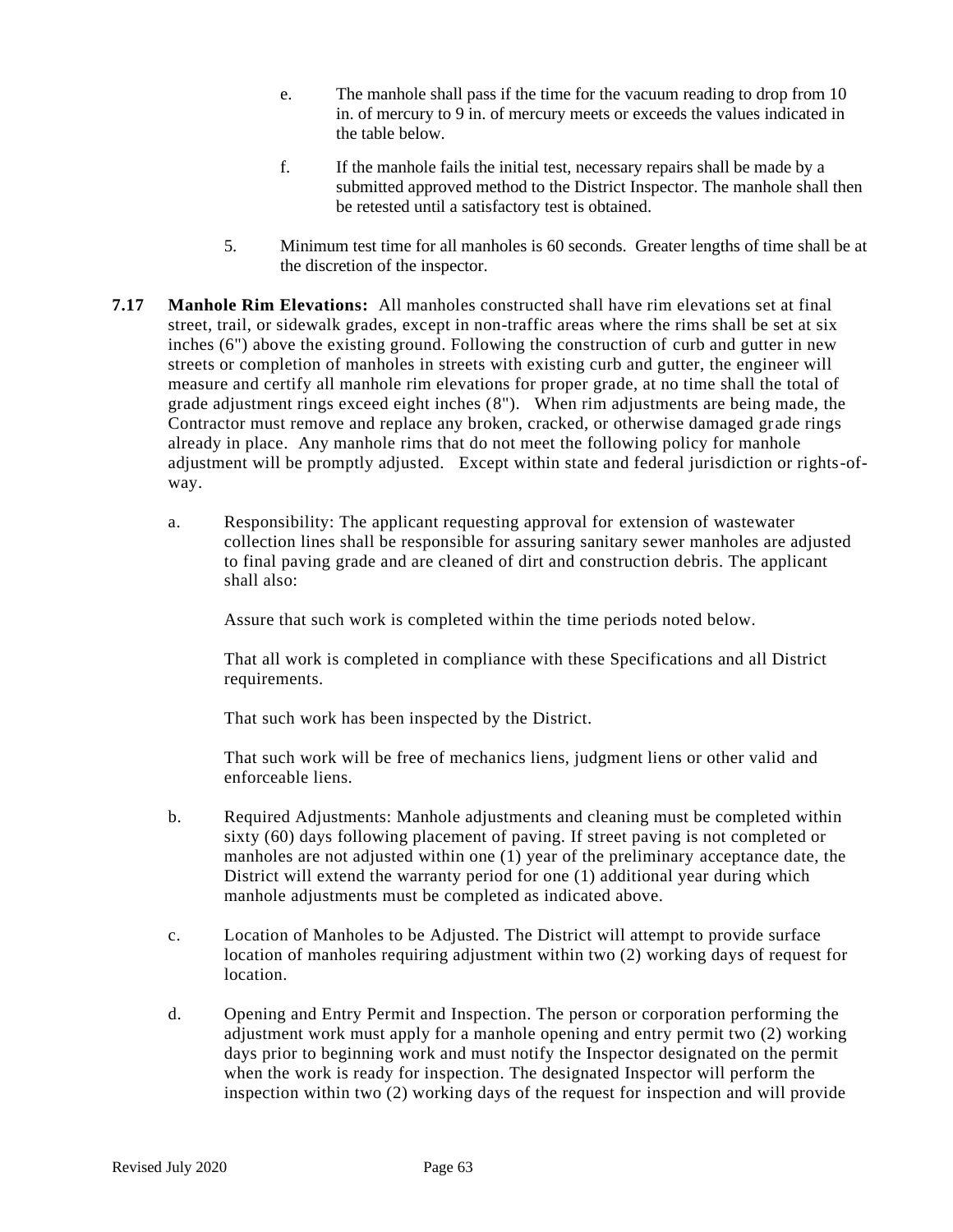e. The manhole shall pass if the time for the vacuum reading to drop from 10 in. of mercury to 9 in. of mercury meets or exceeds the values indicated in the table below.

f. If the manhole fails the initial test, necessary repairs shall be made by a submitted approved method to the District Inspector. The manhole shall then be retested until a satisfactory test is obtained.

5. Minimum test time for all manholes is 60 seconds. Greater lengths of time shall be at the discretion of the inspector.

**7.17 Manhole Rim Elevations:** All manholes constructed shall have rim elevations set at final street, trail, or sidewalk grades, except in non-traffic areas where the rims shall be set at six inches (6") above the existing ground. Following the construction of curb and gutter in new streets or completion of manholes in streets with existing curb and gutter, the engineer will measure and certify all manhole rim elevations for proper grade, at no time shall the total of grade adjustment rings exceed eight inches (8"). When rim adjustments are being made, the Contractor must remove and replace any broken, cracked, or otherwise damaged grade rings already in place. Any manhole rims that do not meet the following policy for manhole adjustment will be promptly adjusted. Except within state and federal jurisdiction or rights-of-way.

a. Responsibility: The applicant requesting approval for extension of wastewater collection lines shall be responsible for assuring sanitary sewer manholes are adjusted to final paving grade and are cleaned of dirt and construction debris. The applicant shall also:

Assure that such work is completed within the time periods noted below.

That all work is completed in compliance with these Specifications and all District requirements.

That such work has been inspected by the District.

That such work will be free of mechanics liens, judgment liens or other valid and enforceable liens.

b. Required Adjustments: Manhole adjustments and cleaning must be completed within sixty (60) days following placement of paving. If street paving is not completed or manholes are not adjusted within one (1) year of the preliminary acceptance date, the District will extend the warranty period for one (1) additional year during which manhole adjustments must be completed as indicated above.

c. Location of Manholes to be Adjusted. The District will attempt to provide surface location of manholes requiring adjustment within two (2) working days of request for location.

d. Opening and Entry Permit and Inspection. The person or corporation performing the adjustment work must apply for a manhole opening and entry permit two (2) working days prior to beginning work and must notify the Inspector designated on the permit when the work is ready for inspection. The designated Inspector will perform the inspection within two (2) working days of the request for inspection and will provide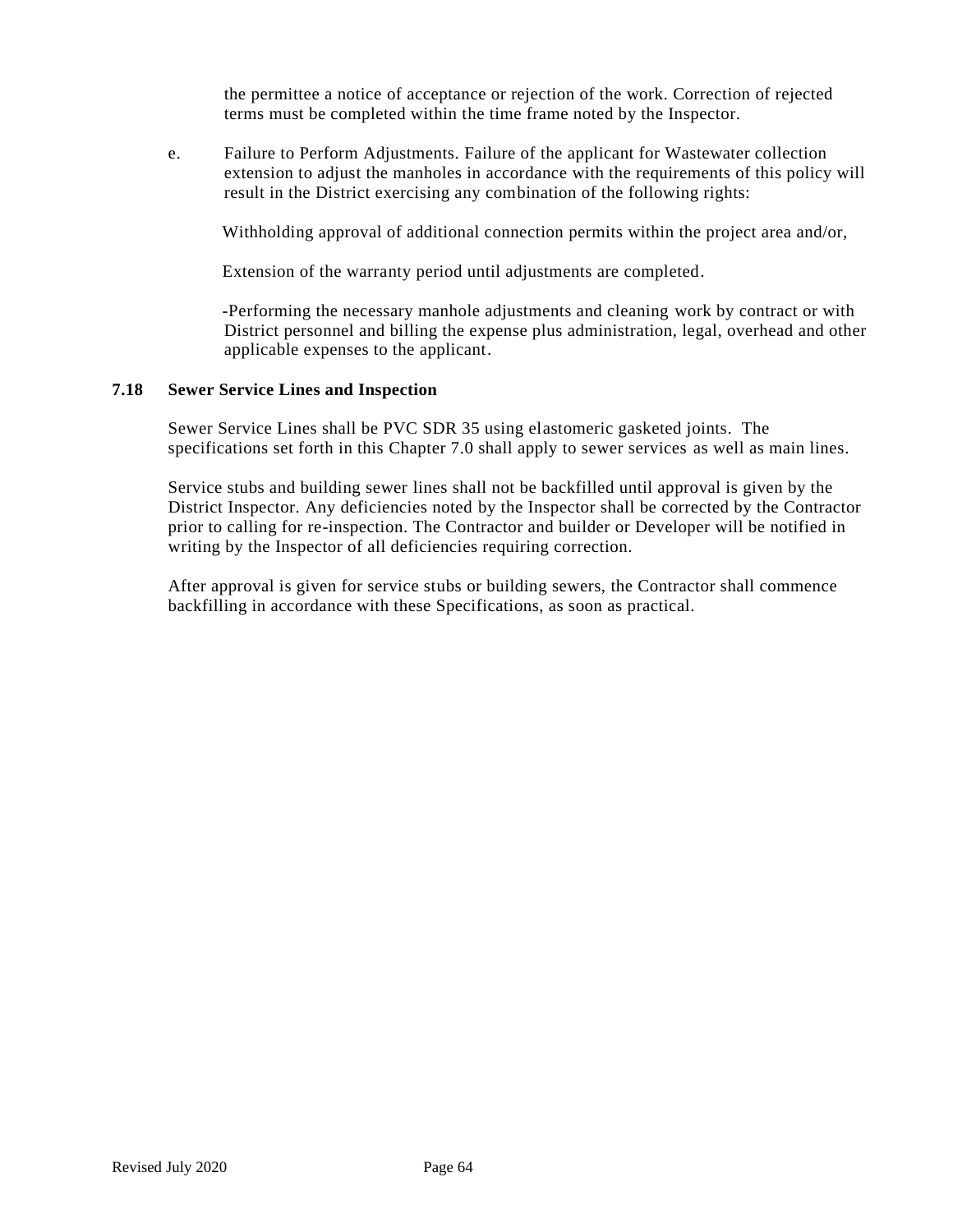the permittee a notice of acceptance or rejection of the work. Correction of rejected terms must be completed within the time frame noted by the Inspector.

e. Failure to Perform Adjustments. Failure of the applicant for Wastewater collection extension to adjust the manholes in accordance with the requirements of this policy will result in the District exercising any combination of the following rights:

Withholding approval of additional connection permits within the project area and/or,

Extension of the warranty period until adjustments are completed.

-Performing the necessary manhole adjustments and cleaning work by contract or with District personnel and billing the expense plus administration, legal, overhead and other applicable expenses to the applicant.

### 7.18 Sewer Service Lines and Inspection

Sewer Service Lines shall be PVC SDR 35 using elastomeric gasketed joints. The specifications set forth in this Chapter 7.0 shall apply to sewer services as well as main lines.

Service stubs and building sewer lines shall not be backfilled until approval is given by the District Inspector. Any deficiencies noted by the Inspector shall be corrected by the Contractor prior to calling for re-inspection. The Contractor and builder or Developer will be notified in writing by the Inspector of all deficiencies requiring correction.

After approval is given for service stubs or building sewers, the Contractor shall commence backfilling in accordance with these Specifications, as soon as practical.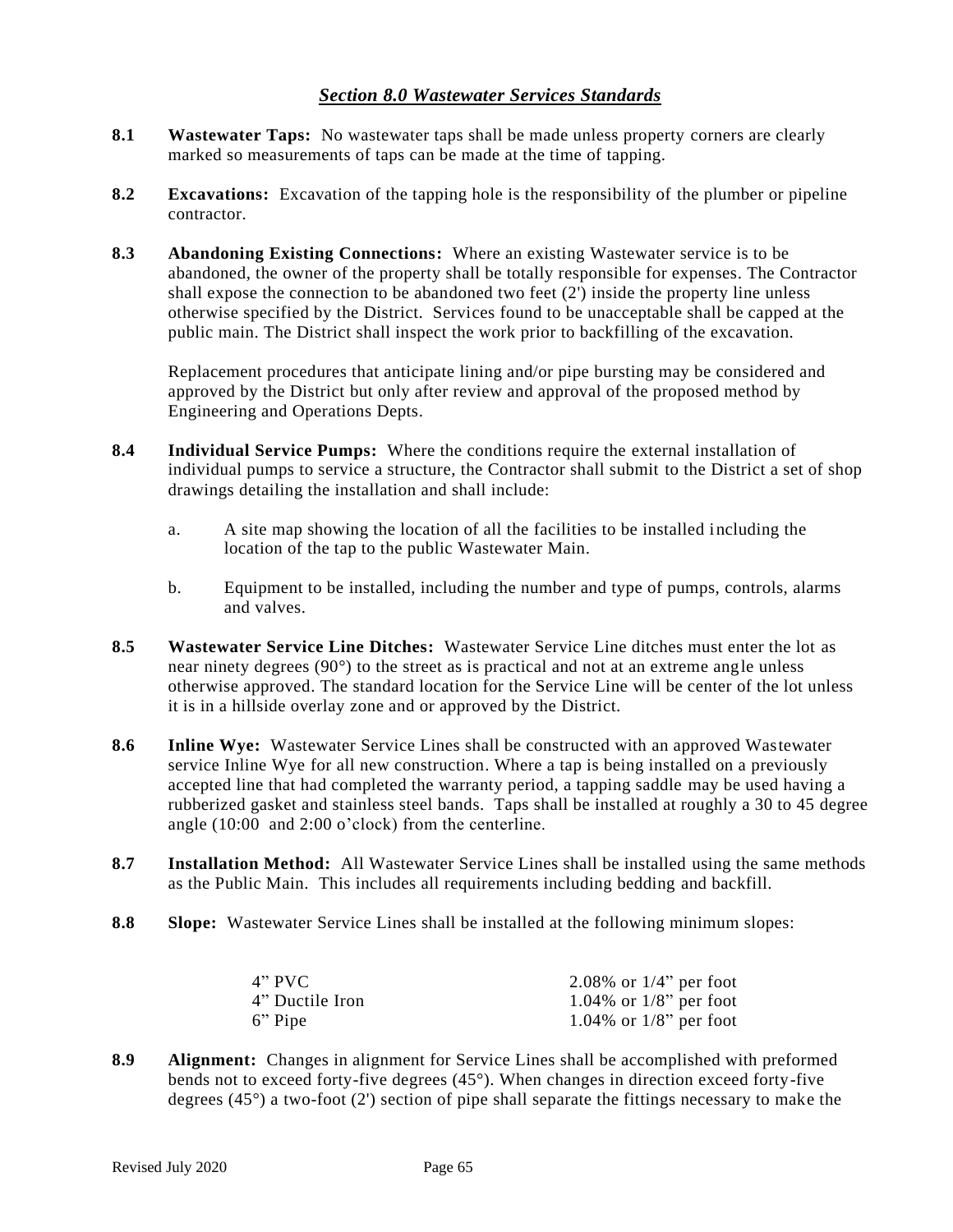## *Section 8.0 Wastewater Services Standards*

**8.1 Wastewater Taps:** No wastewater taps shall be made unless property corners are clearly marked so measurements of taps can be made at the time of tapping.

**8.2 Excavations:** Excavation of the tapping hole is the responsibility of the plumber or pipeline contractor.

**8.3 Abandoning Existing Connections:** Where an existing Wastewater service is to be abandoned, the owner of the property shall be totally responsible for expenses. The Contractor shall expose the connection to be abandoned two feet (2') inside the property line unless otherwise specified by the District. Services found to be unacceptable shall be capped at the public main. The District shall inspect the work prior to backfilling of the excavation.

Replacement procedures that anticipate lining and/or pipe bursting may be considered and approved by the District but only after review and approval of the proposed method by Engineering and Operations Depts.

**8.4 Individual Service Pumps:** Where the conditions require the external installation of individual pumps to service a structure, the Contractor shall submit to the District a set of shop drawings detailing the installation and shall include:

a. A site map showing the location of all the facilities to be installed including the location of the tap to the public Wastewater Main.

b. Equipment to be installed, including the number and type of pumps, controls, alarms and valves.

**8.5 Wastewater Service Line Ditches:** Wastewater Service Line ditches must enter the lot as near ninety degrees (90°) to the street as is practical and not at an extreme angle unless otherwise approved. The standard location for the Service Line will be center of the lot unless it is in a hillside overlay zone and or approved by the District.

**8.6 Inline Wye:** Wastewater Service Lines shall be constructed with an approved Wastewater service Inline Wye for all new construction. Where a tap is being installed on a previously accepted line that had completed the warranty period, a tapping saddle may be used having a rubberized gasket and stainless steel bands. Taps shall be installed at roughly a 30 to 45 degree angle (10:00 and 2:00 o'clock) from the centerline.

**8.7 Installation Method:** All Wastewater Service Lines shall be installed using the same methods as the Public Main. This includes all requirements including bedding and backfill.

**8.8 Slope:** Wastewater Service Lines shall be installed at the following minimum slopes:

| | |
|---|---|
| 4" PVC | 2.08% or 1/4" per foot |
| 4" Ductile Iron | 1.04% or 1/8" per foot |
| 6" Pipe | 1.04% or 1/8" per foot |

**8.9 Alignment:** Changes in alignment for Service Lines shall be accomplished with preformed bends not to exceed forty-five degrees (45°). When changes in direction exceed forty-five degrees (45°) a two-foot (2') section of pipe shall separate the fittings necessary to make the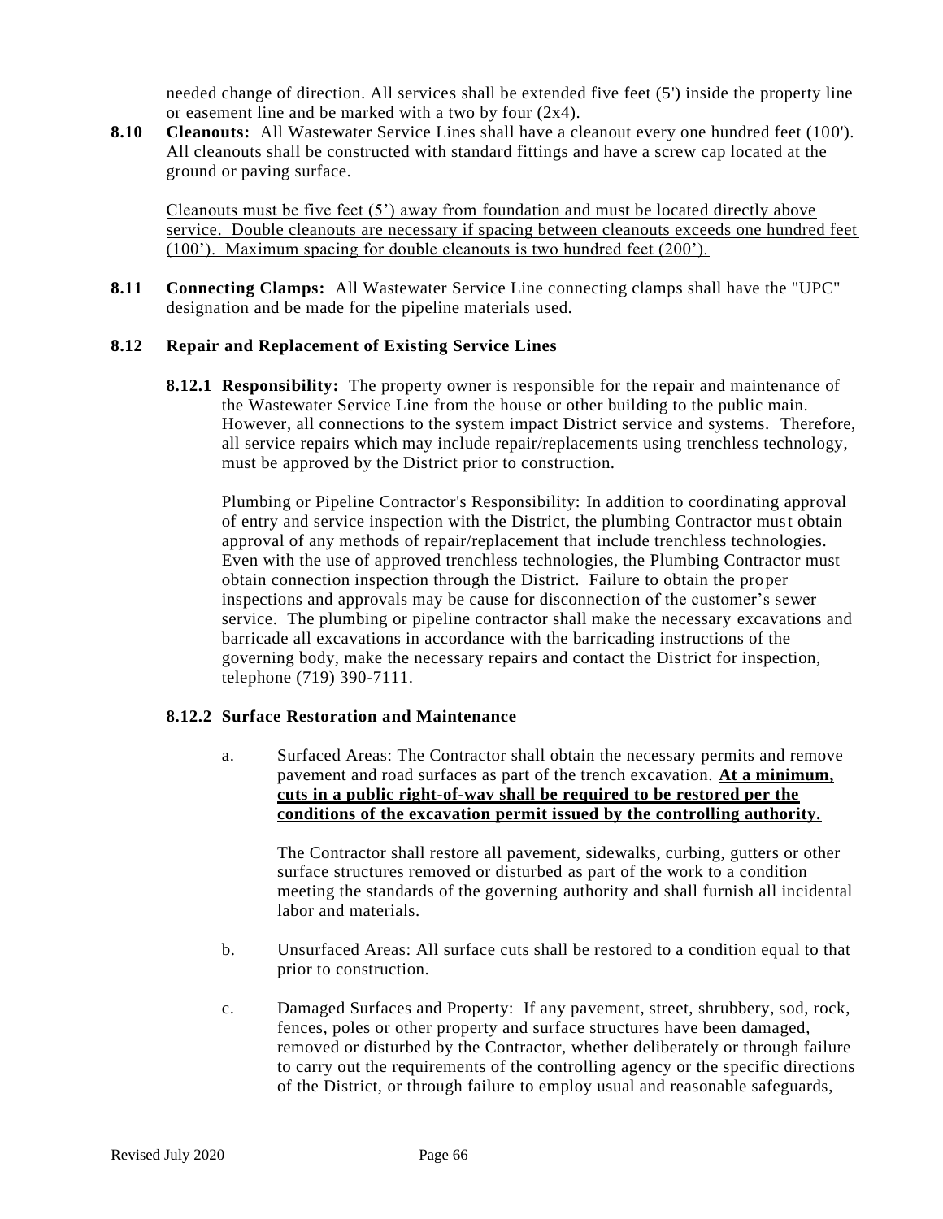needed change of direction. All services shall be extended five feet (5') inside the property line or easement line and be marked with a two by four (2x4).

**8.10 Cleanouts:** All Wastewater Service Lines shall have a cleanout every one hundred feet (100'). All cleanouts shall be constructed with standard fittings and have a screw cap located at the ground or paving surface.

<u>Cleanouts must be five feet (5') away from foundation and must be located directly above service. Double cleanouts are necessary if spacing between cleanouts exceeds one hundred feet (100'). Maximum spacing for double cleanouts is two hundred feet (200').</u>

**8.11 Connecting Clamps:** All Wastewater Service Line connecting clamps shall have the "UPC" designation and be made for the pipeline materials used.

### 8.12 Repair and Replacement of Existing Service Lines

**8.12.1 Responsibility:** The property owner is responsible for the repair and maintenance of the Wastewater Service Line from the house or other building to the public main. However, all connections to the system impact District service and systems. Therefore, all service repairs which may include repair/replacements using trenchless technology, must be approved by the District prior to construction.

Plumbing or Pipeline Contractor's Responsibility: In addition to coordinating approval of entry and service inspection with the District, the plumbing Contractor must obtain approval of any methods of repair/replacement that include trenchless technologies. Even with the use of approved trenchless technologies, the Plumbing Contractor must obtain connection inspection through the District. Failure to obtain the proper inspections and approvals may be cause for disconnection of the customer's sewer service. The plumbing or pipeline contractor shall make the necessary excavations and barricade all excavations in accordance with the barricading instructions of the governing body, make the necessary repairs and contact the District for inspection, telephone (719) 390-7111.

#### 8.12.2 Surface Restoration and Maintenance

a. Surfaced Areas: The Contractor shall obtain the necessary permits and remove pavement and road surfaces as part of the trench excavation. **<u>At a minimum, cuts in a public right-of-way shall be required to be restored per the conditions of the excavation permit issued by the controlling authority.</u>**

The Contractor shall restore all pavement, sidewalks, curbing, gutters or other surface structures removed or disturbed as part of the work to a condition meeting the standards of the governing authority and shall furnish all incidental labor and materials.

b. Unsurfaced Areas: All surface cuts shall be restored to a condition equal to that prior to construction.

c. Damaged Surfaces and Property: If any pavement, street, shrubbery, sod, rock, fences, poles or other property and surface structures have been damaged, removed or disturbed by the Contractor, whether deliberately or through failure to carry out the requirements of the controlling agency or the specific directions of the District, or through failure to employ usual and reasonable safeguards,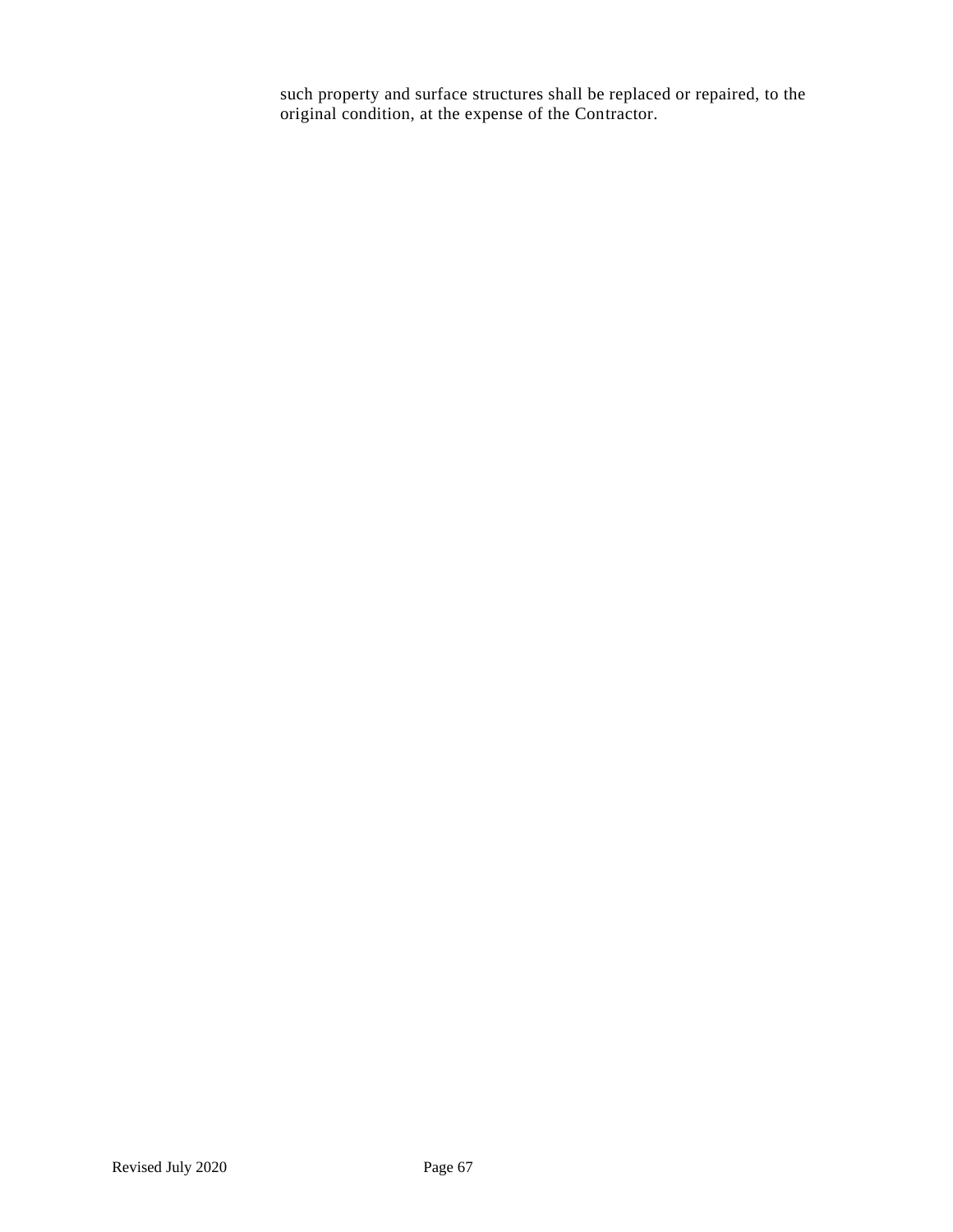such property and surface structures shall be replaced or repaired, to the original condition, at the expense of the Contractor.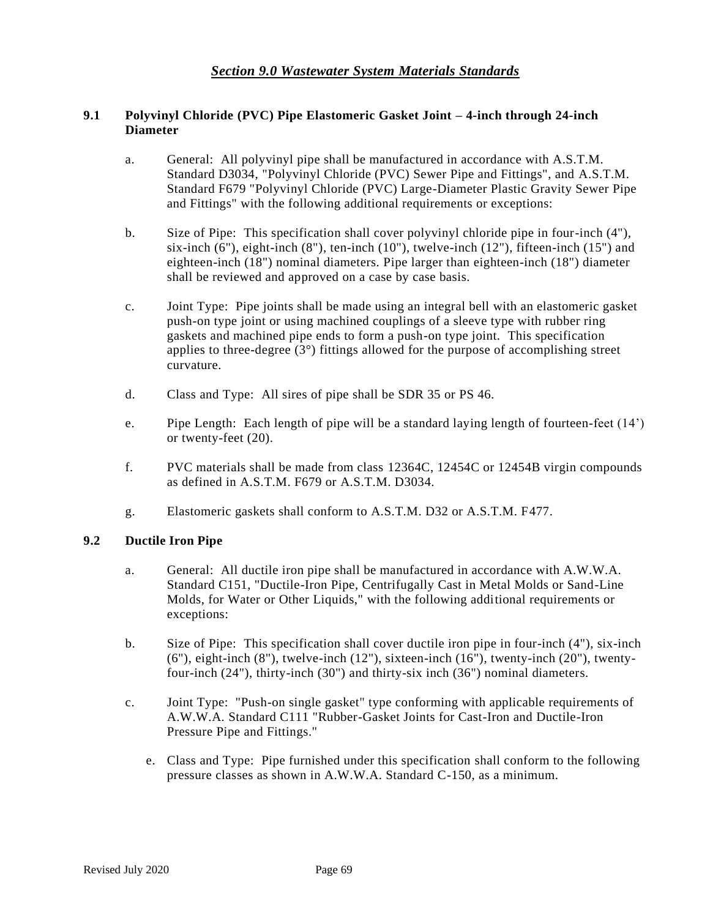## *Section 9.0 Wastewater System Materials Standards*

### 9.1 Polyvinyl Chloride (PVC) Pipe Elastomeric Gasket Joint – 4-inch through 24-inch Diameter

a. General: All polyvinyl pipe shall be manufactured in accordance with A.S.T.M. Standard D3034, "Polyvinyl Chloride (PVC) Sewer Pipe and Fittings", and A.S.T.M. Standard F679 "Polyvinyl Chloride (PVC) Large-Diameter Plastic Gravity Sewer Pipe and Fittings" with the following additional requirements or exceptions:

b. Size of Pipe: This specification shall cover polyvinyl chloride pipe in four-inch (4"), six-inch (6"), eight-inch (8"), ten-inch (10"), twelve-inch (12"), fifteen-inch (15") and eighteen-inch (18") nominal diameters. Pipe larger than eighteen-inch (18") diameter shall be reviewed and approved on a case by case basis.

c. Joint Type: Pipe joints shall be made using an integral bell with an elastomeric gasket push-on type joint or using machined couplings of a sleeve type with rubber ring gaskets and machined pipe ends to form a push-on type joint. This specification applies to three-degree (3°) fittings allowed for the purpose of accomplishing street curvature.

d. Class and Type: All sires of pipe shall be SDR 35 or PS 46.

e. Pipe Length: Each length of pipe will be a standard laying length of fourteen-feet (14') or twenty-feet (20).

f. PVC materials shall be made from class 12364C, 12454C or 12454B virgin compounds as defined in A.S.T.M. F679 or A.S.T.M. D3034.

g. Elastomeric gaskets shall conform to A.S.T.M. D32 or A.S.T.M. F477.

### 9.2 Ductile Iron Pipe

a. General: All ductile iron pipe shall be manufactured in accordance with A.W.W.A. Standard C151, "Ductile-Iron Pipe, Centrifugally Cast in Metal Molds or Sand-Line Molds, for Water or Other Liquids," with the following additional requirements or exceptions:

b. Size of Pipe: This specification shall cover ductile iron pipe in four-inch (4"), six-inch (6"), eight-inch (8"), twelve-inch (12"), sixteen-inch (16"), twenty-inch (20"), twenty-four-inch (24"), thirty-inch (30") and thirty-six inch (36") nominal diameters.

c. Joint Type: "Push-on single gasket" type conforming with applicable requirements of A.W.W.A. Standard C111 "Rubber-Gasket Joints for Cast-Iron and Ductile-Iron Pressure Pipe and Fittings."

e. Class and Type: Pipe furnished under this specification shall conform to the following pressure classes as shown in A.W.W.A. Standard C-150, as a minimum.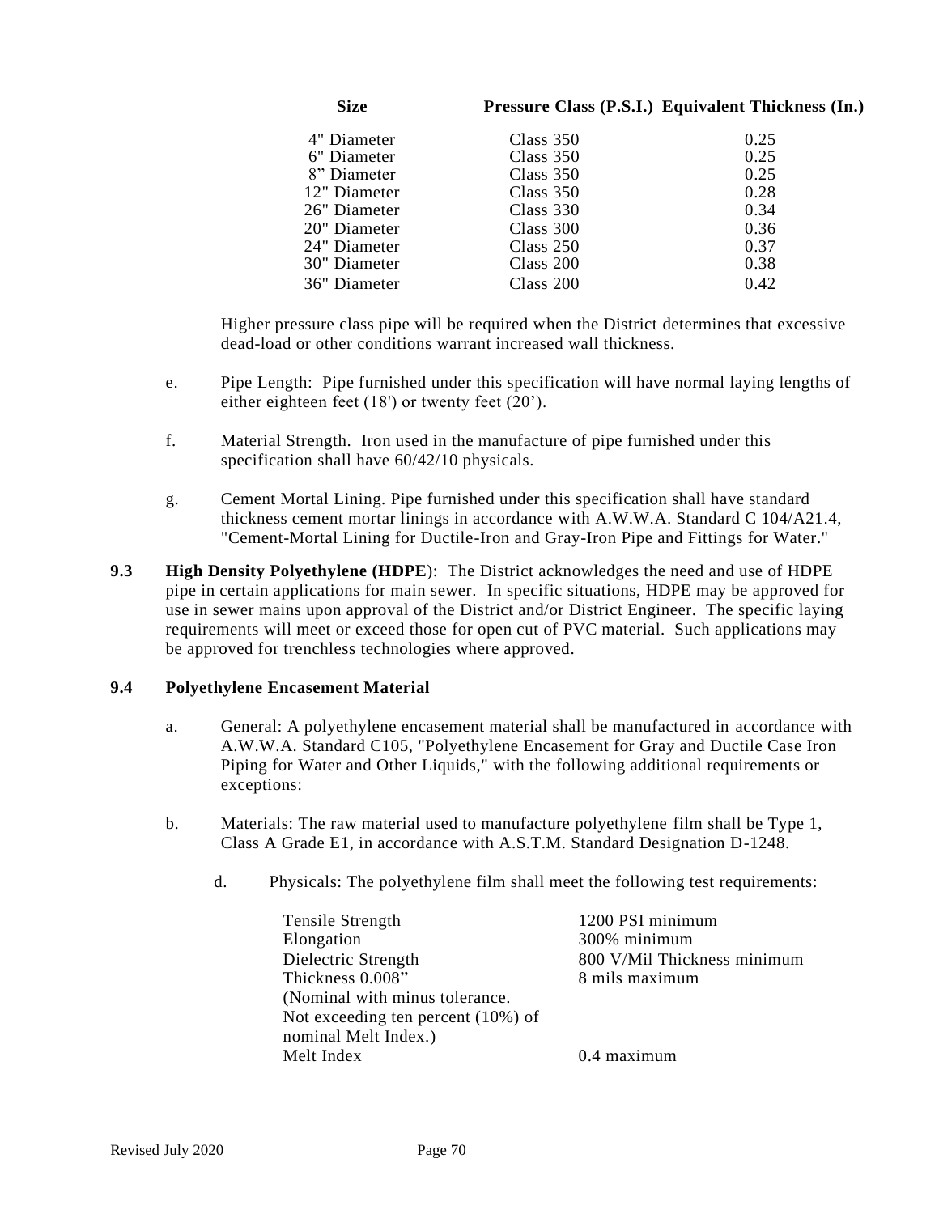| Size | Pressure Class (P.S.I.) | Equivalent Thickness (In.) |
|---|---|---|
| 4" Diameter | Class 350 | 0.25 |
| 6" Diameter | Class 350 | 0.25 |
| 8" Diameter | Class 350 | 0.25 |
| 12" Diameter | Class 350 | 0.28 |
| 26" Diameter | Class 330 | 0.34 |
| 20" Diameter | Class 300 | 0.36 |
| 24" Diameter | Class 250 | 0.37 |
| 30" Diameter | Class 200 | 0.38 |
| 36" Diameter | Class 200 | 0.42 |

Higher pressure class pipe will be required when the District determines that excessive dead-load or other conditions warrant increased wall thickness.

e. Pipe Length: Pipe furnished under this specification will have normal laying lengths of either eighteen feet (18') or twenty feet (20').

f. Material Strength. Iron used in the manufacture of pipe furnished under this specification shall have 60/42/10 physicals.

g. Cement Mortal Lining. Pipe furnished under this specification shall have standard thickness cement mortar linings in accordance with A.W.W.A. Standard C 104/A21.4, "Cement-Mortal Lining for Ductile-Iron and Gray-Iron Pipe and Fittings for Water."

**9.3 High Density Polyethylene (HDPE)**: The District acknowledges the need and use of HDPE pipe in certain applications for main sewer. In specific situations, HDPE may be approved for use in sewer mains upon approval of the District and/or District Engineer. The specific laying requirements will meet or exceed those for open cut of PVC material. Such applications may be approved for trenchless technologies where approved.

**9.4 Polyethylene Encasement Material**

a. General: A polyethylene encasement material shall be manufactured in accordance with A.W.W.A. Standard C105, "Polyethylene Encasement for Gray and Ductile Case Iron Piping for Water and Other Liquids," with the following additional requirements or exceptions:

b. Materials: The raw material used to manufacture polyethylene film shall be Type 1, Class A Grade E1, in accordance with A.S.T.M. Standard Designation D-1248.

d. Physicals: The polyethylene film shall meet the following test requirements:

| | |
|---|---|
| Tensile Strength | 1200 PSI minimum |
| Elongation | 300% minimum |
| Dielectric Strength | 800 V/Mil Thickness minimum |
| Thickness 0.008" (Nominal with minus tolerance. Not exceeding ten percent (10%) of nominal Melt Index.) | 8 mils maximum |
| Melt Index | 0.4 maximum |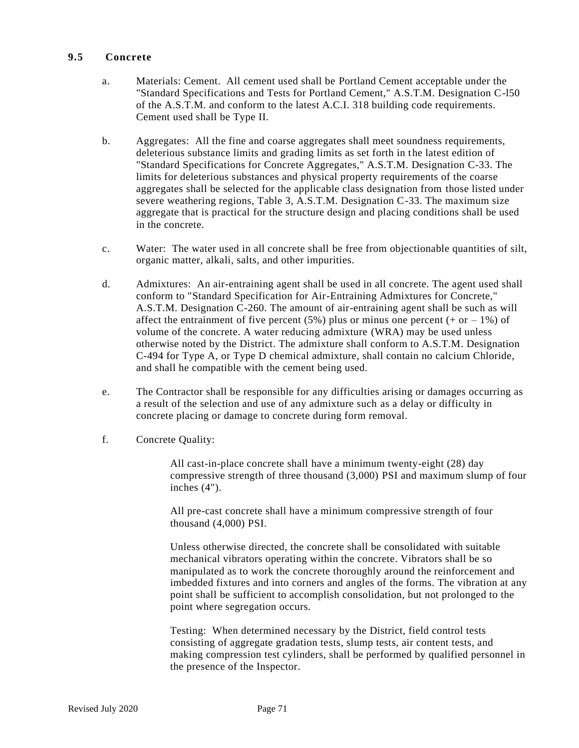## 9.5 Concrete

a. Materials: Cement. All cement used shall be Portland Cement acceptable under the "Standard Specifications and Tests for Portland Cement," A.S.T.M. Designation C-l50 of the A.S.T.M. and conform to the latest A.C.I. 318 building code requirements. Cement used shall be Type II.

b. Aggregates: All the fine and coarse aggregates shall meet soundness requirements, deleterious substance limits and grading limits as set forth in the latest edition of "Standard Specifications for Concrete Aggregates," A.S.T.M. Designation C-33. The limits for deleterious substances and physical property requirements of the coarse aggregates shall be selected for the applicable class designation from those listed under severe weathering regions, Table 3, A.S.T.M. Designation C-33. The maximum size aggregate that is practical for the structure design and placing conditions shall be used in the concrete.

c. Water: The water used in all concrete shall be free from objectionable quantities of silt, organic matter, alkali, salts, and other impurities.

d. Admixtures: An air-entraining agent shall be used in all concrete. The agent used shall conform to "Standard Specification for Air-Entraining Admixtures for Concrete," A.S.T.M. Designation C-260. The amount of air-entraining agent shall be such as will affect the entrainment of five percent (5%) plus or minus one percent (+ or – 1%) of volume of the concrete. A water reducing admixture (WRA) may be used unless otherwise noted by the District. The admixture shall conform to A.S.T.M. Designation C-494 for Type A, or Type D chemical admixture, shall contain no calcium Chloride, and shall he compatible with the cement being used.

e. The Contractor shall be responsible for any difficulties arising or damages occurring as a result of the selection and use of any admixture such as a delay or difficulty in concrete placing or damage to concrete during form removal.

f. Concrete Quality:

All cast-in-place concrete shall have a minimum twenty-eight (28) day compressive strength of three thousand (3,000) PSI and maximum slump of four inches (4").

All pre-cast concrete shall have a minimum compressive strength of four thousand (4,000) PSI.

Unless otherwise directed, the concrete shall be consolidated with suitable mechanical vibrators operating within the concrete. Vibrators shall be so manipulated as to work the concrete thoroughly around the reinforcement and imbedded fixtures and into corners and angles of the forms. The vibration at any point shall be sufficient to accomplish consolidation, but not prolonged to the point where segregation occurs.

Testing: When determined necessary by the District, field control tests consisting of aggregate gradation tests, slump tests, air content tests, and making compression test cylinders, shall be performed by qualified personnel in the presence of the Inspector.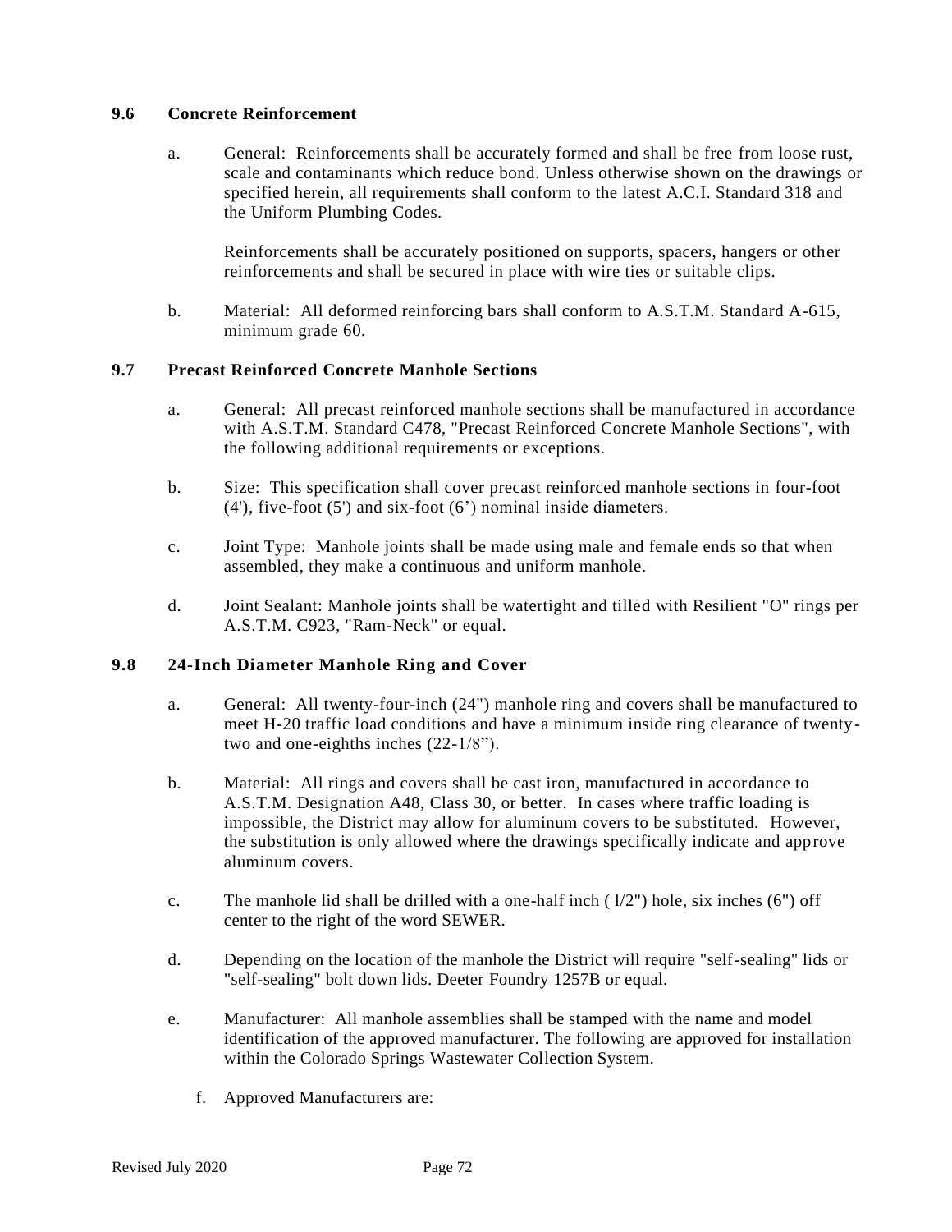### 9.6 Concrete Reinforcement

a. General: Reinforcements shall be accurately formed and shall be free from loose rust, scale and contaminants which reduce bond. Unless otherwise shown on the drawings or specified herein, all requirements shall conform to the latest A.C.I. Standard 318 and the Uniform Plumbing Codes.

   Reinforcements shall be accurately positioned on supports, spacers, hangers or other reinforcements and shall be secured in place with wire ties or suitable clips.

b. Material: All deformed reinforcing bars shall conform to A.S.T.M. Standard A-615, minimum grade 60.

### 9.7 Precast Reinforced Concrete Manhole Sections

a. General: All precast reinforced manhole sections shall be manufactured in accordance with A.S.T.M. Standard C478, "Precast Reinforced Concrete Manhole Sections", with the following additional requirements or exceptions.

b. Size: This specification shall cover precast reinforced manhole sections in four-foot (4'), five-foot (5') and six-foot (6') nominal inside diameters.

c. Joint Type: Manhole joints shall be made using male and female ends so that when assembled, they make a continuous and uniform manhole.

d. Joint Sealant: Manhole joints shall be watertight and tilled with Resilient "O" rings per A.S.T.M. C923, "Ram-Neck" or equal.

### 9.8 24-Inch Diameter Manhole Ring and Cover

a. General: All twenty-four-inch (24") manhole ring and covers shall be manufactured to meet H-20 traffic load conditions and have a minimum inside ring clearance of twenty-two and one-eighths inches (22-1/8").

b. Material: All rings and covers shall be cast iron, manufactured in accordance to A.S.T.M. Designation A48, Class 30, or better. In cases where traffic loading is impossible, the District may allow for aluminum covers to be substituted. However, the substitution is only allowed where the drawings specifically indicate and approve aluminum covers.

c. The manhole lid shall be drilled with a one-half inch ( l/2") hole, six inches (6") off center to the right of the word SEWER.

d. Depending on the location of the manhole the District will require "self-sealing" lids or "self-sealing" bolt down lids. Deeter Foundry 1257B or equal.

e. Manufacturer: All manhole assemblies shall be stamped with the name and model identification of the approved manufacturer. The following are approved for installation within the Colorado Springs Wastewater Collection System.

f. Approved Manufacturers are: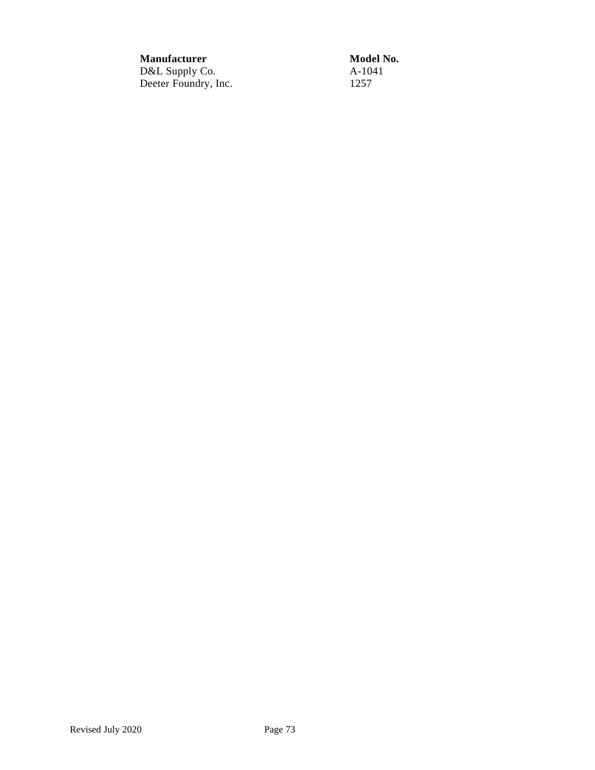| Manufacturer | Model No. |
|---|---|
| D&L Supply Co. | A-1041 |
| Deeter Foundry, Inc. | 1257 |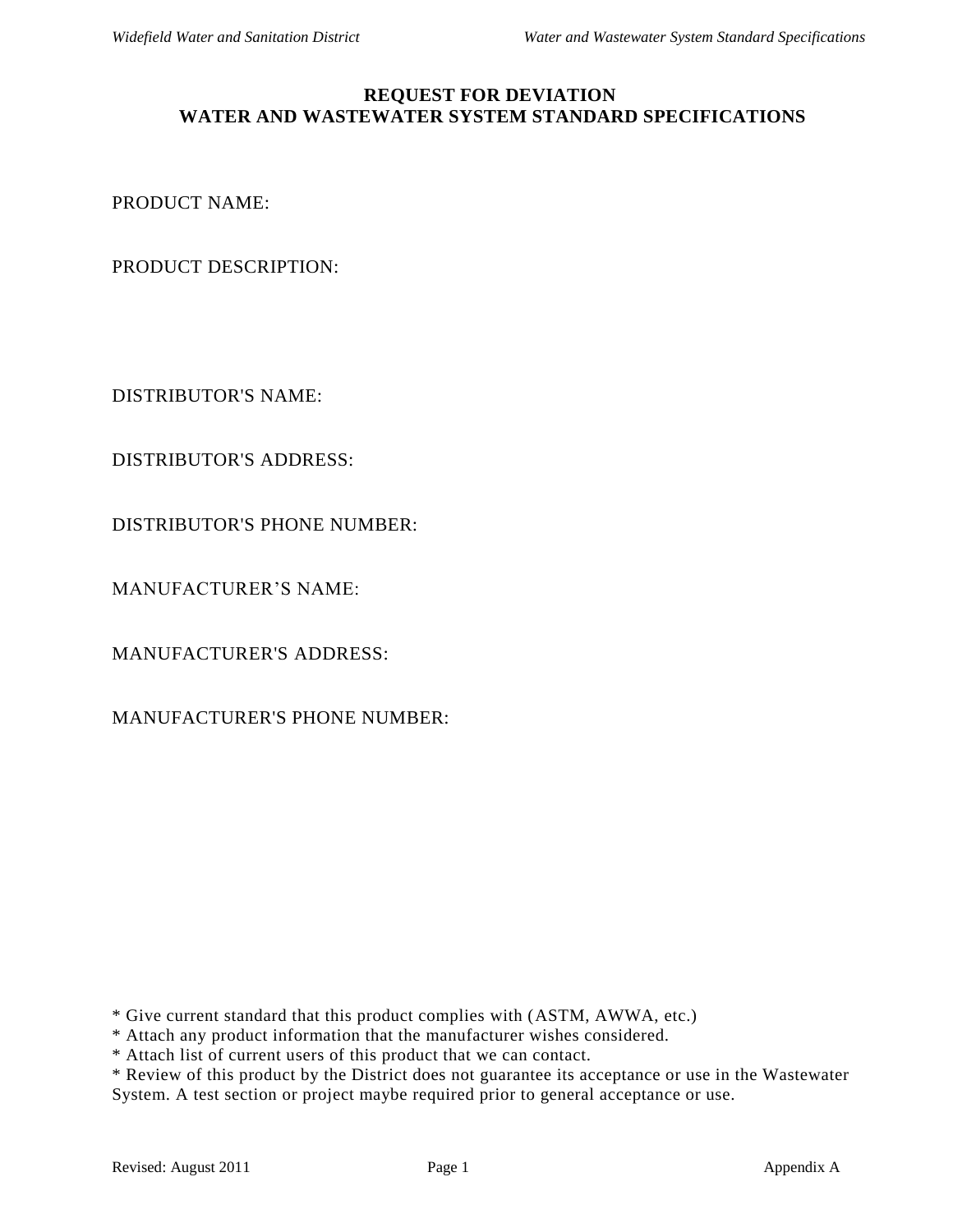# REQUEST FOR DEVIATION
# WATER AND WASTEWATER SYSTEM STANDARD SPECIFICATIONS

PRODUCT NAME:

PRODUCT DESCRIPTION:

DISTRIBUTOR'S NAME:

DISTRIBUTOR'S ADDRESS:

DISTRIBUTOR'S PHONE NUMBER:

MANUFACTURER’S NAME:

MANUFACTURER'S ADDRESS:

MANUFACTURER'S PHONE NUMBER:

* Give current standard that this product complies with (ASTM, AWWA, etc.)
* Attach any product information that the manufacturer wishes considered.
* Attach list of current users of this product that we can contact.
* Review of this product by the District does not guarantee its acceptance or use in the Wastewater System. A test section or project maybe required prior to general acceptance or use.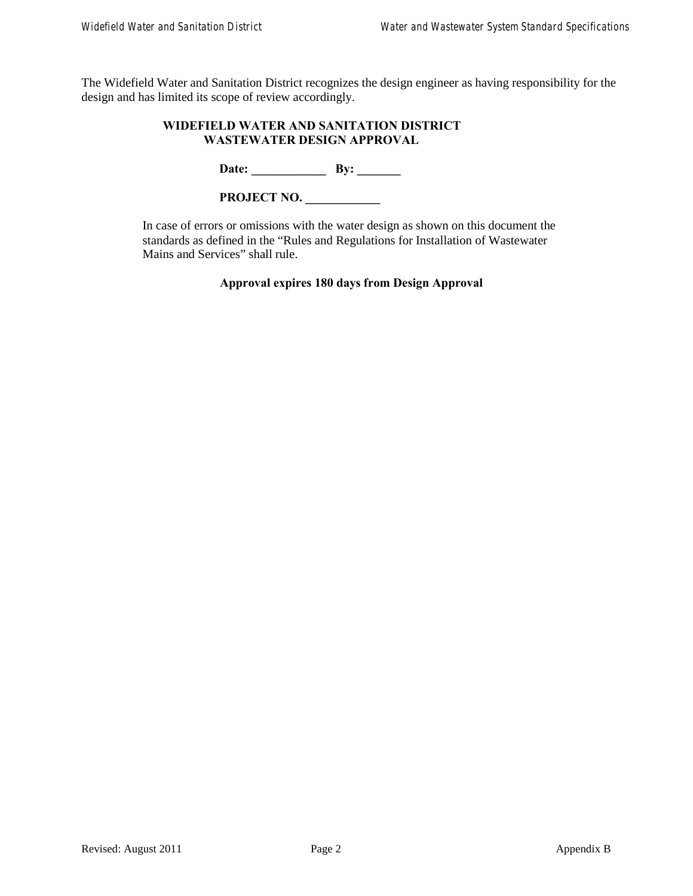The Widefield Water and Sanitation District recognizes the design engineer as having responsibility for the design and has limited its scope of review accordingly.

**WIDEFIELD WATER AND SANITATION DISTRICT**
**WASTEWATER DESIGN APPROVAL**

**Date: ____________ By: _______**

**PROJECT NO. ____________**

In case of errors or omissions with the water design as shown on this document the standards as defined in the "Rules and Regulations for Installation of Wastewater Mains and Services" shall rule.

**Approval expires 180 days from Design Approval**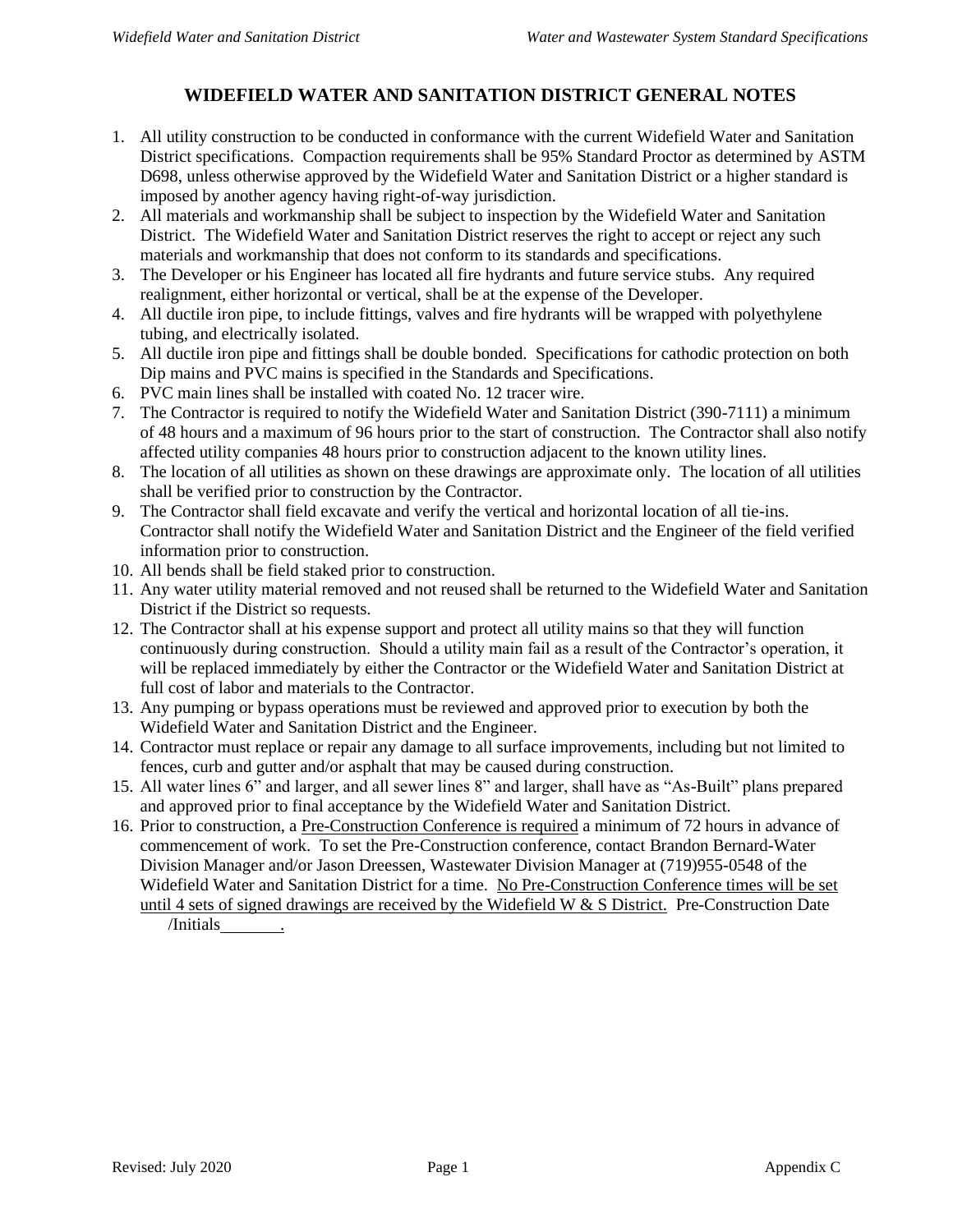# WIDEFIELD WATER AND SANITATION DISTRICT GENERAL NOTES

1. All utility construction to be conducted in conformance with the current Widefield Water and Sanitation District specifications. Compaction requirements shall be 95% Standard Proctor as determined by ASTM D698, unless otherwise approved by the Widefield Water and Sanitation District or a higher standard is imposed by another agency having right-of-way jurisdiction.
2. All materials and workmanship shall be subject to inspection by the Widefield Water and Sanitation District. The Widefield Water and Sanitation District reserves the right to accept or reject any such materials and workmanship that does not conform to its standards and specifications.
3. The Developer or his Engineer has located all fire hydrants and future service stubs. Any required realignment, either horizontal or vertical, shall be at the expense of the Developer.
4. All ductile iron pipe, to include fittings, valves and fire hydrants will be wrapped with polyethylene tubing, and electrically isolated.
5. All ductile iron pipe and fittings shall be double bonded. Specifications for cathodic protection on both Dip mains and PVC mains is specified in the Standards and Specifications.
6. PVC main lines shall be installed with coated No. 12 tracer wire.
7. The Contractor is required to notify the Widefield Water and Sanitation District (390-7111) a minimum of 48 hours and a maximum of 96 hours prior to the start of construction. The Contractor shall also notify affected utility companies 48 hours prior to construction adjacent to the known utility lines.
8. The location of all utilities as shown on these drawings are approximate only. The location of all utilities shall be verified prior to construction by the Contractor.
9. The Contractor shall field excavate and verify the vertical and horizontal location of all tie-ins. Contractor shall notify the Widefield Water and Sanitation District and the Engineer of the field verified information prior to construction.
10. All bends shall be field staked prior to construction.
11. Any water utility material removed and not reused shall be returned to the Widefield Water and Sanitation District if the District so requests.
12. The Contractor shall at his expense support and protect all utility mains so that they will function continuously during construction. Should a utility main fail as a result of the Contractor's operation, it will be replaced immediately by either the Contractor or the Widefield Water and Sanitation District at full cost of labor and materials to the Contractor.
13. Any pumping or bypass operations must be reviewed and approved prior to execution by both the Widefield Water and Sanitation District and the Engineer.
14. Contractor must replace or repair any damage to all surface improvements, including but not limited to fences, curb and gutter and/or asphalt that may be caused during construction.
15. All water lines 6" and larger, and all sewer lines 8" and larger, shall have as "As-Built" plans prepared and approved prior to final acceptance by the Widefield Water and Sanitation District.
16. Prior to construction, a <u>Pre-Construction Conference is required</u> a minimum of 72 hours in advance of commencement of work. To set the Pre-Construction conference, contact Brandon Bernard-Water Division Manager and/or Jason Dreessen, Wastewater Division Manager at (719)955-0548 of the Widefield Water and Sanitation District for a time. <u>No Pre-Construction Conference times will be set until 4 sets of signed drawings are received by the Widefield W & S District.</u> Pre-Construction Date /Initials________.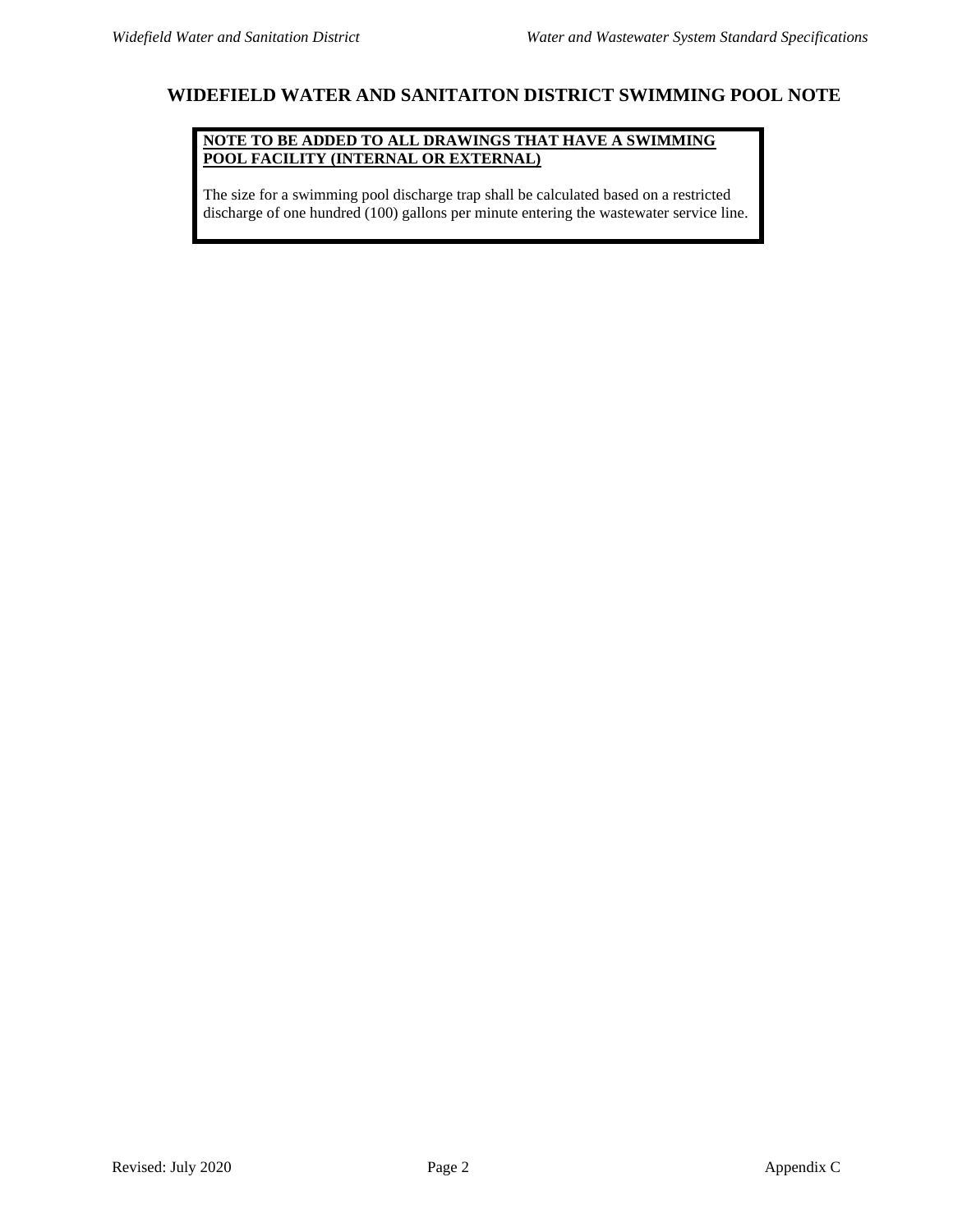# WIDEFIELD WATER AND SANITAITON DISTRICT SWIMMING POOL NOTE

**<u>NOTE TO BE ADDED TO ALL DRAWINGS THAT HAVE A SWIMMING POOL FACILITY (INTERNAL OR EXTERNAL)</u>**

The size for a swimming pool discharge trap shall be calculated based on a restricted discharge of one hundred (100) gallons per minute entering the wastewater service line.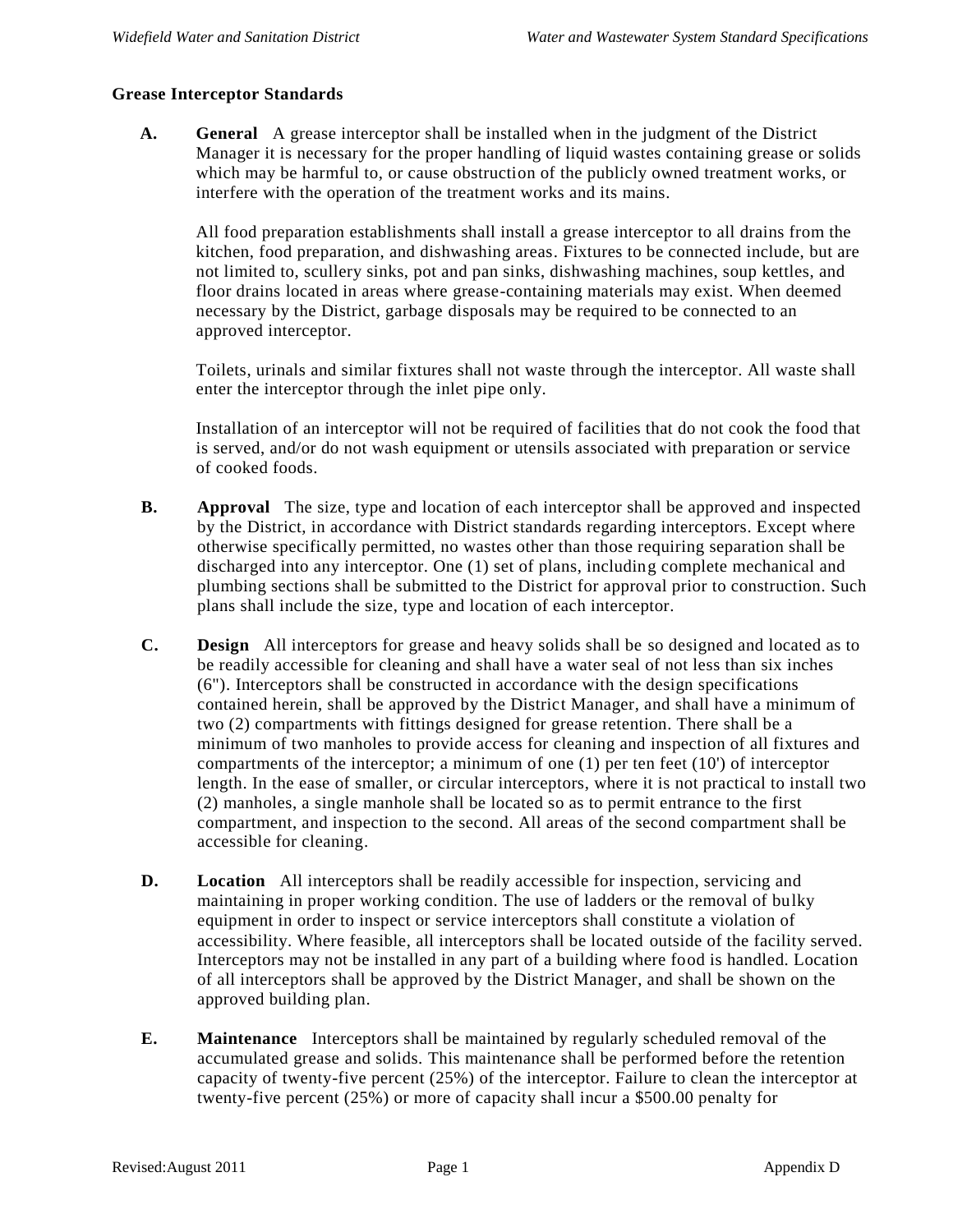## Grease Interceptor Standards

**A. General** A grease interceptor shall be installed when in the judgment of the District Manager it is necessary for the proper handling of liquid wastes containing grease or solids which may be harmful to, or cause obstruction of the publicly owned treatment works, or interfere with the operation of the treatment works and its mains.

All food preparation establishments shall install a grease interceptor to all drains from the kitchen, food preparation, and dishwashing areas. Fixtures to be connected include, but are not limited to, scullery sinks, pot and pan sinks, dishwashing machines, soup kettles, and floor drains located in areas where grease-containing materials may exist. When deemed necessary by the District, garbage disposals may be required to be connected to an approved interceptor.

Toilets, urinals and similar fixtures shall not waste through the interceptor. All waste shall enter the interceptor through the inlet pipe only.

Installation of an interceptor will not be required of facilities that do not cook the food that is served, and/or do not wash equipment or utensils associated with preparation or service of cooked foods.

**B. Approval** The size, type and location of each interceptor shall be approved and inspected by the District, in accordance with District standards regarding interceptors. Except where otherwise specifically permitted, no wastes other than those requiring separation shall be discharged into any interceptor. One (1) set of plans, including complete mechanical and plumbing sections shall be submitted to the District for approval prior to construction. Such plans shall include the size, type and location of each interceptor.

**C. Design** All interceptors for grease and heavy solids shall be so designed and located as to be readily accessible for cleaning and shall have a water seal of not less than six inches (6"). Interceptors shall be constructed in accordance with the design specifications contained herein, shall be approved by the District Manager, and shall have a minimum of two (2) compartments with fittings designed for grease retention. There shall be a minimum of two manholes to provide access for cleaning and inspection of all fixtures and compartments of the interceptor; a minimum of one (1) per ten feet (10') of interceptor length. In the ease of smaller, or circular interceptors, where it is not practical to install two (2) manholes, a single manhole shall be located so as to permit entrance to the first compartment, and inspection to the second. All areas of the second compartment shall be accessible for cleaning.

**D. Location** All interceptors shall be readily accessible for inspection, servicing and maintaining in proper working condition. The use of ladders or the removal of bulky equipment in order to inspect or service interceptors shall constitute a violation of accessibility. Where feasible, all interceptors shall be located outside of the facility served. Interceptors may not be installed in any part of a building where food is handled. Location of all interceptors shall be approved by the District Manager, and shall be shown on the approved building plan.

**E. Maintenance** Interceptors shall be maintained by regularly scheduled removal of the accumulated grease and solids. This maintenance shall be performed before the retention capacity of twenty-five percent (25%) of the interceptor. Failure to clean the interceptor at twenty-five percent (25%) or more of capacity shall incur a $500.00 penalty for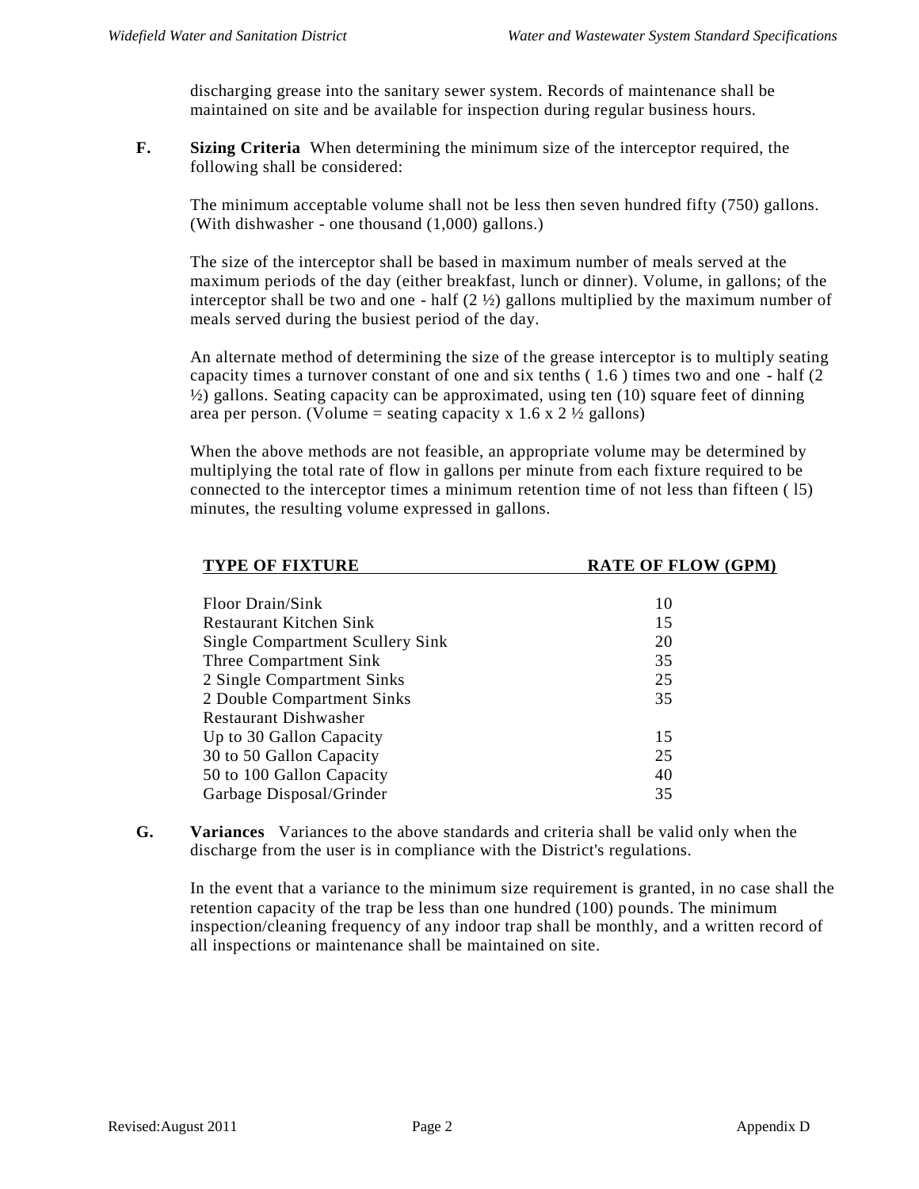discharging grease into the sanitary sewer system. Records of maintenance shall be maintained on site and be available for inspection during regular business hours.

**F.** **Sizing Criteria** When determining the minimum size of the interceptor required, the following shall be considered:

The minimum acceptable volume shall not be less then seven hundred fifty (750) gallons. (With dishwasher - one thousand (1,000) gallons.)

The size of the interceptor shall be based in maximum number of meals served at the maximum periods of the day (either breakfast, lunch or dinner). Volume, in gallons; of the interceptor shall be two and one - half (2 ½) gallons multiplied by the maximum number of meals served during the busiest period of the day.

An alternate method of determining the size of the grease interceptor is to multiply seating capacity times a turnover constant of one and six tenths ( 1.6 ) times two and one - half (2 ½) gallons. Seating capacity can be approximated, using ten (10) square feet of dinning area per person. (Volume = seating capacity x 1.6 x 2 ½ gallons)

When the above methods are not feasible, an appropriate volume may be determined by multiplying the total rate of flow in gallons per minute from each fixture required to be connected to the interceptor times a minimum retention time of not less than fifteen ( l5) minutes, the resulting volume expressed in gallons.

| TYPE OF FIXTURE | RATE OF FLOW (GPM) |
|---|---|
| Floor Drain/Sink | 10 |
| Restaurant Kitchen Sink | 15 |
| Single Compartment Scullery Sink | 20 |
| Three Compartment Sink | 35 |
| 2 Single Compartment Sinks | 25 |
| 2 Double Compartment Sinks | 35 |
| Restaurant Dishwasher | |
| Up to 30 Gallon Capacity | 15 |
| 30 to 50 Gallon Capacity | 25 |
| 50 to 100 Gallon Capacity | 40 |
| Garbage Disposal/Grinder | 35 |

**G.** **Variances** Variances to the above standards and criteria shall be valid only when the discharge from the user is in compliance with the District's regulations.

In the event that a variance to the minimum size requirement is granted, in no case shall the retention capacity of the trap be less than one hundred (100) pounds. The minimum inspection/cleaning frequency of any indoor trap shall be monthly, and a written record of all inspections or maintenance shall be maintained on site.